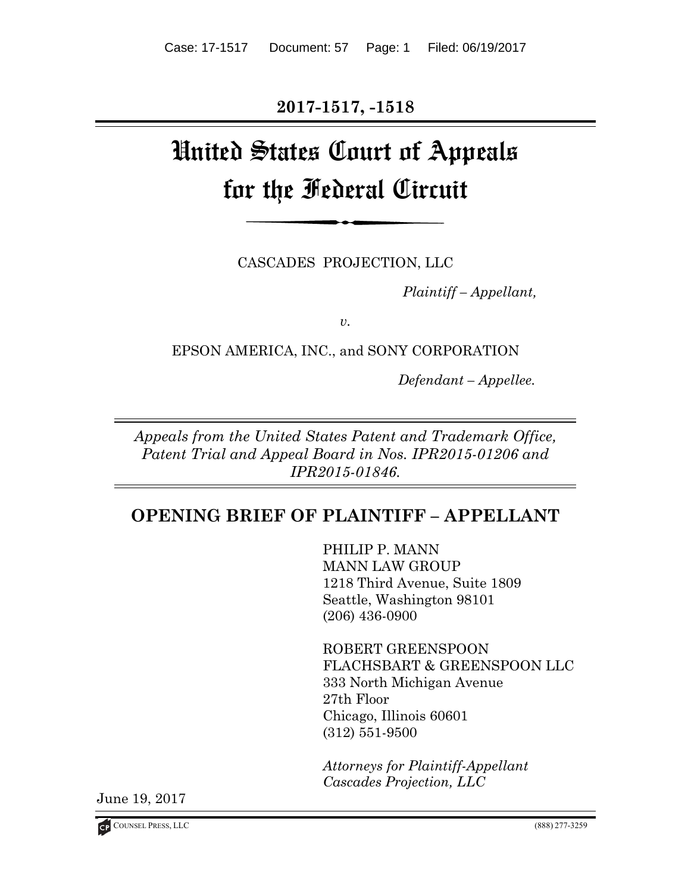**2017-1517, -1518**

# United States Court of Appeals for the Federal Circuit

CASCADES PROJECTION, LLC

*Plaintiff – Appellant,*

*v.*

EPSON AMERICA, INC., and SONY CORPORATION

*Defendant – Appellee.*

*Appeals from the United States Patent and Trademark Office, Patent Trial and Appeal Board in Nos. IPR2015-01206 and IPR2015-01846.*

## OPENING BRIEF OF PLAINTIFF – APPELLANT

PHILIP P. MANN
MANN LAW GROUP
1218 Third Avenue, Suite 1809
Seattle, Washington 98101
(206) 436-0900

ROBERT GREENSPOON
FLACHSBART & GREENSPOON LLC
333 North Michigan Avenue
27th Floor
Chicago, Illinois 60601
(312) 551-9500

*Attorneys for Plaintiff-Appellant Cascades Projection, LLC*

June 19, 2017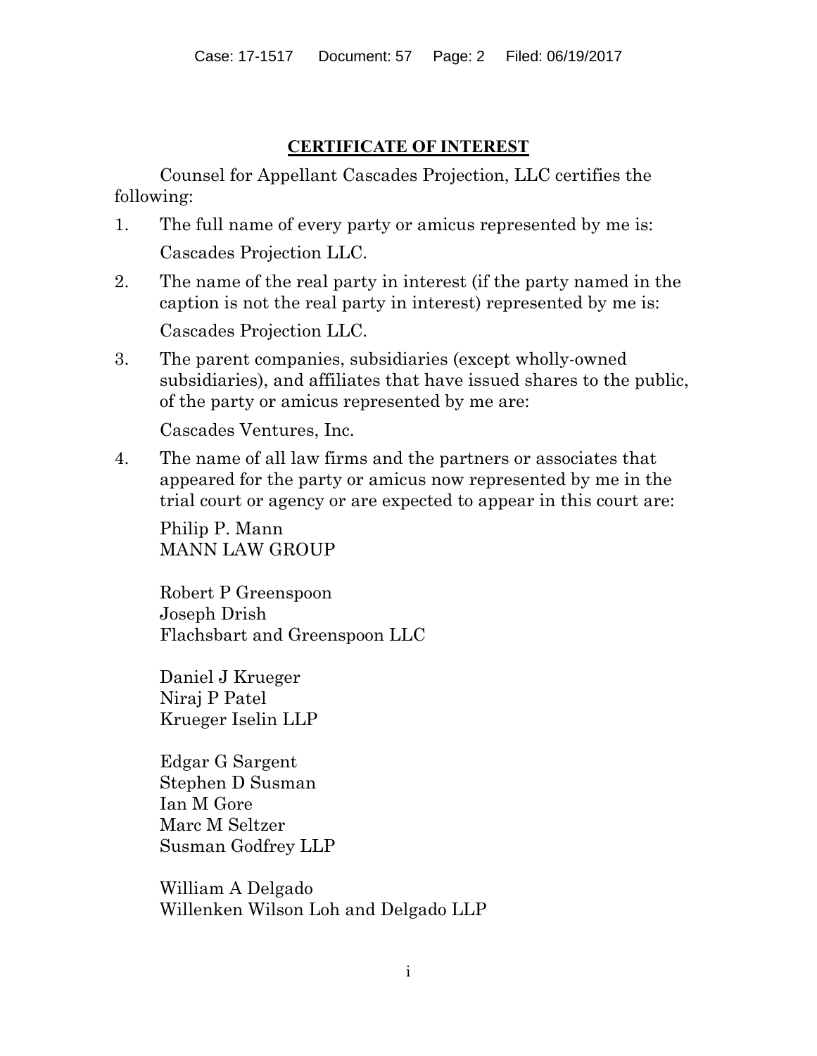## CERTIFICATE OF INTEREST

Counsel for Appellant Cascades Projection, LLC certifies the following:

1. The full name of every party or amicus represented by me is:

   Cascades Projection LLC.

2. The name of the real party in interest (if the party named in the caption is not the real party in interest) represented by me is:

   Cascades Projection LLC.

3. The parent companies, subsidiaries (except wholly-owned subsidiaries), and affiliates that have issued shares to the public, of the party or amicus represented by me are:

   Cascades Ventures, Inc.

4. The name of all law firms and the partners or associates that appeared for the party or amicus now represented by me in the trial court or agency or are expected to appear in this court are:

   Philip P. Mann
   MANN LAW GROUP

   Robert P Greenspoon
   Joseph Drish
   Flachsbart and Greenspoon LLC

   Daniel J Krueger
   Niraj P Patel
   Krueger Iselin LLP

   Edgar G Sargent
   Stephen D Susman
   Ian M Gore
   Marc M Seltzer
   Susman Godfrey LLP

   William A Delgado
   Willenken Wilson Loh and Delgado LLP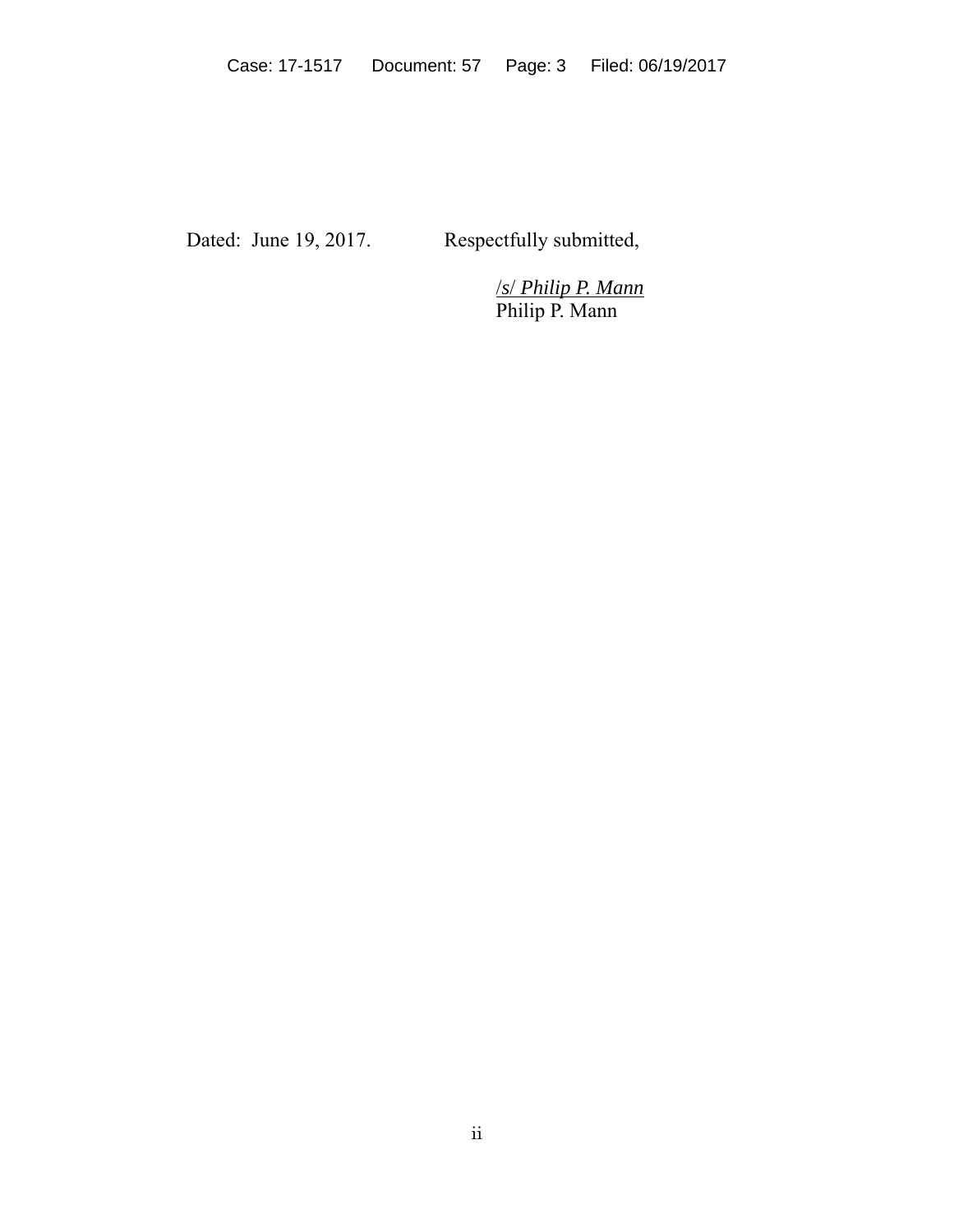Dated: June 19, 2017. Respectfully submitted,

/s/ *Philip P. Mann*
Philip P. Mann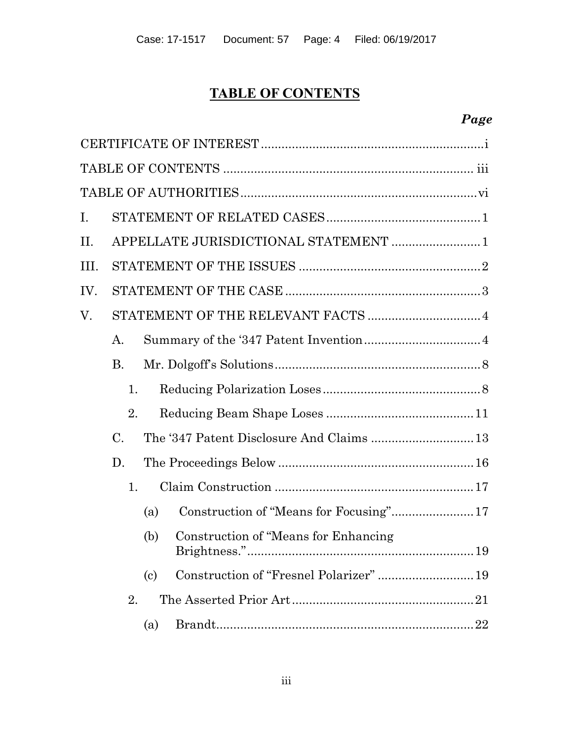# TABLE OF CONTENTS

| | Page |
|---|---|
| CERTIFICATE OF INTEREST | i |
| TABLE OF CONTENTS | iii |
| TABLE OF AUTHORITIES | vi |
| I. STATEMENT OF RELATED CASES | 1 |
| II. APPELLATE JURISDICTIONAL STATEMENT | 1 |
| III. STATEMENT OF THE ISSUES | 2 |
| IV. STATEMENT OF THE CASE | 3 |
| V. STATEMENT OF THE RELEVANT FACTS | 4 |
| A. Summary of the '347 Patent Invention | 4 |
| B. Mr. Dolgoff's Solutions | 8 |
| 1. Reducing Polarization Loses | 8 |
| 2. Reducing Beam Shape Loses | 11 |
| C. The '347 Patent Disclosure And Claims | 13 |
| D. The Proceedings Below | 16 |
| 1. Claim Construction | 17 |
| (a) Construction of "Means for Focusing" | 17 |
| (b) Construction of "Means for Enhancing Brightness." | 19 |
| (c) Construction of "Fresnel Polarizer" | 19 |
| 2. The Asserted Prior Art | 21 |
| (a) Brandt | 22 |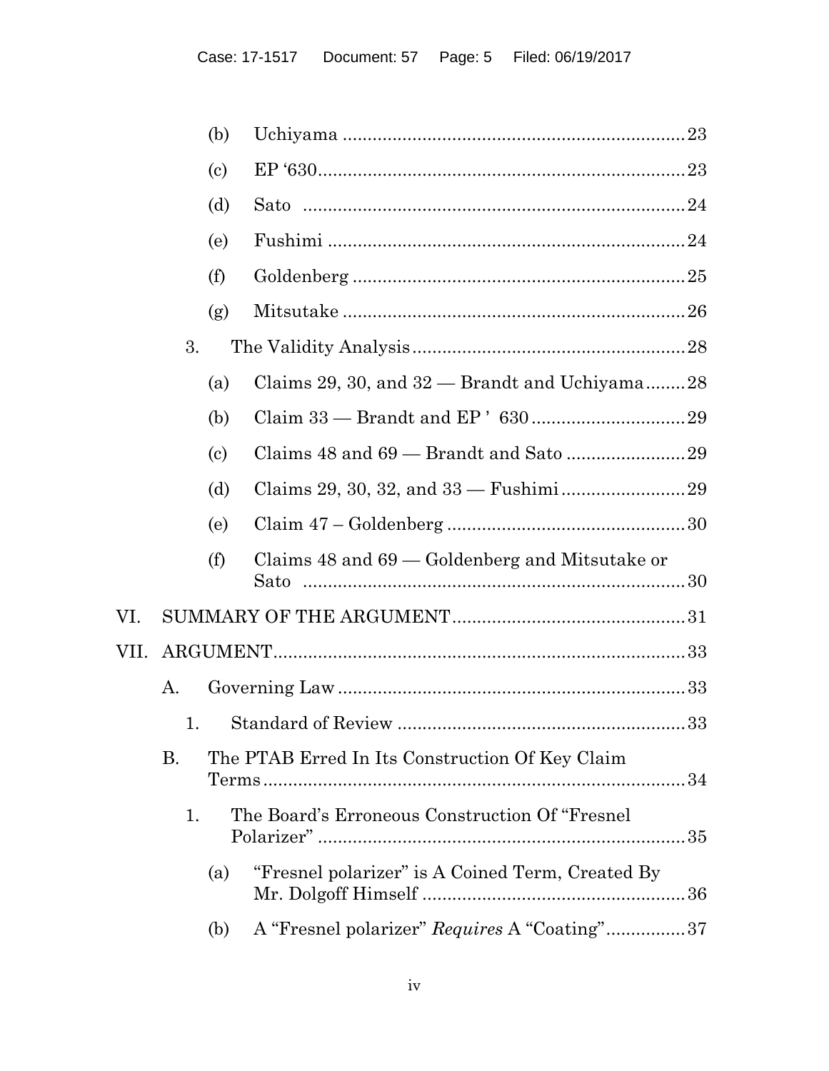(b) Uchiyama ..................................................................... 23

(c) EP '630......................................................................... 23

(d) Sato ............................................................................ 24

(e) Fushimi ........................................................................ 24

(f) Goldenberg .................................................................. 25

(g) Mitsutake .................................................................... 26

3. The Validity Analysis ..................................................... 28

(a) Claims 29, 30, and 32 — Brandt and Uchiyama........ 28

(b) Claim 33 — Brandt and EP ' 630 ............................... 29

(c) Claims 48 and 69 — Brandt and Sato ........................ 29

(d) Claims 29, 30, 32, and 33 — Fushimi ........................ 29

(e) Claim 47 – Goldenberg ................................................ 30

(f) Claims 48 and 69 — Goldenberg and Mitsutake or Sato ............................................................................ 30

VI. SUMMARY OF THE ARGUMENT .............................................. 31

VII. ARGUMENT .................................................................................. 33

A. Governing Law ..................................................................... 33

1. Standard of Review .......................................................... 33

B. The PTAB Erred In Its Construction Of Key Claim Terms .................................................................................... 34

1. The Board's Erroneous Construction Of "Fresnel Polarizer" .......................................................................... 35

(a) "Fresnel polarizer" is A Coined Term, Created By Mr. Dolgoff Himself ..................................................... 36

(b) A "Fresnel polarizer" *Requires* A "Coating" ................ 37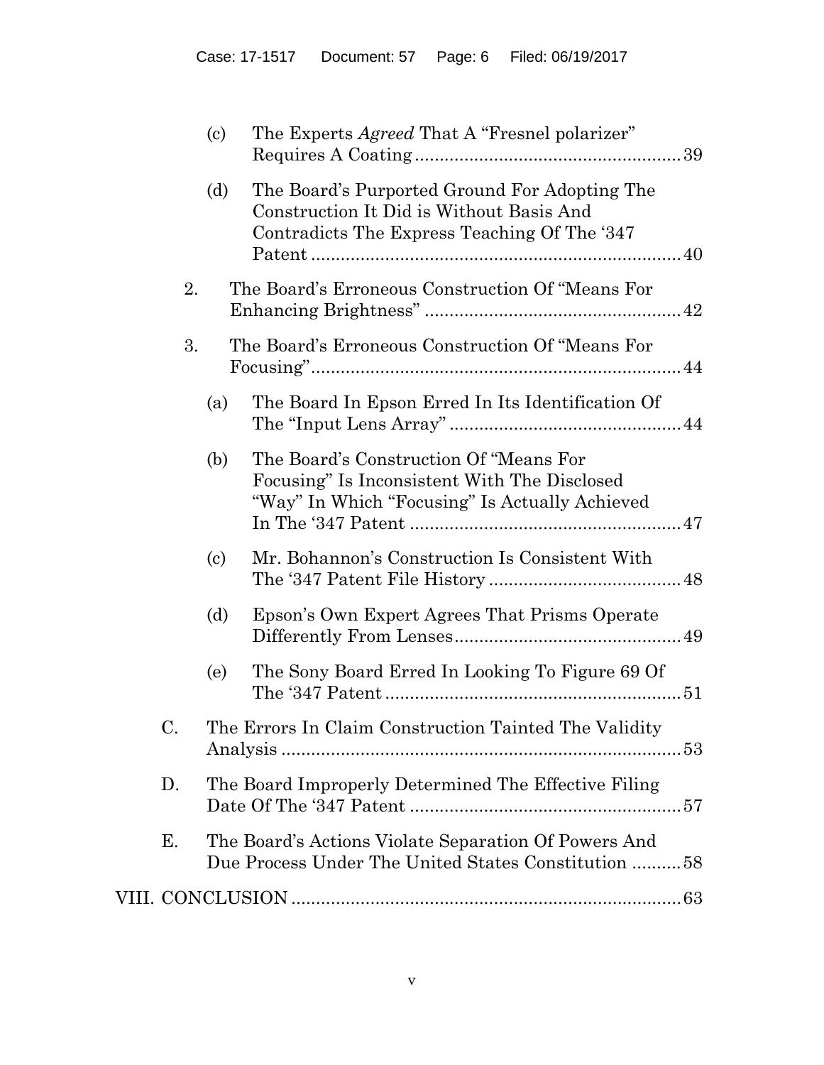(c) The Experts *Agreed* That A "Fresnel polarizer" Requires A Coating ..................................................... 39

(d) The Board's Purported Ground For Adopting The Construction It Did is Without Basis And Contradicts The Express Teaching Of The '347 Patent ......................................................................... 40

2. The Board's Erroneous Construction Of "Means For Enhancing Brightness" .................................................. 42

3. The Board's Erroneous Construction Of "Means For Focusing" ......................................................................... 44

(a) The Board In Epson Erred In Its Identification Of The "Input Lens Array" .............................................. 44

(b) The Board's Construction Of "Means For Focusing" Is Inconsistent With The Disclosed "Way" In Which "Focusing" Is Actually Achieved In The '347 Patent ...................................................... 47

(c) Mr. Bohannon's Construction Is Consistent With The '347 Patent File History ...................................... 48

(d) Epson's Own Expert Agrees That Prisms Operate Differently From Lenses............................................. 49

(e) The Sony Board Erred In Looking To Figure 69 Of The '347 Patent ........................................................... 51

C. The Errors In Claim Construction Tainted The Validity Analysis ............................................................................... 53

D. The Board Improperly Determined The Effective Filing Date Of The '347 Patent ..................................................... 57

E. The Board's Actions Violate Separation Of Powers And Due Process Under The United States Constitution .......... 58

VIII. CONCLUSION ............................................................................. 63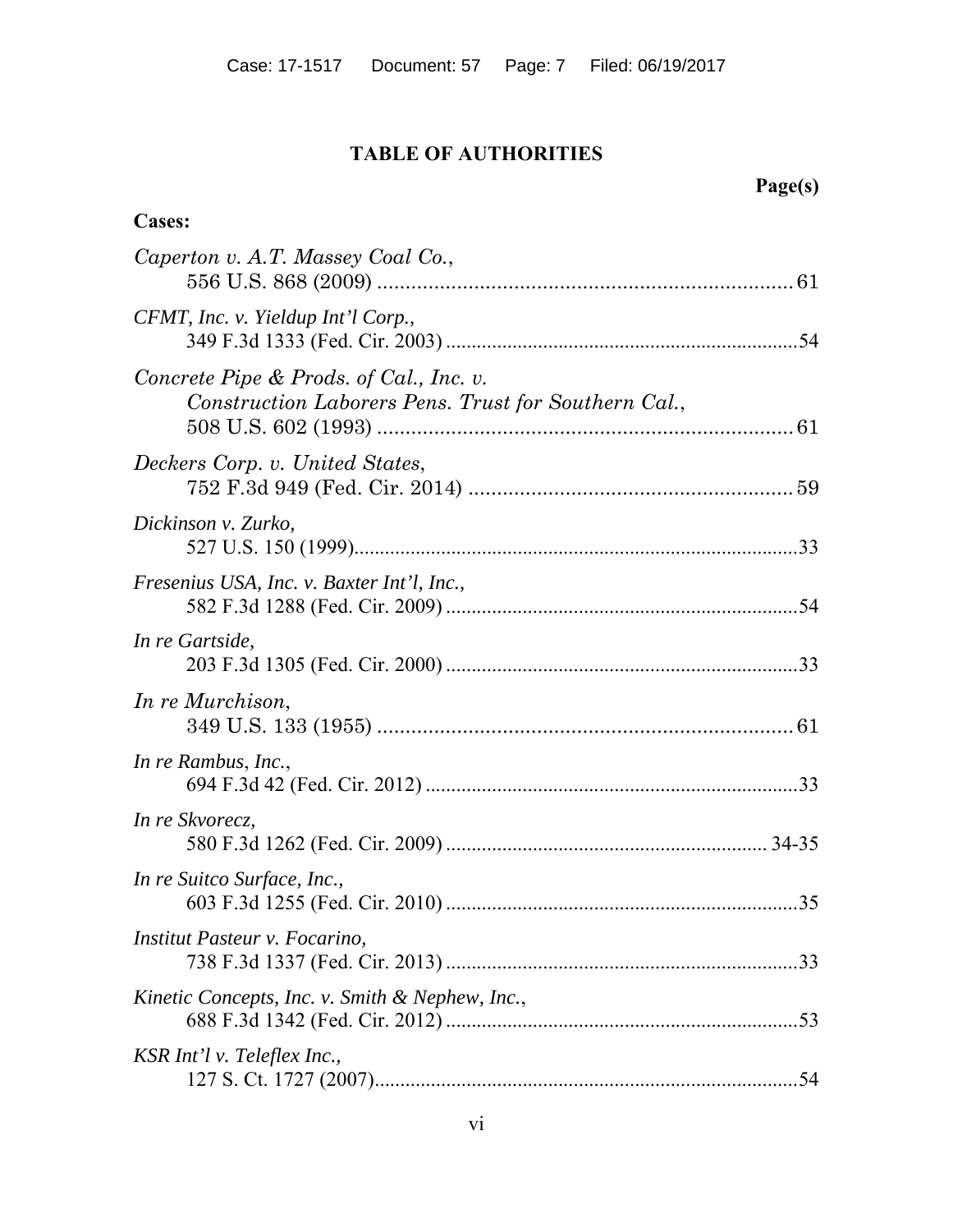## TABLE OF AUTHORITIES

**Page(s)**

**Cases:**

*Caperton v. A.T. Massey Coal Co.*,
556 U.S. 868 (2009) .......................................................................... 61

*CFMT, Inc. v. Yieldup Int'l Corp.*,
349 F.3d 1333 (Fed. Cir. 2003) ....................................................................54

*Concrete Pipe & Prods. of Cal., Inc. v. Construction Laborers Pens. Trust for Southern Cal.*,
508 U.S. 602 (1993) .......................................................................... 61

*Deckers Corp. v. United States*,
752 F.3d 949 (Fed. Cir. 2014) .......................................................... 59

*Dickinson v. Zurko*,
527 U.S. 150 (1999).......................................................................................33

*Fresenius USA, Inc. v. Baxter Int'l, Inc.*,
582 F.3d 1288 (Fed. Cir. 2009) ....................................................................54

*In re Gartside*,
203 F.3d 1305 (Fed. Cir. 2000) ....................................................................33

*In re Murchison*,
349 U.S. 133 (1955) .......................................................................... 61

*In re Rambus, Inc.*,
694 F.3d 42 (Fed. Cir. 2012) ........................................................................33

*In re Skvorecz*,
580 F.3d 1262 (Fed. Cir. 2009) .............................................................. 34-35

*In re Suitco Surface, Inc.*,
603 F.3d 1255 (Fed. Cir. 2010) ....................................................................35

*Institut Pasteur v. Focarino*,
738 F.3d 1337 (Fed. Cir. 2013) ....................................................................33

*Kinetic Concepts, Inc. v. Smith & Nephew, Inc.*,
688 F.3d 1342 (Fed. Cir. 2012) ....................................................................53

*KSR Int'l v. Teleflex Inc.*,
127 S. Ct. 1727 (2007)...................................................................................54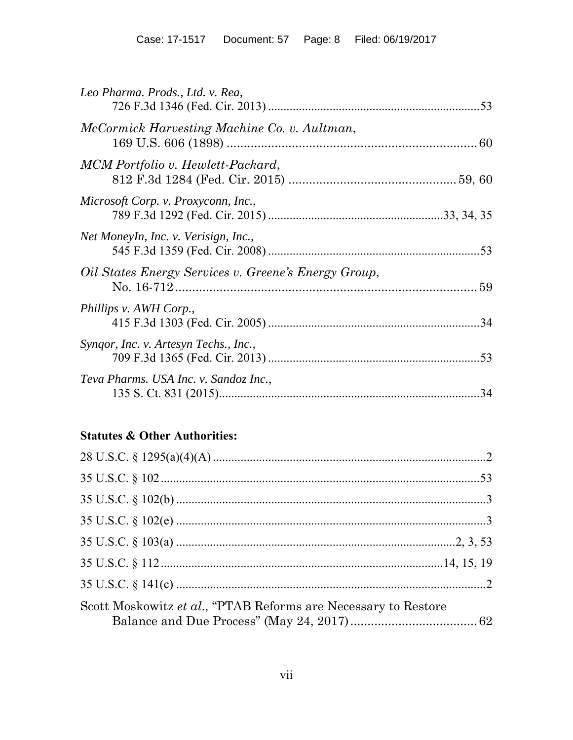*Leo Pharma. Prods., Ltd. v. Rea*,
726 F.3d 1346 (Fed. Cir. 2013) ....................................................................53

*McCormick Harvesting Machine Co. v. Aultman*,
169 U.S. 606 (1898) ........................................................................ 60

*MCM Portfolio v. Hewlett-Packard*,
812 F.3d 1284 (Fed. Cir. 2015) ............................................... 59, 60

*Microsoft Corp. v. Proxyconn, Inc.*,
789 F.3d 1292 (Fed. Cir. 2015) ........................................................33, 34, 35

*Net MoneyIn, Inc. v. Verisign, Inc.*,
545 F.3d 1359 (Fed. Cir. 2008) ....................................................................53

*Oil States Energy Services v. Greene's Energy Group*,
No. 16-712 ....................................................................................... 59

*Phillips v. AWH Corp.*,
415 F.3d 1303 (Fed. Cir. 2005) ....................................................................34

*Synqor, Inc. v. Artesyn Techs., Inc.*,
709 F.3d 1365 (Fed. Cir. 2013) ....................................................................53

*Teva Pharms. USA Inc. v. Sandoz Inc.*,
135 S. Ct. 831 (2015)....................................................................................34

**Statutes & Other Authorities:**

28 U.S.C. § 1295(a)(4)(A) ..........................................................................................2

35 U.S.C. § 102 ........................................................................................................53

35 U.S.C. § 102(b) ......................................................................................................3

35 U.S.C. § 102(e) ......................................................................................................3

35 U.S.C. § 103(a) ..........................................................................................2, 3, 53

35 U.S.C. § 112 ...........................................................................................14, 15, 19

35 U.S.C. § 141(c) ......................................................................................................2

Scott Moskowitz *et al.*, "PTAB Reforms are Necessary to Restore
Balance and Due Process" (May 24, 2017) ..................................... 62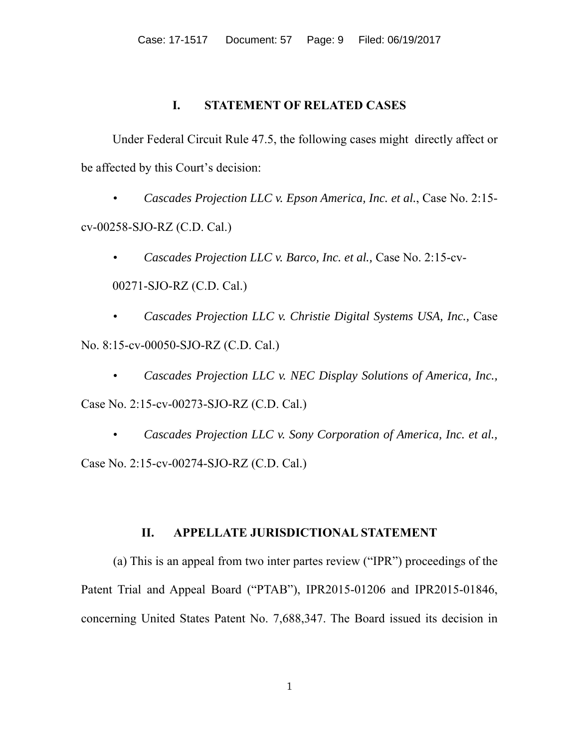## I. STATEMENT OF RELATED CASES

Under Federal Circuit Rule 47.5, the following cases might directly affect or be affected by this Court's decision:

- *Cascades Projection LLC v. Epson America, Inc. et al.*, Case No. 2:15-cv-00258-SJO-RZ (C.D. Cal.)
- *Cascades Projection LLC v. Barco, Inc. et al.,* Case No. 2:15-cv-00271-SJO-RZ (C.D. Cal.)
- *Cascades Projection LLC v. Christie Digital Systems USA, Inc.,* Case No. 8:15-cv-00050-SJO-RZ (C.D. Cal.)
- *Cascades Projection LLC v. NEC Display Solutions of America, Inc.,* Case No. 2:15-cv-00273-SJO-RZ (C.D. Cal.)
- *Cascades Projection LLC v. Sony Corporation of America, Inc. et al.,* Case No. 2:15-cv-00274-SJO-RZ (C.D. Cal.)

## II. APPELLATE JURISDICTIONAL STATEMENT

(a) This is an appeal from two inter partes review ("IPR") proceedings of the Patent Trial and Appeal Board ("PTAB"), IPR2015-01206 and IPR2015-01846, concerning United States Patent No. 7,688,347. The Board issued its decision in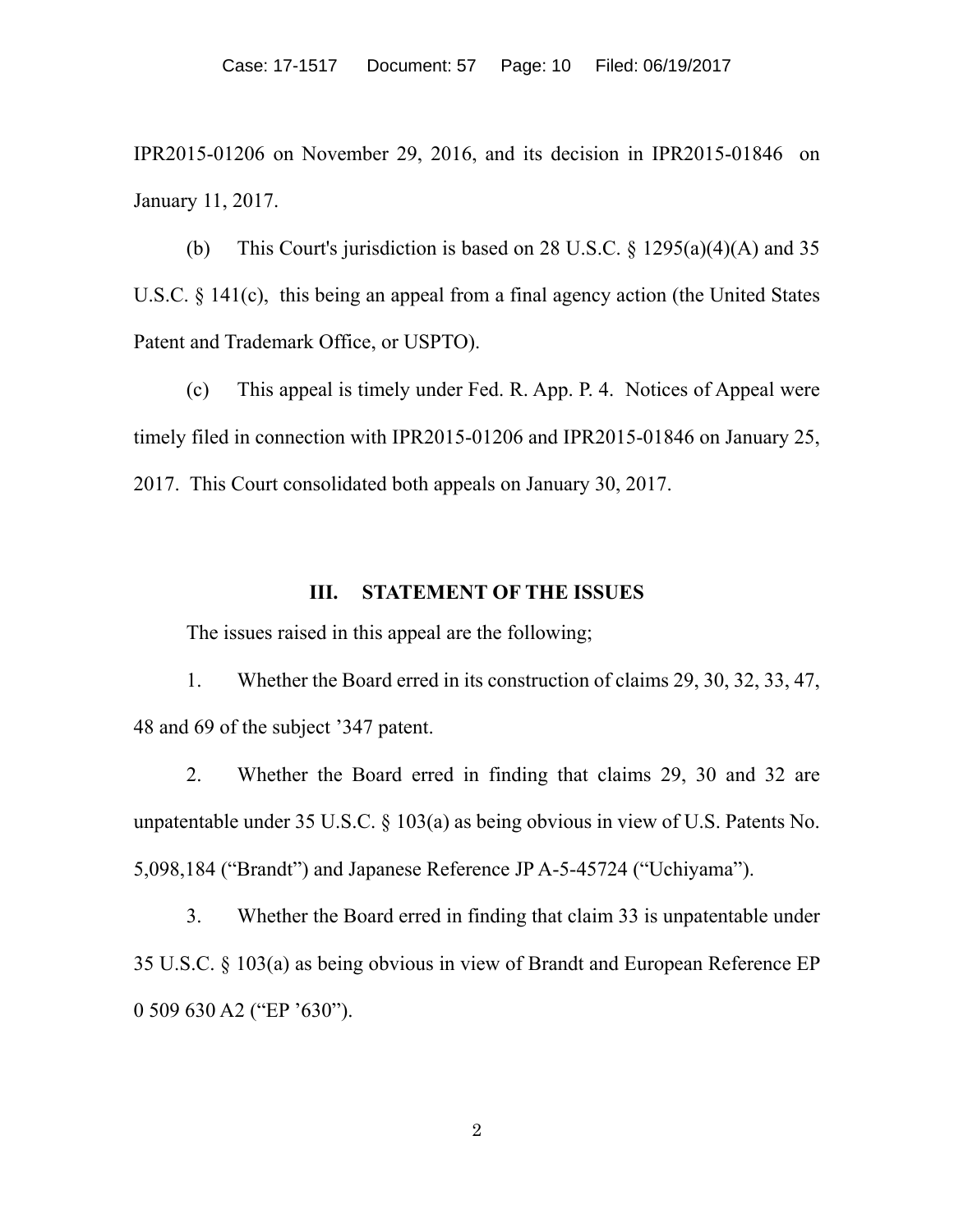IPR2015-01206 on November 29, 2016, and its decision in IPR2015-01846 on January 11, 2017.

(b) This Court's jurisdiction is based on 28 U.S.C. § 1295(a)(4)(A) and 35 U.S.C. § 141(c), this being an appeal from a final agency action (the United States Patent and Trademark Office, or USPTO).

(c) This appeal is timely under Fed. R. App. P. 4. Notices of Appeal were timely filed in connection with IPR2015-01206 and IPR2015-01846 on January 25, 2017. This Court consolidated both appeals on January 30, 2017.

## III. STATEMENT OF THE ISSUES

The issues raised in this appeal are the following;

1. Whether the Board erred in its construction of claims 29, 30, 32, 33, 47, 48 and 69 of the subject '347 patent.

2. Whether the Board erred in finding that claims 29, 30 and 32 are unpatentable under 35 U.S.C. § 103(a) as being obvious in view of U.S. Patents No. 5,098,184 ("Brandt") and Japanese Reference JP A-5-45724 ("Uchiyama").

3. Whether the Board erred in finding that claim 33 is unpatentable under 35 U.S.C. § 103(a) as being obvious in view of Brandt and European Reference EP 0 509 630 A2 ("EP '630").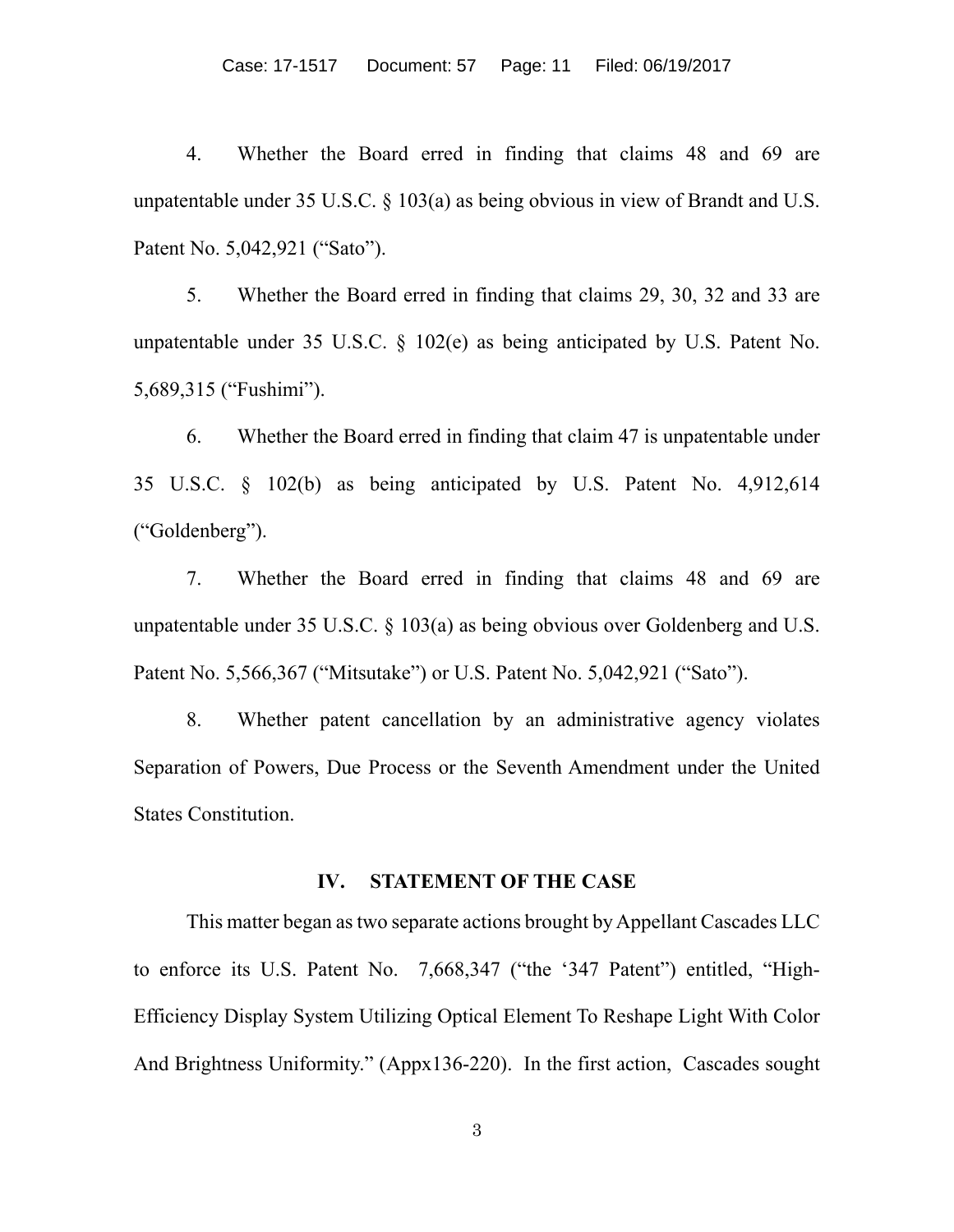4. Whether the Board erred in finding that claims 48 and 69 are unpatentable under 35 U.S.C. § 103(a) as being obvious in view of Brandt and U.S. Patent No. 5,042,921 ("Sato").

5. Whether the Board erred in finding that claims 29, 30, 32 and 33 are unpatentable under 35 U.S.C. § 102(e) as being anticipated by U.S. Patent No. 5,689,315 ("Fushimi").

6. Whether the Board erred in finding that claim 47 is unpatentable under 35 U.S.C. § 102(b) as being anticipated by U.S. Patent No. 4,912,614 ("Goldenberg").

7. Whether the Board erred in finding that claims 48 and 69 are unpatentable under 35 U.S.C. § 103(a) as being obvious over Goldenberg and U.S. Patent No. 5,566,367 ("Mitsutake") or U.S. Patent No. 5,042,921 ("Sato").

8. Whether patent cancellation by an administrative agency violates Separation of Powers, Due Process or the Seventh Amendment under the United States Constitution.

## IV. STATEMENT OF THE CASE

This matter began as two separate actions brought by Appellant Cascades LLC to enforce its U.S. Patent No. 7,668,347 ("the '347 Patent") entitled, "High-Efficiency Display System Utilizing Optical Element To Reshape Light With Color And Brightness Uniformity." (Appx136-220). In the first action, Cascades sought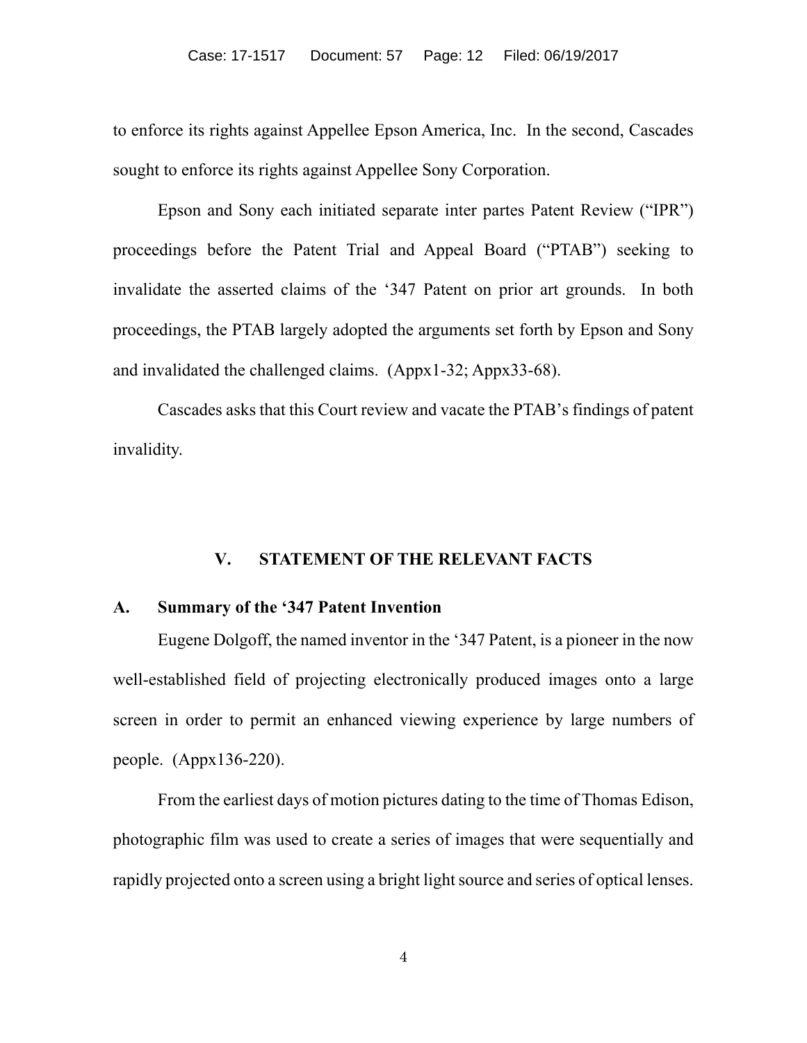to enforce its rights against Appellee Epson America, Inc. In the second, Cascades sought to enforce its rights against Appellee Sony Corporation.

Epson and Sony each initiated separate inter partes Patent Review ("IPR") proceedings before the Patent Trial and Appeal Board ("PTAB") seeking to invalidate the asserted claims of the '347 Patent on prior art grounds. In both proceedings, the PTAB largely adopted the arguments set forth by Epson and Sony and invalidated the challenged claims. (Appx1-32; Appx33-68).

Cascades asks that this Court review and vacate the PTAB's findings of patent invalidity.

## V. STATEMENT OF THE RELEVANT FACTS

### A. Summary of the '347 Patent Invention

Eugene Dolgoff, the named inventor in the '347 Patent, is a pioneer in the now well-established field of projecting electronically produced images onto a large screen in order to permit an enhanced viewing experience by large numbers of people. (Appx136-220).

From the earliest days of motion pictures dating to the time of Thomas Edison, photographic film was used to create a series of images that were sequentially and rapidly projected onto a screen using a bright light source and series of optical lenses.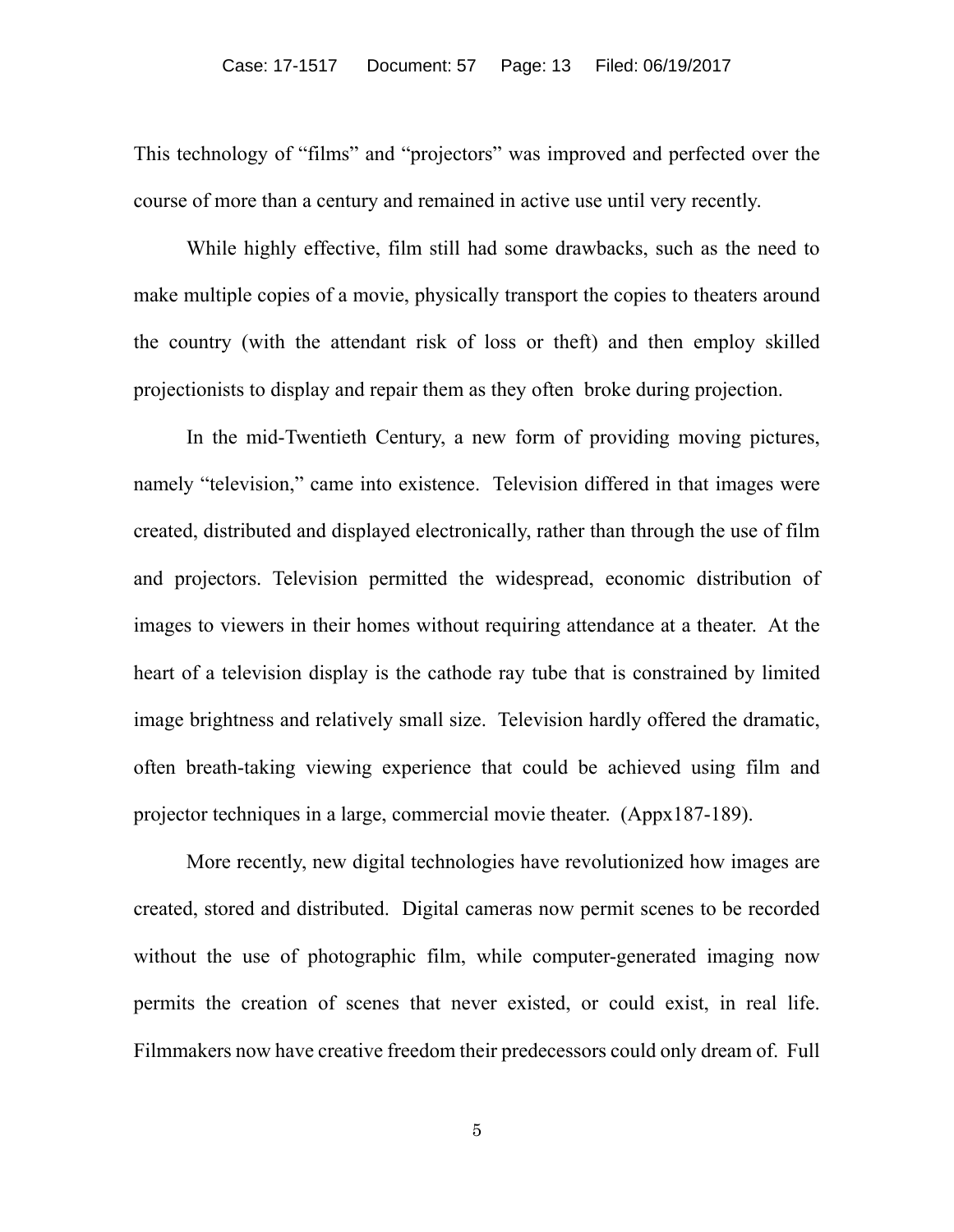This technology of “films” and “projectors” was improved and perfected over the course of more than a century and remained in active use until very recently.

While highly effective, film still had some drawbacks, such as the need to make multiple copies of a movie, physically transport the copies to theaters around the country (with the attendant risk of loss or theft) and then employ skilled projectionists to display and repair them as they often broke during projection.

In the mid-Twentieth Century, a new form of providing moving pictures, namely “television,” came into existence. Television differed in that images were created, distributed and displayed electronically, rather than through the use of film and projectors. Television permitted the widespread, economic distribution of images to viewers in their homes without requiring attendance at a theater. At the heart of a television display is the cathode ray tube that is constrained by limited image brightness and relatively small size. Television hardly offered the dramatic, often breath-taking viewing experience that could be achieved using film and projector techniques in a large, commercial movie theater. (Appx187-189).

More recently, new digital technologies have revolutionized how images are created, stored and distributed. Digital cameras now permit scenes to be recorded without the use of photographic film, while computer-generated imaging now permits the creation of scenes that never existed, or could exist, in real life. Filmmakers now have creative freedom their predecessors could only dream of. Full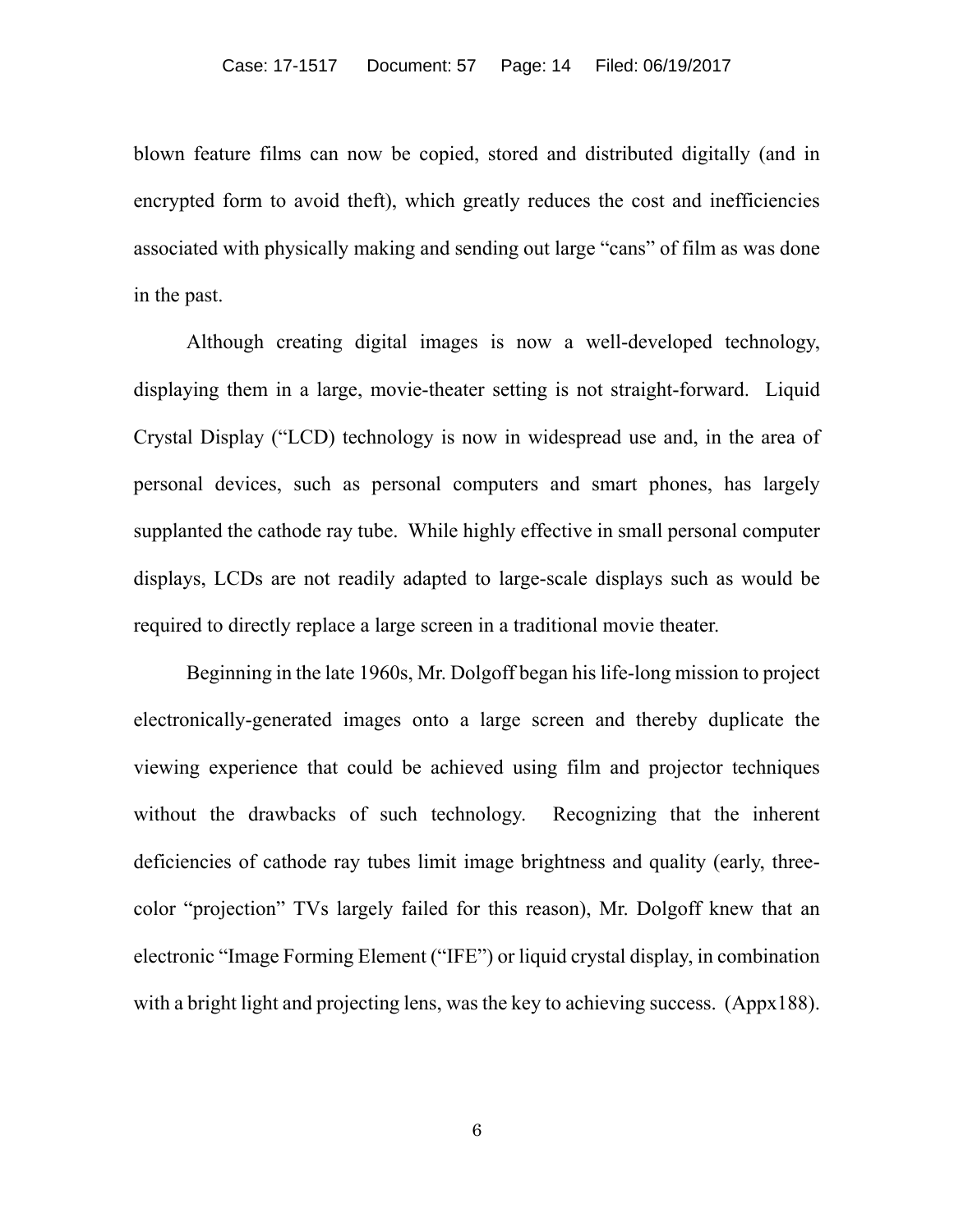blown feature films can now be copied, stored and distributed digitally (and in encrypted form to avoid theft), which greatly reduces the cost and inefficiencies associated with physically making and sending out large "cans" of film as was done in the past.

Although creating digital images is now a well-developed technology, displaying them in a large, movie-theater setting is not straight-forward. Liquid Crystal Display ("LCD) technology is now in widespread use and, in the area of personal devices, such as personal computers and smart phones, has largely supplanted the cathode ray tube. While highly effective in small personal computer displays, LCDs are not readily adapted to large-scale displays such as would be required to directly replace a large screen in a traditional movie theater.

Beginning in the late 1960s, Mr. Dolgoff began his life-long mission to project electronically-generated images onto a large screen and thereby duplicate the viewing experience that could be achieved using film and projector techniques without the drawbacks of such technology. Recognizing that the inherent deficiencies of cathode ray tubes limit image brightness and quality (early, three-color "projection" TVs largely failed for this reason), Mr. Dolgoff knew that an electronic "Image Forming Element ("IFE") or liquid crystal display, in combination with a bright light and projecting lens, was the key to achieving success. (Appx188).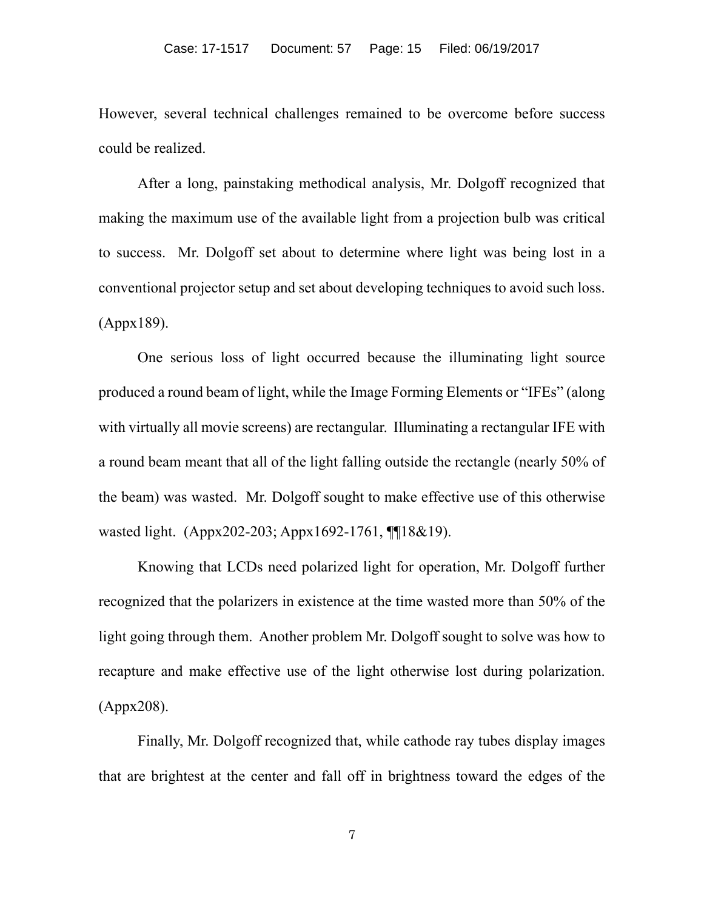However, several technical challenges remained to be overcome before success could be realized.

After a long, painstaking methodical analysis, Mr. Dolgoff recognized that making the maximum use of the available light from a projection bulb was critical to success. Mr. Dolgoff set about to determine where light was being lost in a conventional projector setup and set about developing techniques to avoid such loss. (Appx189).

One serious loss of light occurred because the illuminating light source produced a round beam of light, while the Image Forming Elements or "IFEs" (along with virtually all movie screens) are rectangular. Illuminating a rectangular IFE with a round beam meant that all of the light falling outside the rectangle (nearly 50% of the beam) was wasted. Mr. Dolgoff sought to make effective use of this otherwise wasted light. (Appx202-203; Appx1692-1761, ¶¶18&19).

Knowing that LCDs need polarized light for operation, Mr. Dolgoff further recognized that the polarizers in existence at the time wasted more than 50% of the light going through them. Another problem Mr. Dolgoff sought to solve was how to recapture and make effective use of the light otherwise lost during polarization. (Appx208).

Finally, Mr. Dolgoff recognized that, while cathode ray tubes display images that are brightest at the center and fall off in brightness toward the edges of the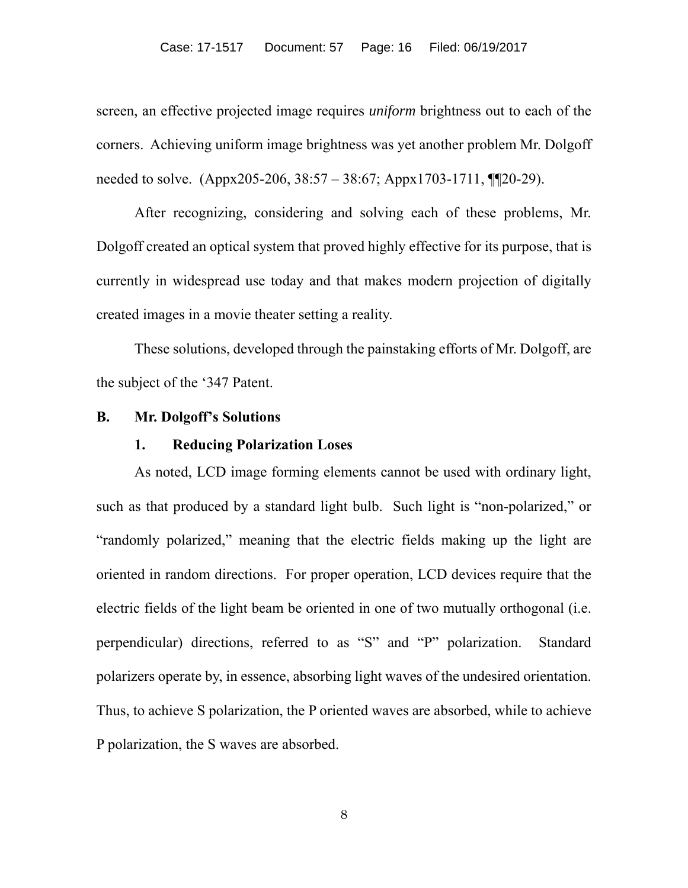screen, an effective projected image requires *uniform* brightness out to each of the corners. Achieving uniform image brightness was yet another problem Mr. Dolgoff needed to solve. (Appx205-206, 38:57 – 38:67; Appx1703-1711, ¶¶20-29).

After recognizing, considering and solving each of these problems, Mr. Dolgoff created an optical system that proved highly effective for its purpose, that is currently in widespread use today and that makes modern projection of digitally created images in a movie theater setting a reality.

These solutions, developed through the painstaking efforts of Mr. Dolgoff, are the subject of the '347 Patent.

## B. Mr. Dolgoff's Solutions

### 1. Reducing Polarization Loses

As noted, LCD image forming elements cannot be used with ordinary light, such as that produced by a standard light bulb. Such light is "non-polarized," or "randomly polarized," meaning that the electric fields making up the light are oriented in random directions. For proper operation, LCD devices require that the electric fields of the light beam be oriented in one of two mutually orthogonal (i.e. perpendicular) directions, referred to as "S" and "P" polarization. Standard polarizers operate by, in essence, absorbing light waves of the undesired orientation. Thus, to achieve S polarization, the P oriented waves are absorbed, while to achieve P polarization, the S waves are absorbed.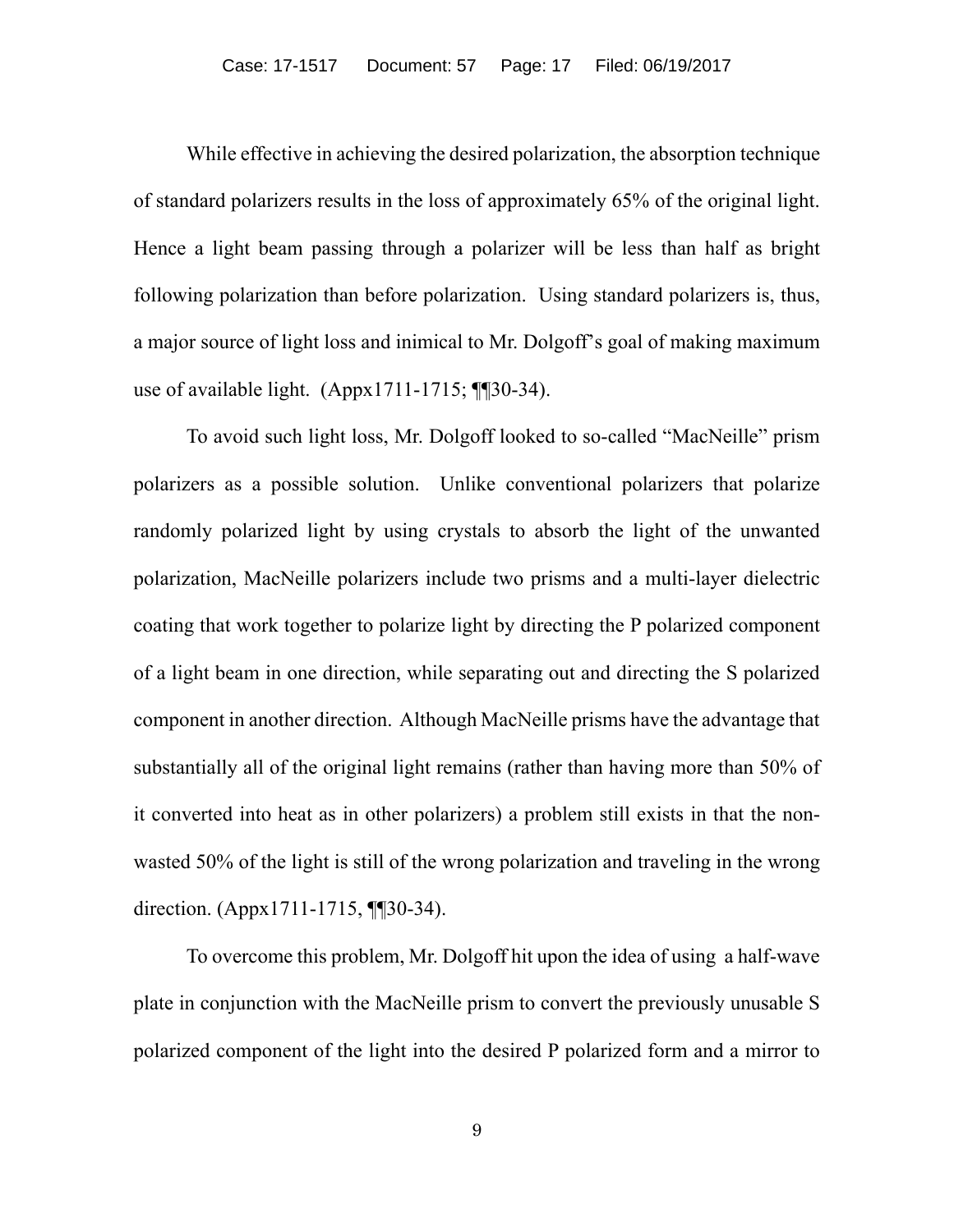While effective in achieving the desired polarization, the absorption technique of standard polarizers results in the loss of approximately 65% of the original light. Hence a light beam passing through a polarizer will be less than half as bright following polarization than before polarization. Using standard polarizers is, thus, a major source of light loss and inimical to Mr. Dolgoff's goal of making maximum use of available light. (Appx1711-1715; ¶¶30-34).

To avoid such light loss, Mr. Dolgoff looked to so-called "MacNeille" prism polarizers as a possible solution. Unlike conventional polarizers that polarize randomly polarized light by using crystals to absorb the light of the unwanted polarization, MacNeille polarizers include two prisms and a multi-layer dielectric coating that work together to polarize light by directing the P polarized component of a light beam in one direction, while separating out and directing the S polarized component in another direction. Although MacNeille prisms have the advantage that substantially all of the original light remains (rather than having more than 50% of it converted into heat as in other polarizers) a problem still exists in that the non-wasted 50% of the light is still of the wrong polarization and traveling in the wrong direction. (Appx1711-1715, ¶¶30-34).

To overcome this problem, Mr. Dolgoff hit upon the idea of using a half-wave plate in conjunction with the MacNeille prism to convert the previously unusable S polarized component of the light into the desired P polarized form and a mirror to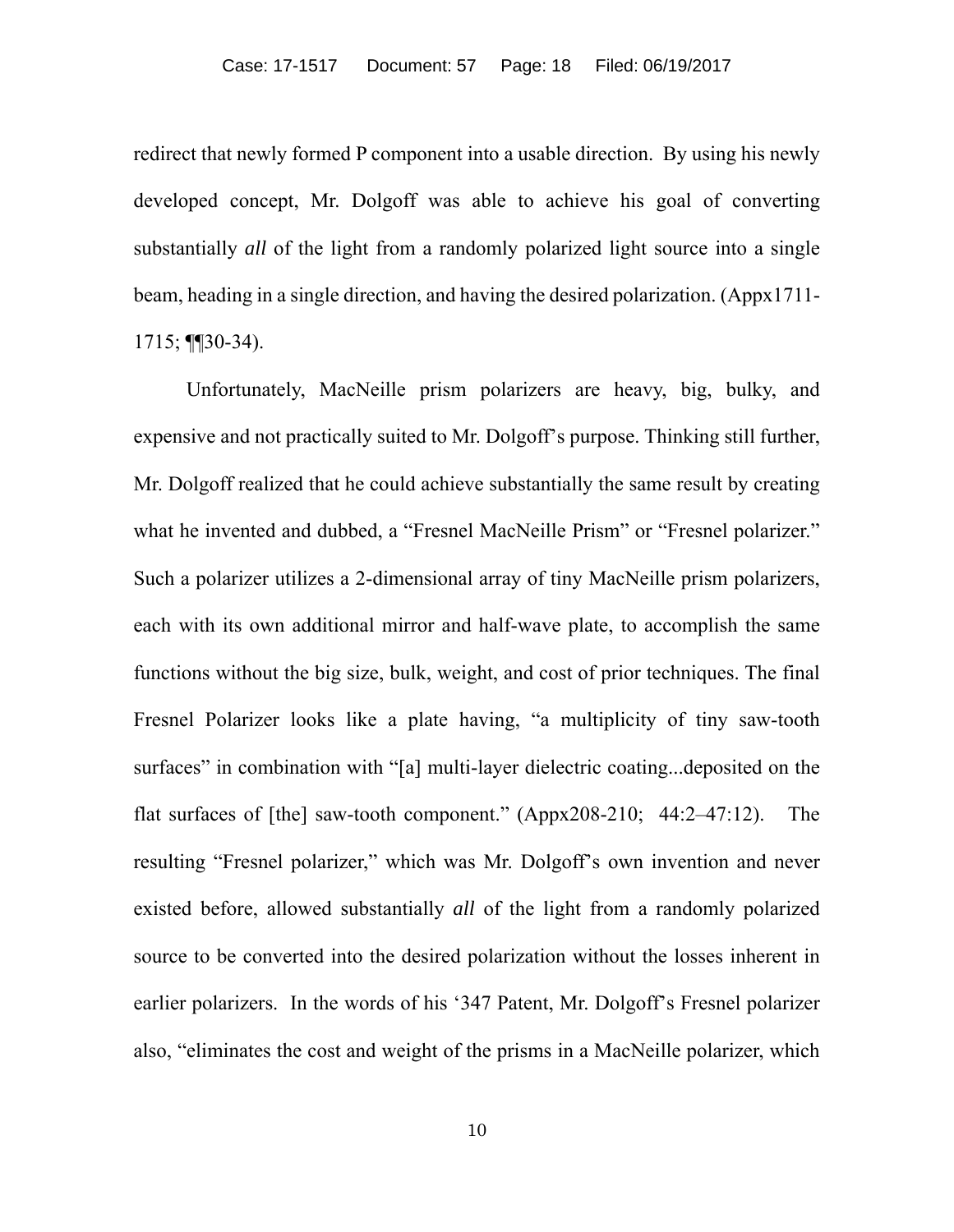redirect that newly formed P component into a usable direction. By using his newly developed concept, Mr. Dolgoff was able to achieve his goal of converting substantially *all* of the light from a randomly polarized light source into a single beam, heading in a single direction, and having the desired polarization. (Appx1711-1715; ¶¶30-34).

Unfortunately, MacNeille prism polarizers are heavy, big, bulky, and expensive and not practically suited to Mr. Dolgoff's purpose. Thinking still further, Mr. Dolgoff realized that he could achieve substantially the same result by creating what he invented and dubbed, a "Fresnel MacNeille Prism" or "Fresnel polarizer." Such a polarizer utilizes a 2-dimensional array of tiny MacNeille prism polarizers, each with its own additional mirror and half-wave plate, to accomplish the same functions without the big size, bulk, weight, and cost of prior techniques. The final Fresnel Polarizer looks like a plate having, "a multiplicity of tiny saw-tooth surfaces" in combination with "[a] multi-layer dielectric coating...deposited on the flat surfaces of [the] saw-tooth component." (Appx208-210; 44:2–47:12). The resulting "Fresnel polarizer," which was Mr. Dolgoff's own invention and never existed before, allowed substantially *all* of the light from a randomly polarized source to be converted into the desired polarization without the losses inherent in earlier polarizers. In the words of his '347 Patent, Mr. Dolgoff's Fresnel polarizer also, "eliminates the cost and weight of the prisms in a MacNeille polarizer, which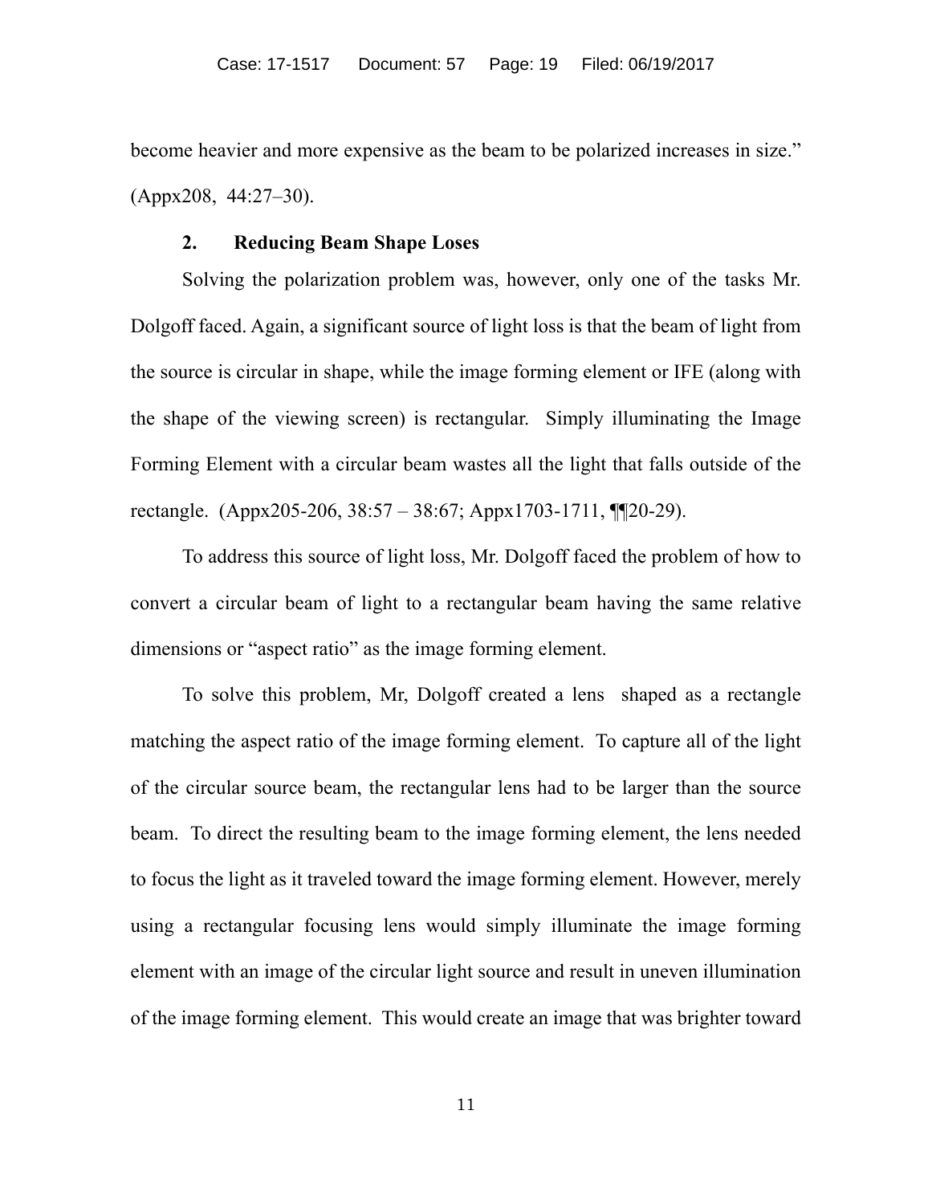become heavier and more expensive as the beam to be polarized increases in size." (Appx208, 44:27–30).

### 2. Reducing Beam Shape Loses

Solving the polarization problem was, however, only one of the tasks Mr. Dolgoff faced. Again, a significant source of light loss is that the beam of light from the source is circular in shape, while the image forming element or IFE (along with the shape of the viewing screen) is rectangular. Simply illuminating the Image Forming Element with a circular beam wastes all the light that falls outside of the rectangle. (Appx205-206, 38:57 – 38:67; Appx1703-1711, ¶¶20-29).

To address this source of light loss, Mr. Dolgoff faced the problem of how to convert a circular beam of light to a rectangular beam having the same relative dimensions or "aspect ratio" as the image forming element.

To solve this problem, Mr, Dolgoff created a lens shaped as a rectangle matching the aspect ratio of the image forming element. To capture all of the light of the circular source beam, the rectangular lens had to be larger than the source beam. To direct the resulting beam to the image forming element, the lens needed to focus the light as it traveled toward the image forming element. However, merely using a rectangular focusing lens would simply illuminate the image forming element with an image of the circular light source and result in uneven illumination of the image forming element. This would create an image that was brighter toward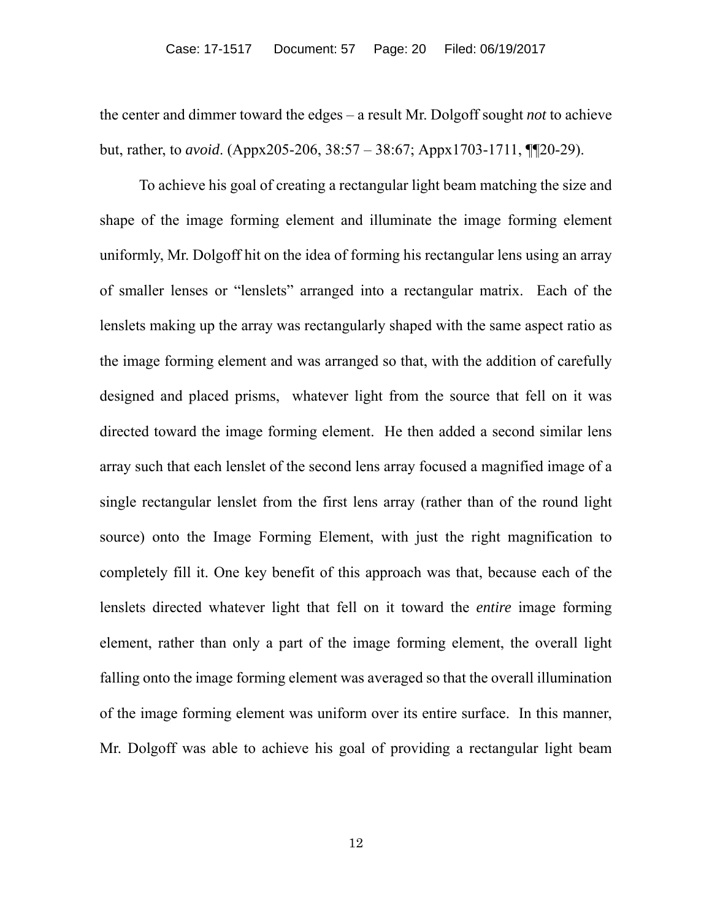the center and dimmer toward the edges – a result Mr. Dolgoff sought *not* to achieve but, rather, to *avoid*. (Appx205-206, 38:57 – 38:67; Appx1703-1711, ¶¶20-29).

To achieve his goal of creating a rectangular light beam matching the size and shape of the image forming element and illuminate the image forming element uniformly, Mr. Dolgoff hit on the idea of forming his rectangular lens using an array of smaller lenses or "lenslets" arranged into a rectangular matrix. Each of the lenslets making up the array was rectangularly shaped with the same aspect ratio as the image forming element and was arranged so that, with the addition of carefully designed and placed prisms, whatever light from the source that fell on it was directed toward the image forming element. He then added a second similar lens array such that each lenslet of the second lens array focused a magnified image of a single rectangular lenslet from the first lens array (rather than of the round light source) onto the Image Forming Element, with just the right magnification to completely fill it. One key benefit of this approach was that, because each of the lenslets directed whatever light that fell on it toward the *entire* image forming element, rather than only a part of the image forming element, the overall light falling onto the image forming element was averaged so that the overall illumination of the image forming element was uniform over its entire surface. In this manner, Mr. Dolgoff was able to achieve his goal of providing a rectangular light beam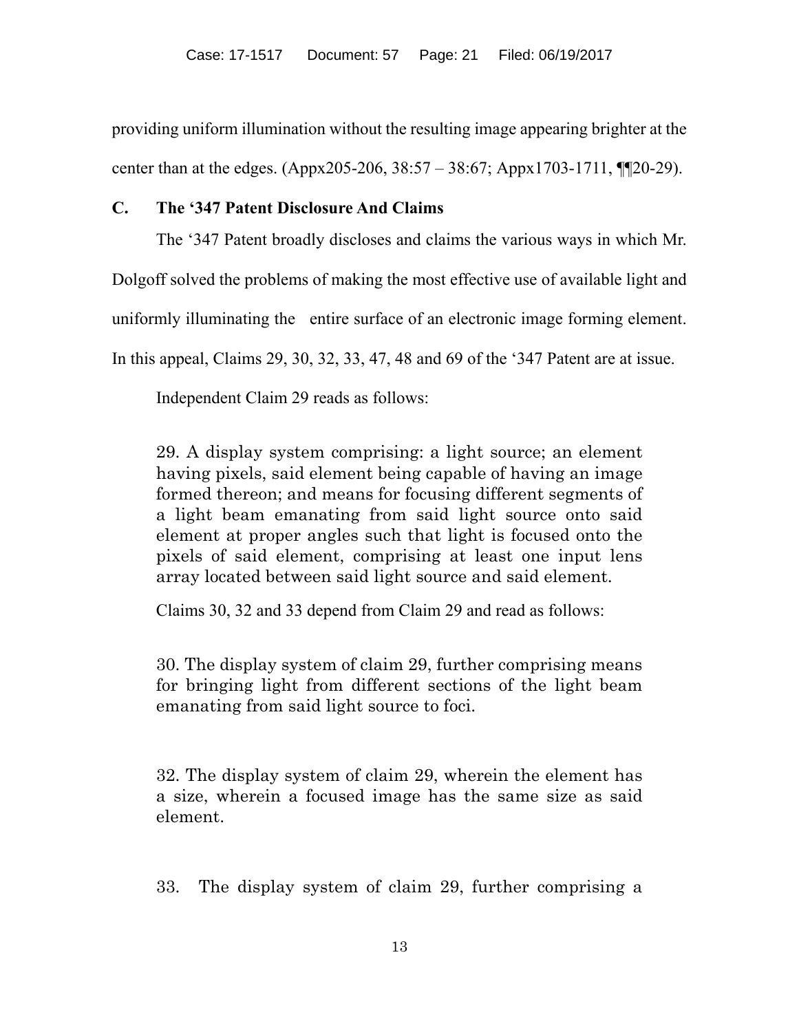providing uniform illumination without the resulting image appearing brighter at the center than at the edges. (Appx205-206, 38:57 – 38:67; Appx1703-1711, ¶¶20-29).

### C. The '347 Patent Disclosure And Claims

The '347 Patent broadly discloses and claims the various ways in which Mr. Dolgoff solved the problems of making the most effective use of available light and uniformly illuminating the entire surface of an electronic image forming element. In this appeal, Claims 29, 30, 32, 33, 47, 48 and 69 of the '347 Patent are at issue.

Independent Claim 29 reads as follows:

> 29. A display system comprising: a light source; an element having pixels, said element being capable of having an image formed thereon; and means for focusing different segments of a light beam emanating from said light source onto said element at proper angles such that light is focused onto the pixels of said element, comprising at least one input lens array located between said light source and said element.

Claims 30, 32 and 33 depend from Claim 29 and read as follows:

> 30. The display system of claim 29, further comprising means for bringing light from different sections of the light beam emanating from said light source to foci.

> 32. The display system of claim 29, wherein the element has a size, wherein a focused image has the same size as said element.

> 33. The display system of claim 29, further comprising a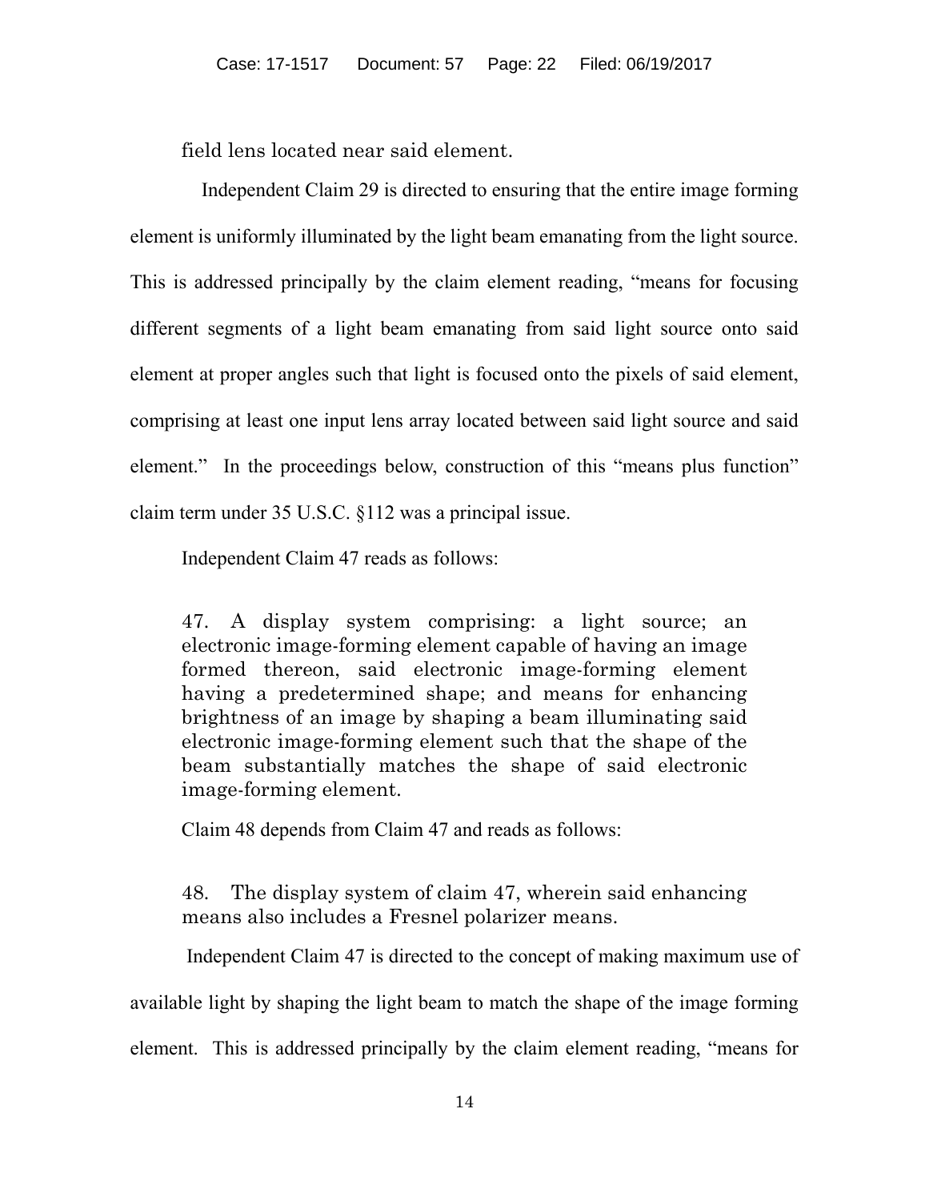field lens located near said element.

Independent Claim 29 is directed to ensuring that the entire image forming element is uniformly illuminated by the light beam emanating from the light source. This is addressed principally by the claim element reading, "means for focusing different segments of a light beam emanating from said light source onto said element at proper angles such that light is focused onto the pixels of said element, comprising at least one input lens array located between said light source and said element." In the proceedings below, construction of this "means plus function" claim term under 35 U.S.C. §112 was a principal issue.

Independent Claim 47 reads as follows:

> 47. A display system comprising: a light source; an electronic image-forming element capable of having an image formed thereon, said electronic image-forming element having a predetermined shape; and means for enhancing brightness of an image by shaping a beam illuminating said electronic image-forming element such that the shape of the beam substantially matches the shape of said electronic image-forming element.

Claim 48 depends from Claim 47 and reads as follows:

> 48. The display system of claim 47, wherein said enhancing means also includes a Fresnel polarizer means.

Independent Claim 47 is directed to the concept of making maximum use of available light by shaping the light beam to match the shape of the image forming element. This is addressed principally by the claim element reading, "means for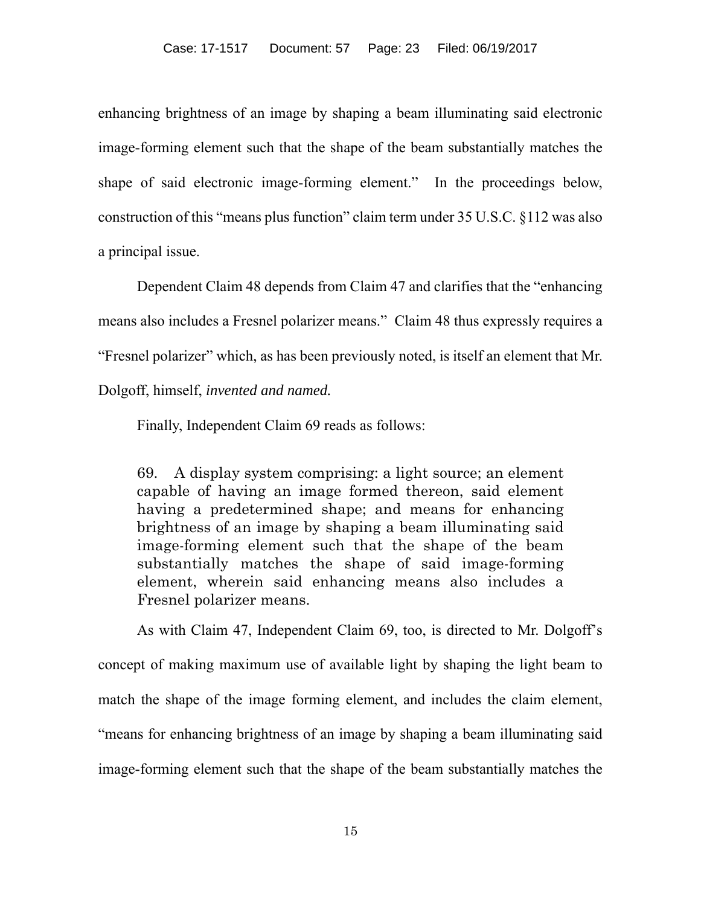enhancing brightness of an image by shaping a beam illuminating said electronic image-forming element such that the shape of the beam substantially matches the shape of said electronic image-forming element." In the proceedings below, construction of this "means plus function" claim term under 35 U.S.C. §112 was also a principal issue.

Dependent Claim 48 depends from Claim 47 and clarifies that the "enhancing means also includes a Fresnel polarizer means." Claim 48 thus expressly requires a "Fresnel polarizer" which, as has been previously noted, is itself an element that Mr. Dolgoff, himself, *invented and named.*

Finally, Independent Claim 69 reads as follows:

> 69. A display system comprising: a light source; an element capable of having an image formed thereon, said element having a predetermined shape; and means for enhancing brightness of an image by shaping a beam illuminating said image-forming element such that the shape of the beam substantially matches the shape of said image-forming element, wherein said enhancing means also includes a Fresnel polarizer means.

As with Claim 47, Independent Claim 69, too, is directed to Mr. Dolgoff's concept of making maximum use of available light by shaping the light beam to match the shape of the image forming element, and includes the claim element, "means for enhancing brightness of an image by shaping a beam illuminating said image-forming element such that the shape of the beam substantially matches the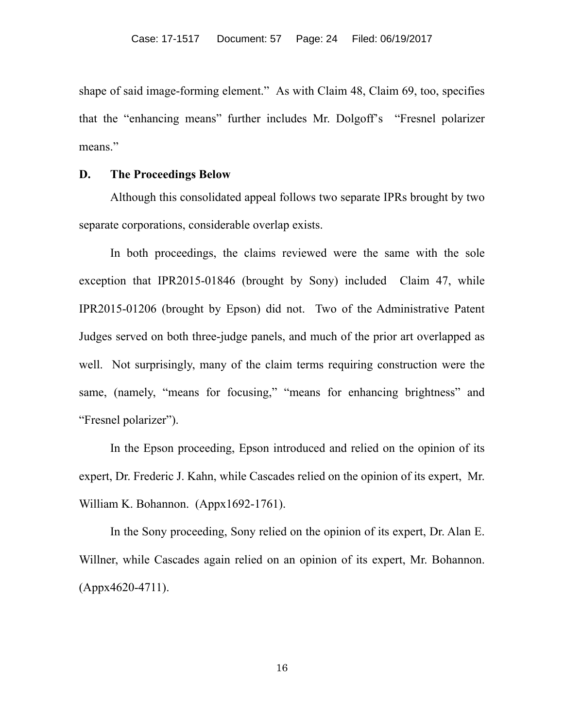shape of said image-forming element." As with Claim 48, Claim 69, too, specifies that the "enhancing means" further includes Mr. Dolgoff's "Fresnel polarizer means."

### D. The Proceedings Below

Although this consolidated appeal follows two separate IPRs brought by two separate corporations, considerable overlap exists.

In both proceedings, the claims reviewed were the same with the sole exception that IPR2015-01846 (brought by Sony) included Claim 47, while IPR2015-01206 (brought by Epson) did not. Two of the Administrative Patent Judges served on both three-judge panels, and much of the prior art overlapped as well. Not surprisingly, many of the claim terms requiring construction were the same, (namely, "means for focusing," "means for enhancing brightness" and "Fresnel polarizer").

In the Epson proceeding, Epson introduced and relied on the opinion of its expert, Dr. Frederic J. Kahn, while Cascades relied on the opinion of its expert, Mr. William K. Bohannon. (Appx1692-1761).

In the Sony proceeding, Sony relied on the opinion of its expert, Dr. Alan E. Willner, while Cascades again relied on an opinion of its expert, Mr. Bohannon. (Appx4620-4711).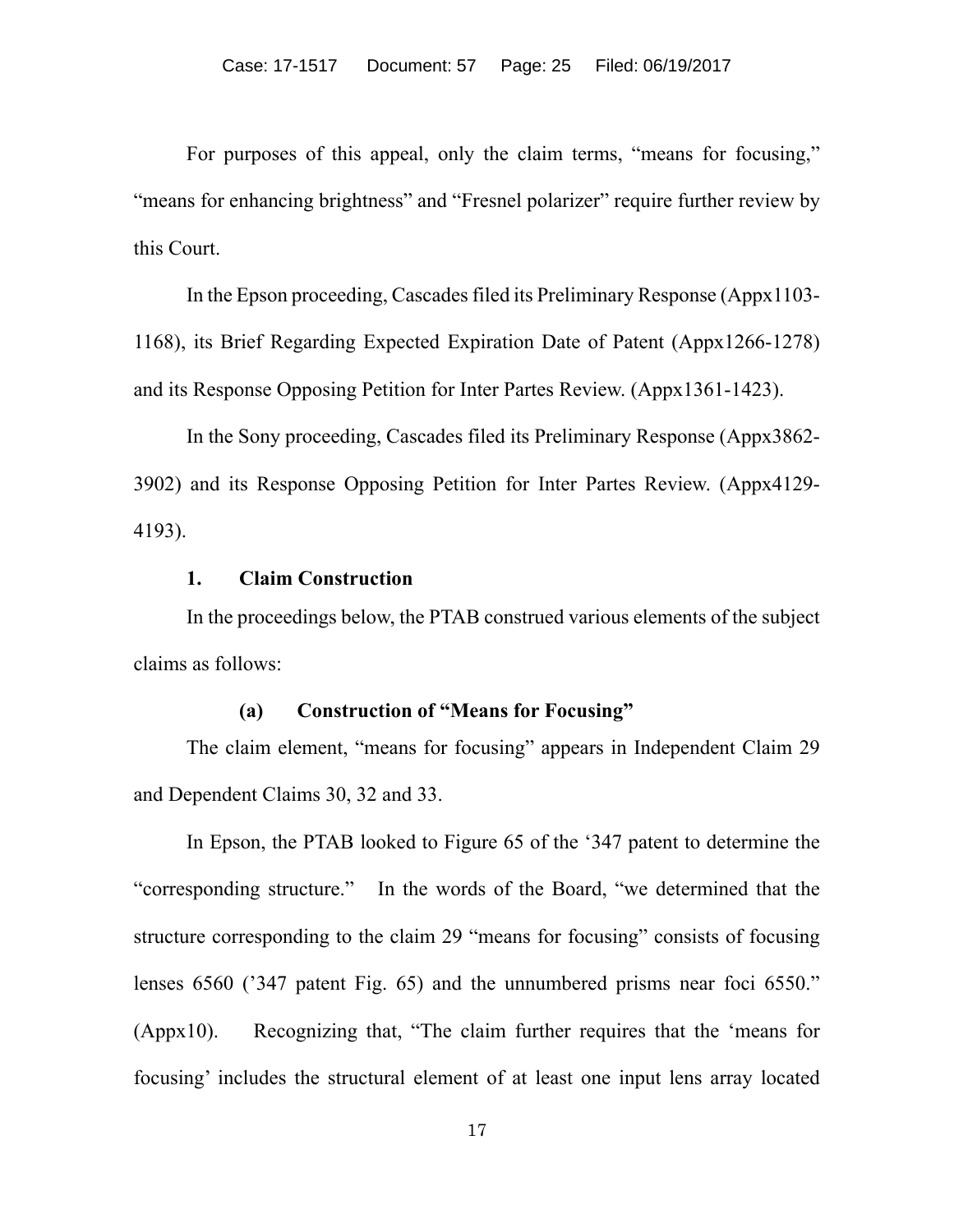For purposes of this appeal, only the claim terms, "means for focusing," "means for enhancing brightness" and "Fresnel polarizer" require further review by this Court.

In the Epson proceeding, Cascades filed its Preliminary Response (Appx1103-1168), its Brief Regarding Expected Expiration Date of Patent (Appx1266-1278) and its Response Opposing Petition for Inter Partes Review. (Appx1361-1423).

In the Sony proceeding, Cascades filed its Preliminary Response (Appx3862-3902) and its Response Opposing Petition for Inter Partes Review. (Appx4129-4193).

### 1. Claim Construction

In the proceedings below, the PTAB construed various elements of the subject claims as follows:

#### (a) Construction of "Means for Focusing"

The claim element, "means for focusing" appears in Independent Claim 29 and Dependent Claims 30, 32 and 33.

In Epson, the PTAB looked to Figure 65 of the '347 patent to determine the "corresponding structure." In the words of the Board, "we determined that the structure corresponding to the claim 29 "means for focusing" consists of focusing lenses 6560 ('347 patent Fig. 65) and the unnumbered prisms near foci 6550." (Appx10). Recognizing that, "The claim further requires that the 'means for focusing' includes the structural element of at least one input lens array located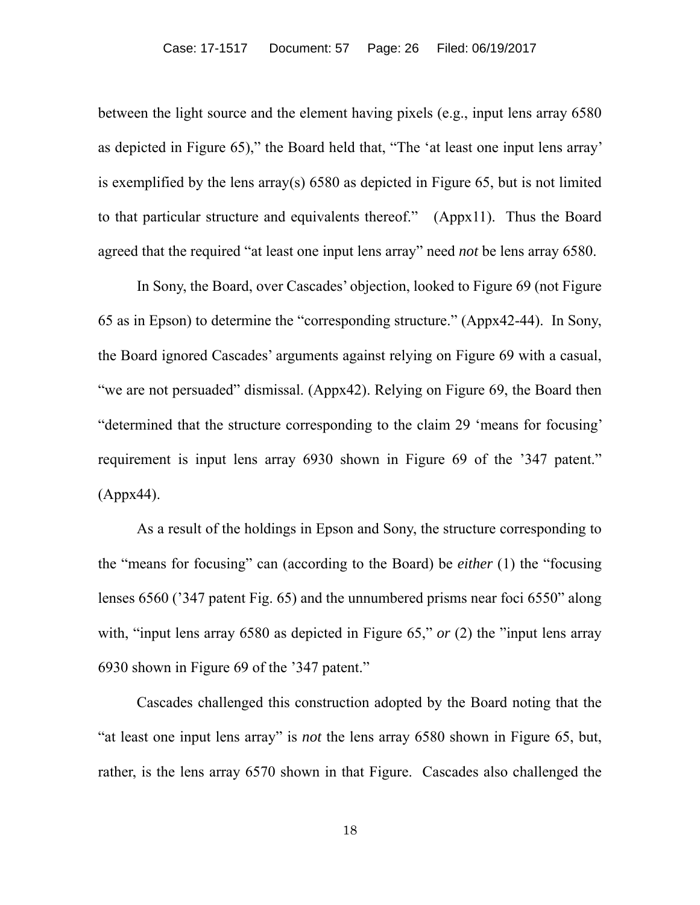between the light source and the element having pixels (e.g., input lens array 6580 as depicted in Figure 65)," the Board held that, "The 'at least one input lens array' is exemplified by the lens array(s) 6580 as depicted in Figure 65, but is not limited to that particular structure and equivalents thereof." (Appx11). Thus the Board agreed that the required "at least one input lens array" need *not* be lens array 6580.

In Sony, the Board, over Cascades' objection, looked to Figure 69 (not Figure 65 as in Epson) to determine the "corresponding structure." (Appx42-44). In Sony, the Board ignored Cascades' arguments against relying on Figure 69 with a casual, "we are not persuaded" dismissal. (Appx42). Relying on Figure 69, the Board then "determined that the structure corresponding to the claim 29 'means for focusing' requirement is input lens array 6930 shown in Figure 69 of the '347 patent." (Appx44).

As a result of the holdings in Epson and Sony, the structure corresponding to the "means for focusing" can (according to the Board) be *either* (1) the "focusing lenses 6560 ('347 patent Fig. 65) and the unnumbered prisms near foci 6550" along with, "input lens array 6580 as depicted in Figure 65," *or* (2) the "input lens array 6930 shown in Figure 69 of the '347 patent."

Cascades challenged this construction adopted by the Board noting that the "at least one input lens array" is *not* the lens array 6580 shown in Figure 65, but, rather, is the lens array 6570 shown in that Figure. Cascades also challenged the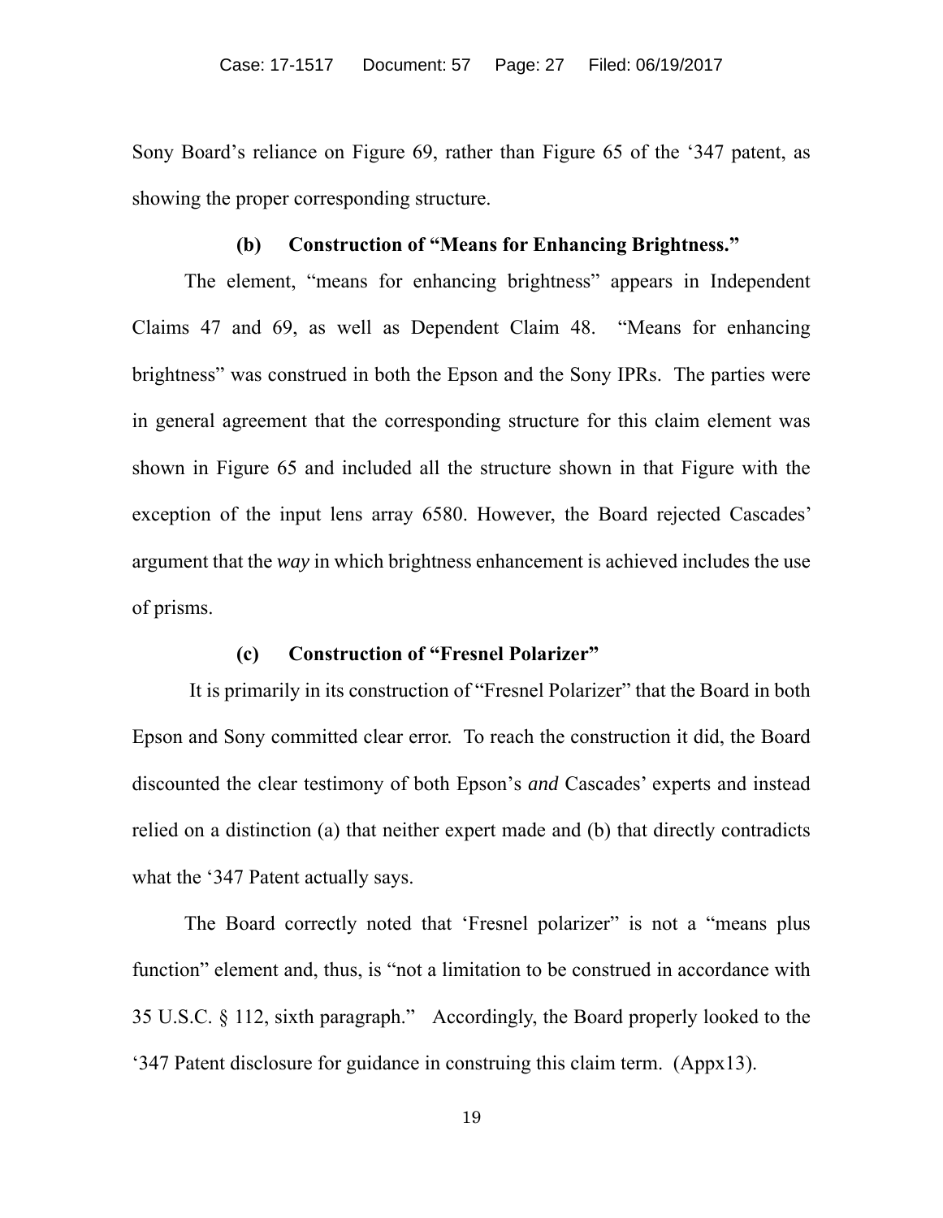Sony Board's reliance on Figure 69, rather than Figure 65 of the '347 patent, as showing the proper corresponding structure.

**(b) Construction of "Means for Enhancing Brightness."**

The element, "means for enhancing brightness" appears in Independent Claims 47 and 69, as well as Dependent Claim 48. "Means for enhancing brightness" was construed in both the Epson and the Sony IPRs. The parties were in general agreement that the corresponding structure for this claim element was shown in Figure 65 and included all the structure shown in that Figure with the exception of the input lens array 6580. However, the Board rejected Cascades' argument that the *way* in which brightness enhancement is achieved includes the use of prisms.

**(c) Construction of "Fresnel Polarizer"**

It is primarily in its construction of "Fresnel Polarizer" that the Board in both Epson and Sony committed clear error. To reach the construction it did, the Board discounted the clear testimony of both Epson's *and* Cascades' experts and instead relied on a distinction (a) that neither expert made and (b) that directly contradicts what the '347 Patent actually says.

The Board correctly noted that 'Fresnel polarizer" is not a "means plus function" element and, thus, is "not a limitation to be construed in accordance with 35 U.S.C. § 112, sixth paragraph." Accordingly, the Board properly looked to the '347 Patent disclosure for guidance in construing this claim term. (Appx13).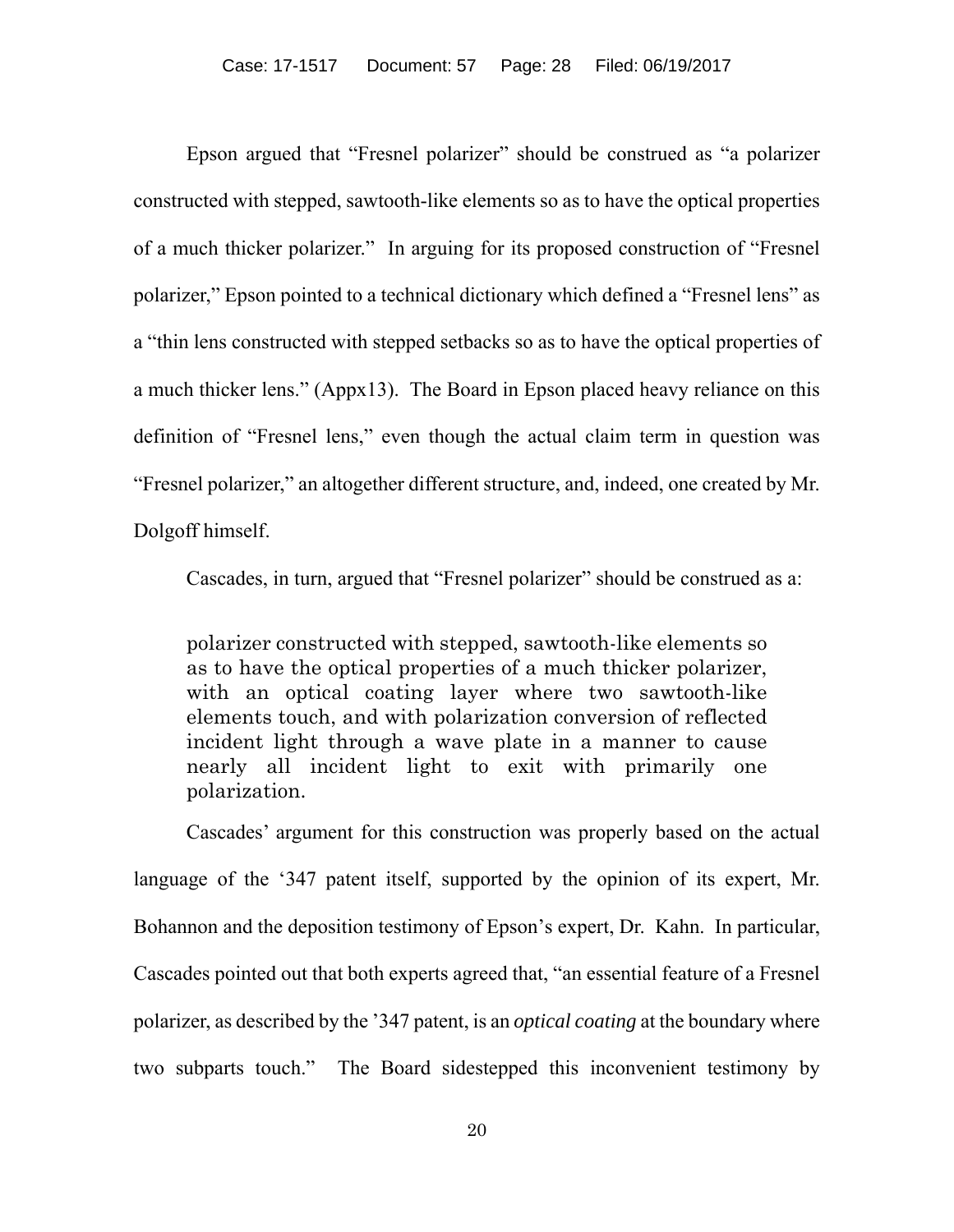Epson argued that "Fresnel polarizer" should be construed as "a polarizer constructed with stepped, sawtooth-like elements so as to have the optical properties of a much thicker polarizer." In arguing for its proposed construction of "Fresnel polarizer," Epson pointed to a technical dictionary which defined a "Fresnel lens" as a "thin lens constructed with stepped setbacks so as to have the optical properties of a much thicker lens." (Appx13). The Board in Epson placed heavy reliance on this definition of "Fresnel lens," even though the actual claim term in question was "Fresnel polarizer," an altogether different structure, and, indeed, one created by Mr. Dolgoff himself.

Cascades, in turn, argued that "Fresnel polarizer" should be construed as a:

> polarizer constructed with stepped, sawtooth-like elements so as to have the optical properties of a much thicker polarizer, with an optical coating layer where two sawtooth-like elements touch, and with polarization conversion of reflected incident light through a wave plate in a manner to cause nearly all incident light to exit with primarily one polarization.

Cascades' argument for this construction was properly based on the actual language of the '347 patent itself, supported by the opinion of its expert, Mr. Bohannon and the deposition testimony of Epson's expert, Dr. Kahn. In particular, Cascades pointed out that both experts agreed that, "an essential feature of a Fresnel polarizer, as described by the '347 patent, is an *optical coating* at the boundary where two subparts touch." The Board sidestepped this inconvenient testimony by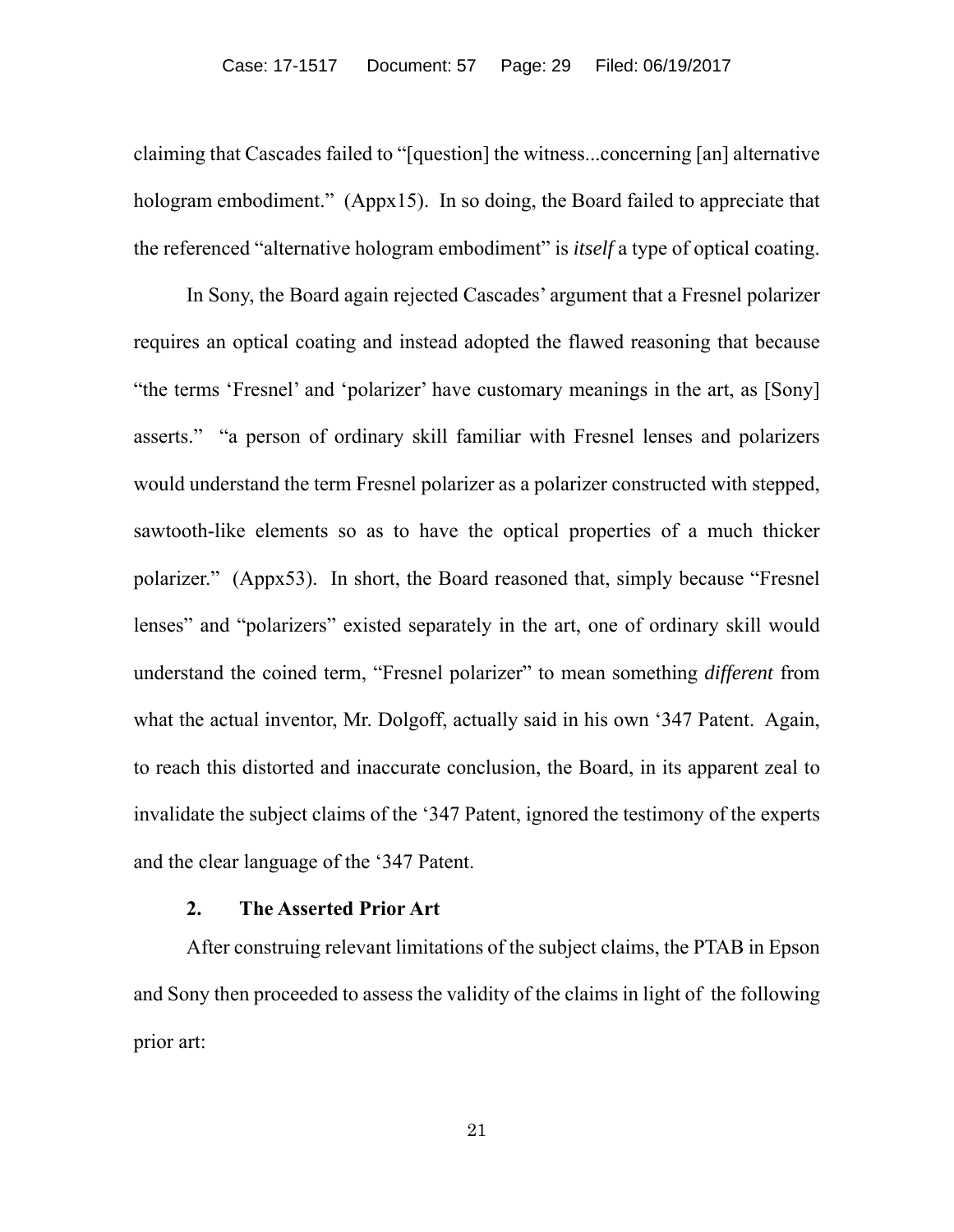claiming that Cascades failed to "[question] the witness...concerning [an] alternative hologram embodiment." (Appx15). In so doing, the Board failed to appreciate that the referenced "alternative hologram embodiment" is *itself* a type of optical coating.

In Sony, the Board again rejected Cascades' argument that a Fresnel polarizer requires an optical coating and instead adopted the flawed reasoning that because "the terms 'Fresnel' and 'polarizer' have customary meanings in the art, as [Sony] asserts." "a person of ordinary skill familiar with Fresnel lenses and polarizers would understand the term Fresnel polarizer as a polarizer constructed with stepped, sawtooth-like elements so as to have the optical properties of a much thicker polarizer." (Appx53). In short, the Board reasoned that, simply because "Fresnel lenses" and "polarizers" existed separately in the art, one of ordinary skill would understand the coined term, "Fresnel polarizer" to mean something *different* from what the actual inventor, Mr. Dolgoff, actually said in his own '347 Patent. Again, to reach this distorted and inaccurate conclusion, the Board, in its apparent zeal to invalidate the subject claims of the '347 Patent, ignored the testimony of the experts and the clear language of the '347 Patent.

### 2. The Asserted Prior Art

After construing relevant limitations of the subject claims, the PTAB in Epson and Sony then proceeded to assess the validity of the claims in light of the following prior art: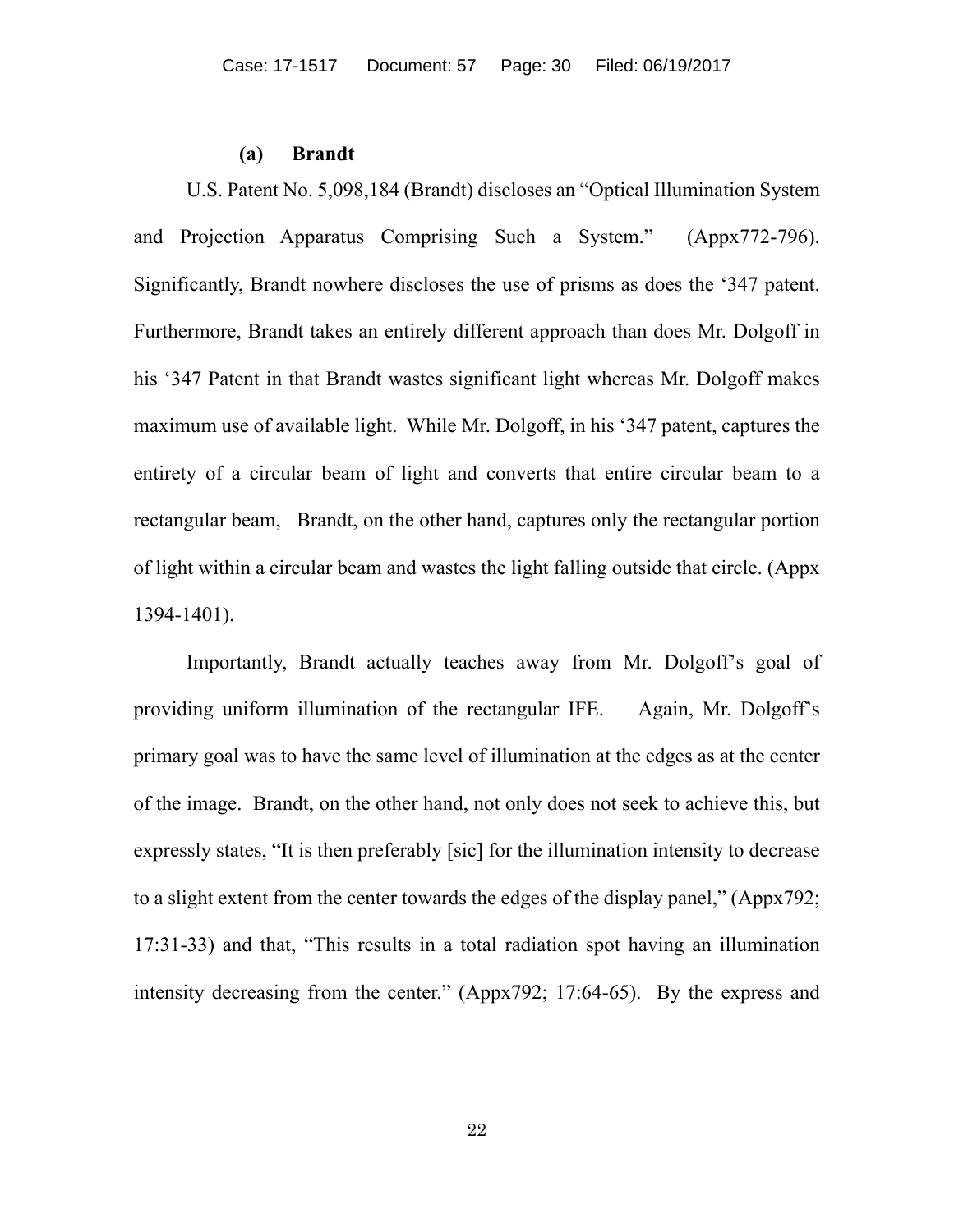### (a) Brandt

U.S. Patent No. 5,098,184 (Brandt) discloses an "Optical Illumination System and Projection Apparatus Comprising Such a System." (Appx772-796). Significantly, Brandt nowhere discloses the use of prisms as does the '347 patent. Furthermore, Brandt takes an entirely different approach than does Mr. Dolgoff in his '347 Patent in that Brandt wastes significant light whereas Mr. Dolgoff makes maximum use of available light. While Mr. Dolgoff, in his '347 patent, captures the entirety of a circular beam of light and converts that entire circular beam to a rectangular beam, Brandt, on the other hand, captures only the rectangular portion of light within a circular beam and wastes the light falling outside that circle. (Appx 1394-1401).

Importantly, Brandt actually teaches away from Mr. Dolgoff's goal of providing uniform illumination of the rectangular IFE. Again, Mr. Dolgoff's primary goal was to have the same level of illumination at the edges as at the center of the image. Brandt, on the other hand, not only does not seek to achieve this, but expressly states, "It is then preferably [sic] for the illumination intensity to decrease to a slight extent from the center towards the edges of the display panel," (Appx792; 17:31-33) and that, "This results in a total radiation spot having an illumination intensity decreasing from the center." (Appx792; 17:64-65). By the express and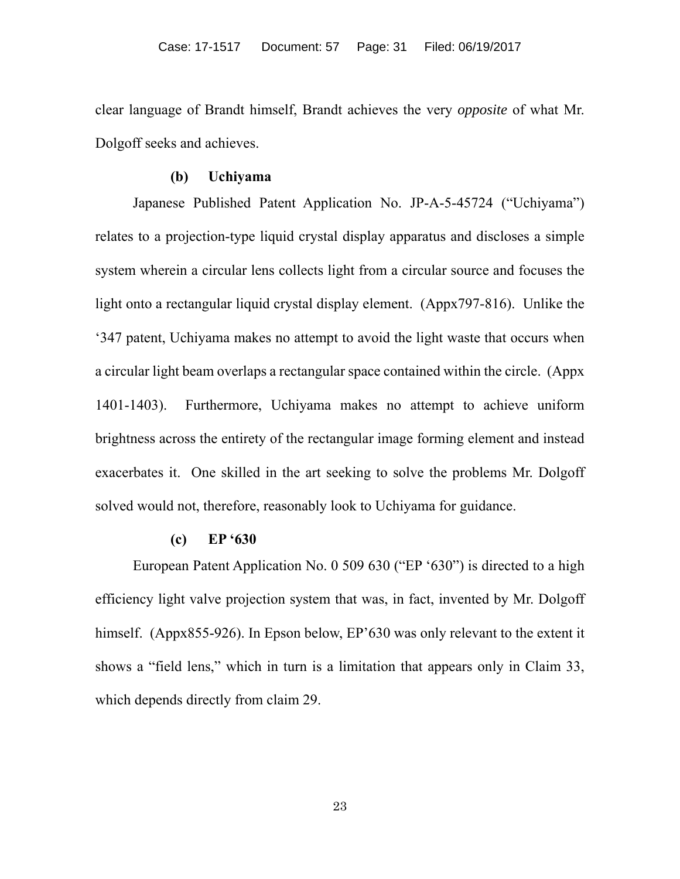clear language of Brandt himself, Brandt achieves the very *opposite* of what Mr. Dolgoff seeks and achieves.

**(b) Uchiyama**

Japanese Published Patent Application No. JP-A-5-45724 ("Uchiyama") relates to a projection-type liquid crystal display apparatus and discloses a simple system wherein a circular lens collects light from a circular source and focuses the light onto a rectangular liquid crystal display element. (Appx797-816). Unlike the '347 patent, Uchiyama makes no attempt to avoid the light waste that occurs when a circular light beam overlaps a rectangular space contained within the circle. (Appx 1401-1403). Furthermore, Uchiyama makes no attempt to achieve uniform brightness across the entirety of the rectangular image forming element and instead exacerbates it. One skilled in the art seeking to solve the problems Mr. Dolgoff solved would not, therefore, reasonably look to Uchiyama for guidance.

**(c) EP '630**

European Patent Application No. 0 509 630 ("EP '630") is directed to a high efficiency light valve projection system that was, in fact, invented by Mr. Dolgoff himself. (Appx855-926). In Epson below, EP'630 was only relevant to the extent it shows a "field lens," which in turn is a limitation that appears only in Claim 33, which depends directly from claim 29.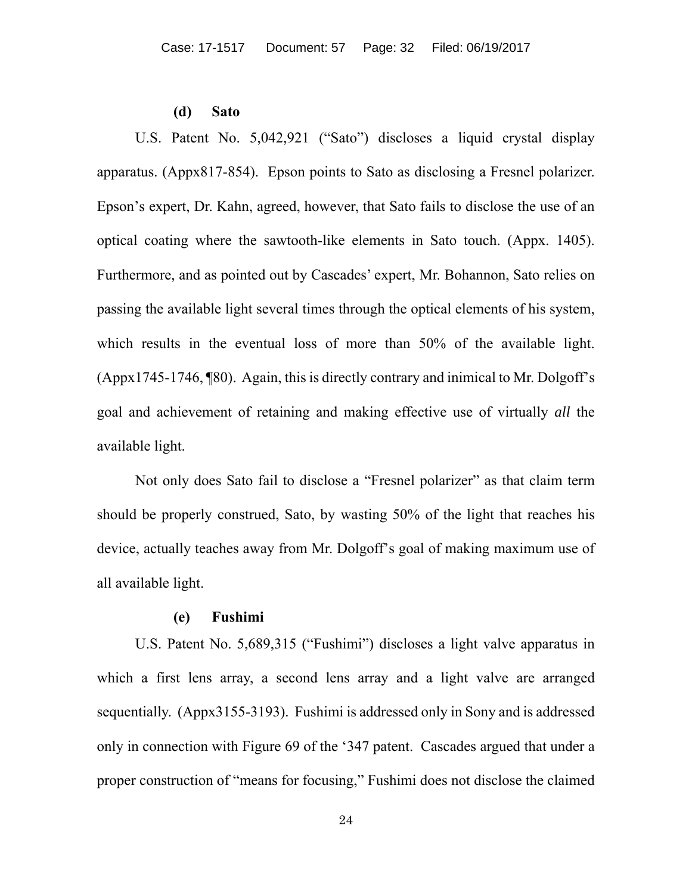#### (d) Sato

U.S. Patent No. 5,042,921 ("Sato") discloses a liquid crystal display apparatus. (Appx817-854). Epson points to Sato as disclosing a Fresnel polarizer. Epson's expert, Dr. Kahn, agreed, however, that Sato fails to disclose the use of an optical coating where the sawtooth-like elements in Sato touch. (Appx. 1405). Furthermore, and as pointed out by Cascades' expert, Mr. Bohannon, Sato relies on passing the available light several times through the optical elements of his system, which results in the eventual loss of more than 50% of the available light. (Appx1745-1746, ¶80). Again, this is directly contrary and inimical to Mr. Dolgoff's goal and achievement of retaining and making effective use of virtually *all* the available light.

Not only does Sato fail to disclose a "Fresnel polarizer" as that claim term should be properly construed, Sato, by wasting 50% of the light that reaches his device, actually teaches away from Mr. Dolgoff's goal of making maximum use of all available light.

#### (e) Fushimi

U.S. Patent No. 5,689,315 ("Fushimi") discloses a light valve apparatus in which a first lens array, a second lens array and a light valve are arranged sequentially. (Appx3155-3193). Fushimi is addressed only in Sony and is addressed only in connection with Figure 69 of the '347 patent. Cascades argued that under a proper construction of "means for focusing," Fushimi does not disclose the claimed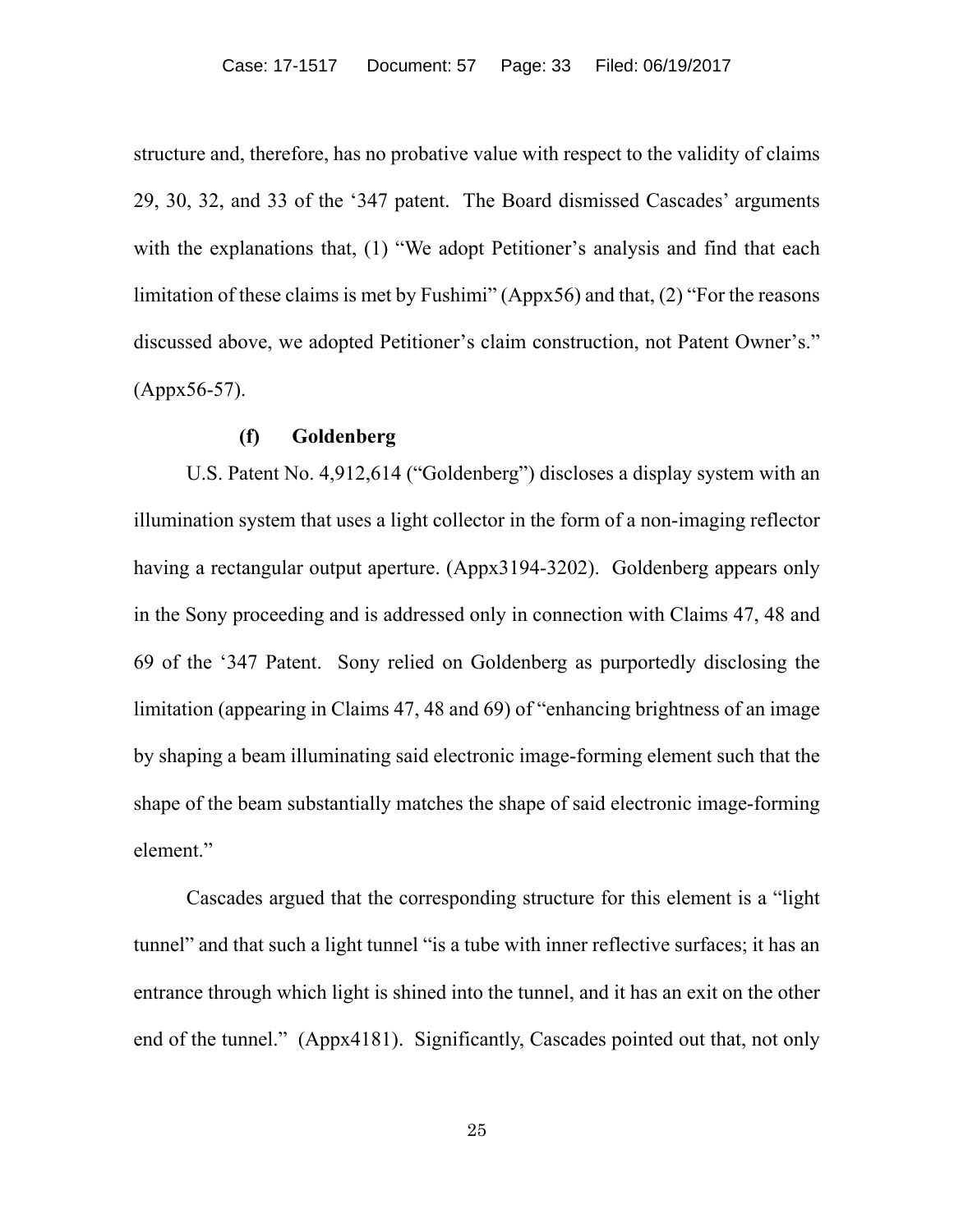structure and, therefore, has no probative value with respect to the validity of claims 29, 30, 32, and 33 of the '347 patent. The Board dismissed Cascades' arguments with the explanations that, (1) "We adopt Petitioner's analysis and find that each limitation of these claims is met by Fushimi" (Appx56) and that, (2) "For the reasons discussed above, we adopted Petitioner's claim construction, not Patent Owner's." (Appx56-57).

**(f) Goldenberg**

U.S. Patent No. 4,912,614 ("Goldenberg") discloses a display system with an illumination system that uses a light collector in the form of a non-imaging reflector having a rectangular output aperture. (Appx3194-3202). Goldenberg appears only in the Sony proceeding and is addressed only in connection with Claims 47, 48 and 69 of the '347 Patent. Sony relied on Goldenberg as purportedly disclosing the limitation (appearing in Claims 47, 48 and 69) of "enhancing brightness of an image by shaping a beam illuminating said electronic image-forming element such that the shape of the beam substantially matches the shape of said electronic image-forming element."

Cascades argued that the corresponding structure for this element is a "light tunnel" and that such a light tunnel "is a tube with inner reflective surfaces; it has an entrance through which light is shined into the tunnel, and it has an exit on the other end of the tunnel." (Appx4181). Significantly, Cascades pointed out that, not only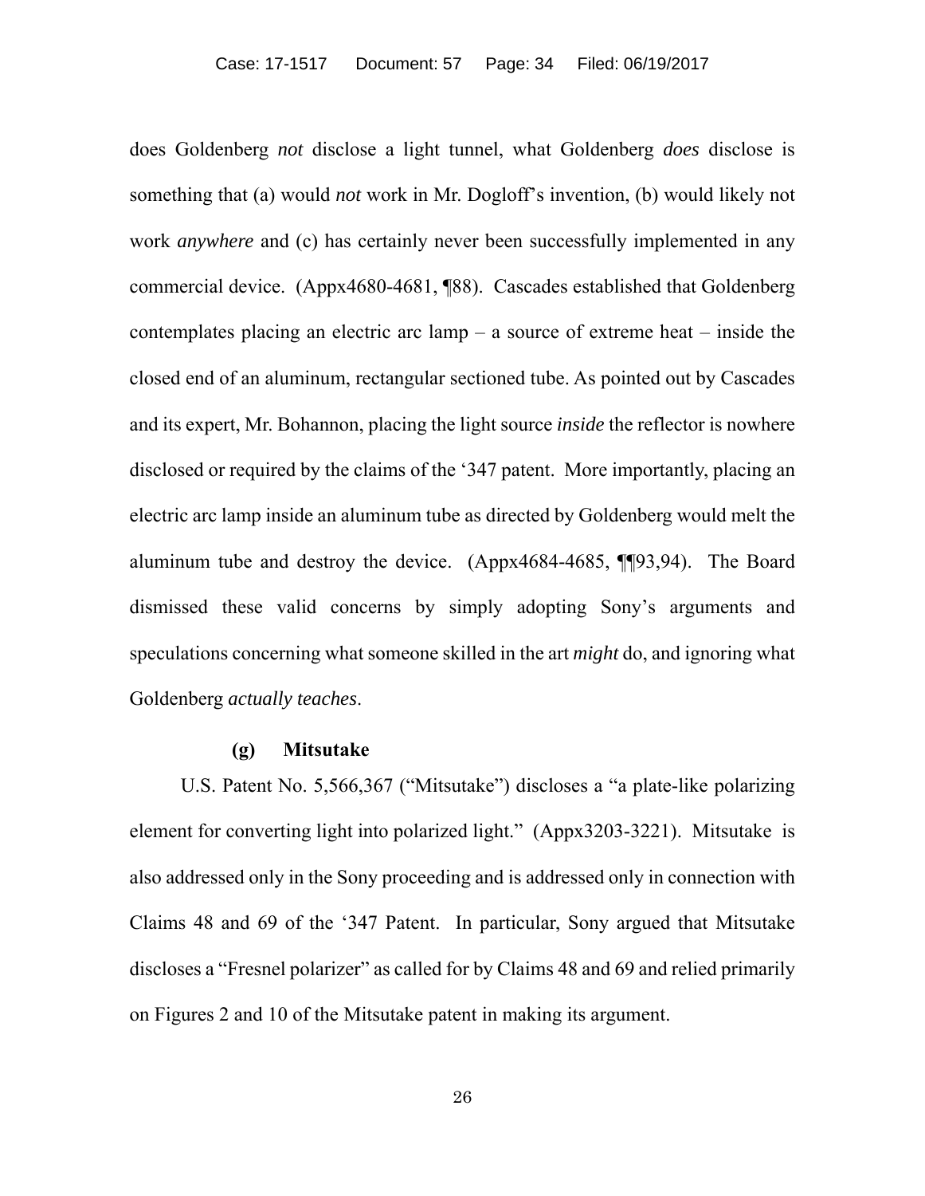does Goldenberg *not* disclose a light tunnel, what Goldenberg *does* disclose is something that (a) would *not* work in Mr. Dogloff's invention, (b) would likely not work *anywhere* and (c) has certainly never been successfully implemented in any commercial device. (Appx4680-4681, ¶88). Cascades established that Goldenberg contemplates placing an electric arc lamp – a source of extreme heat – inside the closed end of an aluminum, rectangular sectioned tube. As pointed out by Cascades and its expert, Mr. Bohannon, placing the light source *inside* the reflector is nowhere disclosed or required by the claims of the '347 patent. More importantly, placing an electric arc lamp inside an aluminum tube as directed by Goldenberg would melt the aluminum tube and destroy the device. (Appx4684-4685, ¶¶93,94). The Board dismissed these valid concerns by simply adopting Sony's arguments and speculations concerning what someone skilled in the art *might* do, and ignoring what Goldenberg *actually teaches*.

**(g) Mitsutake**

U.S. Patent No. 5,566,367 ("Mitsutake") discloses a "a plate-like polarizing element for converting light into polarized light." (Appx3203-3221). Mitsutake is also addressed only in the Sony proceeding and is addressed only in connection with Claims 48 and 69 of the '347 Patent. In particular, Sony argued that Mitsutake discloses a "Fresnel polarizer" as called for by Claims 48 and 69 and relied primarily on Figures 2 and 10 of the Mitsutake patent in making its argument.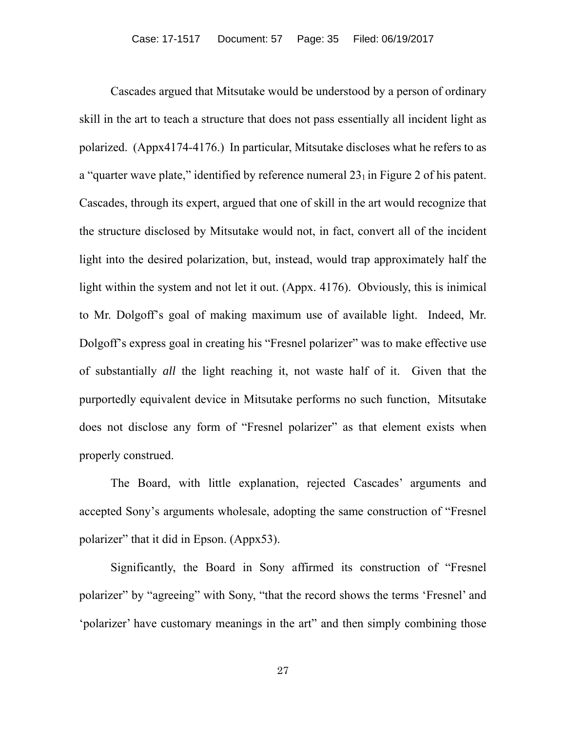Cascades argued that Mitsutake would be understood by a person of ordinary skill in the art to teach a structure that does not pass essentially all incident light as polarized. (Appx4174-4176.) In particular, Mitsutake discloses what he refers to as a "quarter wave plate," identified by reference numeral $23_1$ in Figure 2 of his patent. Cascades, through its expert, argued that one of skill in the art would recognize that the structure disclosed by Mitsutake would not, in fact, convert all of the incident light into the desired polarization, but, instead, would trap approximately half the light within the system and not let it out. (Appx. 4176). Obviously, this is inimical to Mr. Dolgoff's goal of making maximum use of available light. Indeed, Mr. Dolgoff's express goal in creating his "Fresnel polarizer" was to make effective use of substantially *all* the light reaching it, not waste half of it. Given that the purportedly equivalent device in Mitsutake performs no such function, Mitsutake does not disclose any form of "Fresnel polarizer" as that element exists when properly construed.

The Board, with little explanation, rejected Cascades' arguments and accepted Sony's arguments wholesale, adopting the same construction of "Fresnel polarizer" that it did in Epson. (Appx53).

Significantly, the Board in Sony affirmed its construction of "Fresnel polarizer" by "agreeing" with Sony, "that the record shows the terms 'Fresnel' and 'polarizer' have customary meanings in the art" and then simply combining those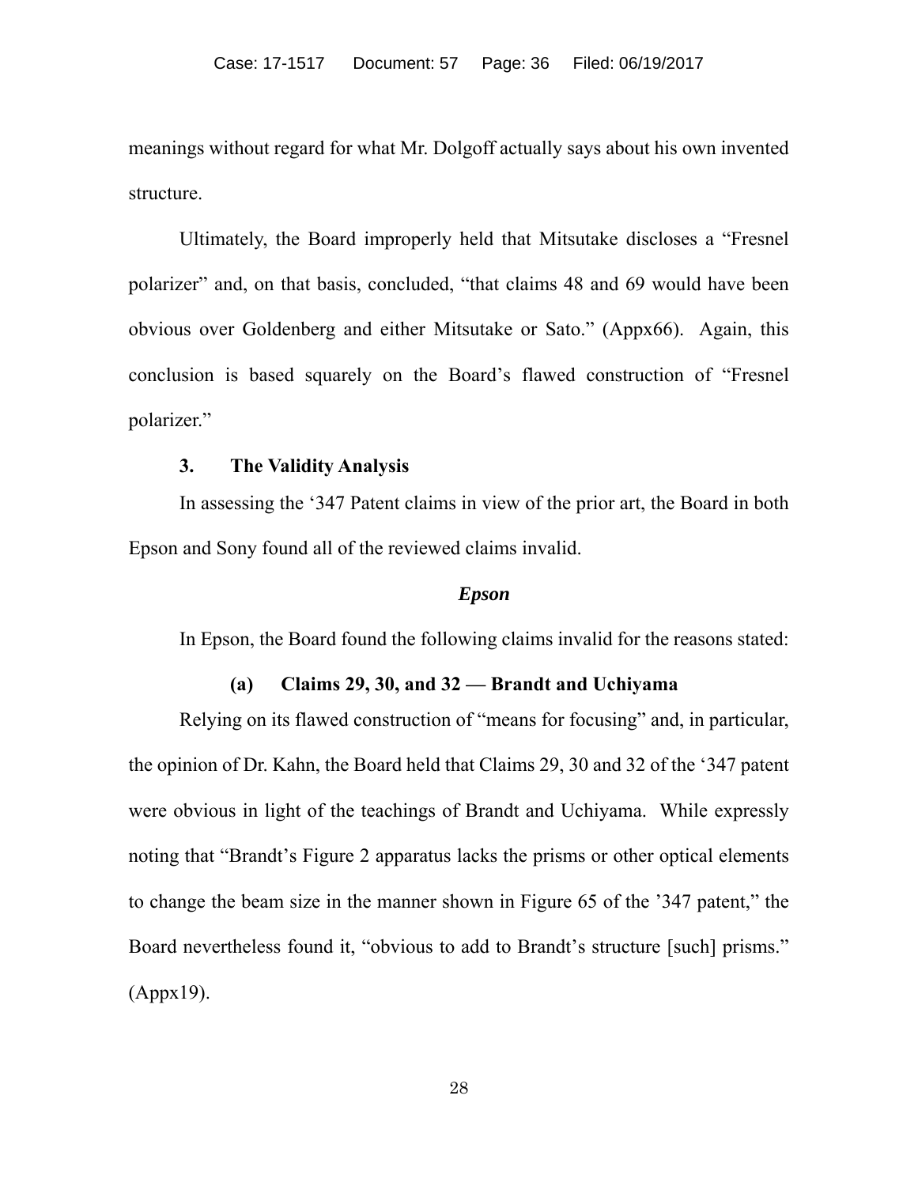meanings without regard for what Mr. Dolgoff actually says about his own invented structure.

Ultimately, the Board improperly held that Mitsutake discloses a “Fresnel polarizer” and, on that basis, concluded, “that claims 48 and 69 would have been obvious over Goldenberg and either Mitsutake or Sato.” (Appx66). Again, this conclusion is based squarely on the Board’s flawed construction of “Fresnel polarizer.”

### 3. The Validity Analysis

In assessing the ‘347 Patent claims in view of the prior art, the Board in both Epson and Sony found all of the reviewed claims invalid.

***Epson***

In Epson, the Board found the following claims invalid for the reasons stated:

#### (a) Claims 29, 30, and 32 — Brandt and Uchiyama

Relying on its flawed construction of “means for focusing” and, in particular, the opinion of Dr. Kahn, the Board held that Claims 29, 30 and 32 of the ‘347 patent were obvious in light of the teachings of Brandt and Uchiyama. While expressly noting that “Brandt’s Figure 2 apparatus lacks the prisms or other optical elements to change the beam size in the manner shown in Figure 65 of the ’347 patent,” the Board nevertheless found it, “obvious to add to Brandt’s structure [such] prisms.” (Appx19).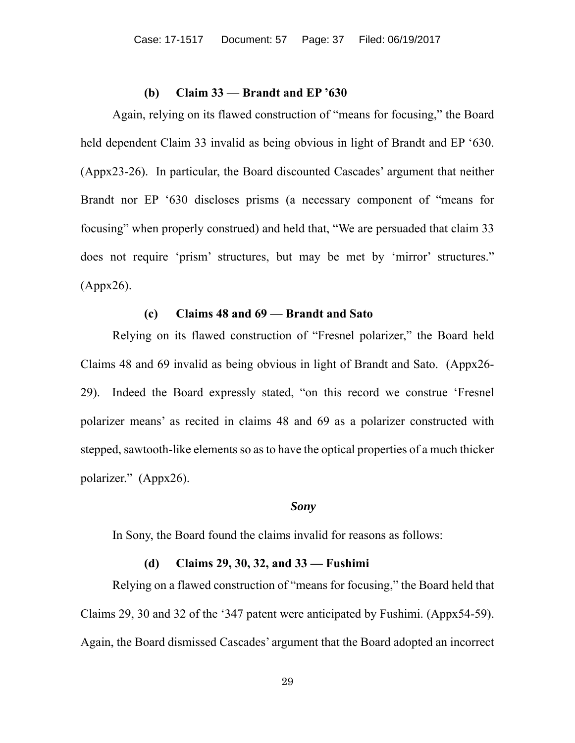#### (b) Claim 33 — Brandt and EP '630

Again, relying on its flawed construction of "means for focusing," the Board held dependent Claim 33 invalid as being obvious in light of Brandt and EP '630. (Appx23-26). In particular, the Board discounted Cascades' argument that neither Brandt nor EP '630 discloses prisms (a necessary component of "means for focusing" when properly construed) and held that, "We are persuaded that claim 33 does not require 'prism' structures, but may be met by 'mirror' structures." (Appx26).

#### (c) Claims 48 and 69 — Brandt and Sato

Relying on its flawed construction of "Fresnel polarizer," the Board held Claims 48 and 69 invalid as being obvious in light of Brandt and Sato. (Appx26-29). Indeed the Board expressly stated, "on this record we construe 'Fresnel polarizer means' as recited in claims 48 and 69 as a polarizer constructed with stepped, sawtooth-like elements so as to have the optical properties of a much thicker polarizer." (Appx26).

### *Sony*

In Sony, the Board found the claims invalid for reasons as follows:

#### (d) Claims 29, 30, 32, and 33 — Fushimi

Relying on a flawed construction of "means for focusing," the Board held that Claims 29, 30 and 32 of the '347 patent were anticipated by Fushimi. (Appx54-59). Again, the Board dismissed Cascades' argument that the Board adopted an incorrect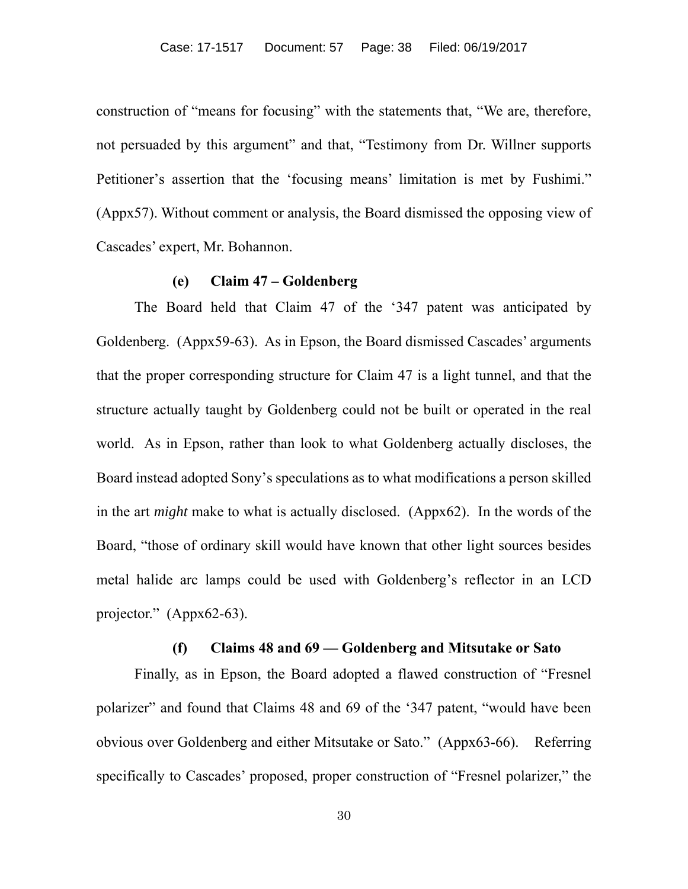construction of "means for focusing" with the statements that, "We are, therefore, not persuaded by this argument" and that, "Testimony from Dr. Willner supports Petitioner's assertion that the 'focusing means' limitation is met by Fushimi." (Appx57). Without comment or analysis, the Board dismissed the opposing view of Cascades' expert, Mr. Bohannon.

**(e) Claim 47 – Goldenberg**

The Board held that Claim 47 of the '347 patent was anticipated by Goldenberg. (Appx59-63). As in Epson, the Board dismissed Cascades' arguments that the proper corresponding structure for Claim 47 is a light tunnel, and that the structure actually taught by Goldenberg could not be built or operated in the real world. As in Epson, rather than look to what Goldenberg actually discloses, the Board instead adopted Sony's speculations as to what modifications a person skilled in the art *might* make to what is actually disclosed. (Appx62). In the words of the Board, "those of ordinary skill would have known that other light sources besides metal halide arc lamps could be used with Goldenberg's reflector in an LCD projector." (Appx62-63).

**(f) Claims 48 and 69 — Goldenberg and Mitsutake or Sato**

Finally, as in Epson, the Board adopted a flawed construction of "Fresnel polarizer" and found that Claims 48 and 69 of the '347 patent, "would have been obvious over Goldenberg and either Mitsutake or Sato." (Appx63-66). Referring specifically to Cascades' proposed, proper construction of "Fresnel polarizer," the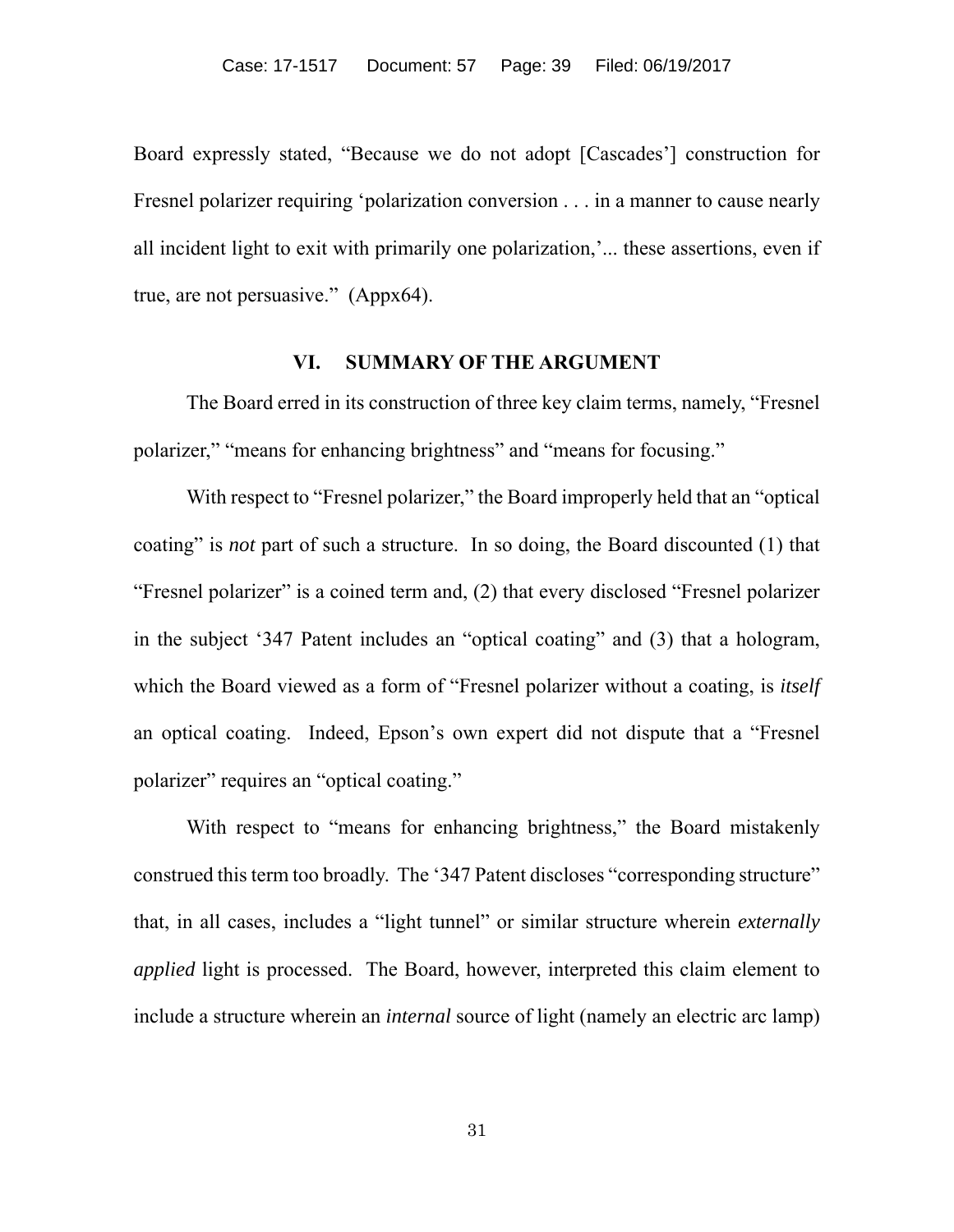Board expressly stated, "Because we do not adopt [Cascades'] construction for Fresnel polarizer requiring 'polarization conversion . . . in a manner to cause nearly all incident light to exit with primarily one polarization,'... these assertions, even if true, are not persuasive." (Appx64).

## VI. SUMMARY OF THE ARGUMENT

The Board erred in its construction of three key claim terms, namely, "Fresnel polarizer," "means for enhancing brightness" and "means for focusing."

With respect to "Fresnel polarizer," the Board improperly held that an "optical coating" is *not* part of such a structure. In so doing, the Board discounted (1) that "Fresnel polarizer" is a coined term and, (2) that every disclosed "Fresnel polarizer in the subject '347 Patent includes an "optical coating" and (3) that a hologram, which the Board viewed as a form of "Fresnel polarizer without a coating, is *itself* an optical coating. Indeed, Epson's own expert did not dispute that a "Fresnel polarizer" requires an "optical coating."

With respect to "means for enhancing brightness," the Board mistakenly construed this term too broadly. The '347 Patent discloses "corresponding structure" that, in all cases, includes a "light tunnel" or similar structure wherein *externally applied* light is processed. The Board, however, interpreted this claim element to include a structure wherein an *internal* source of light (namely an electric arc lamp)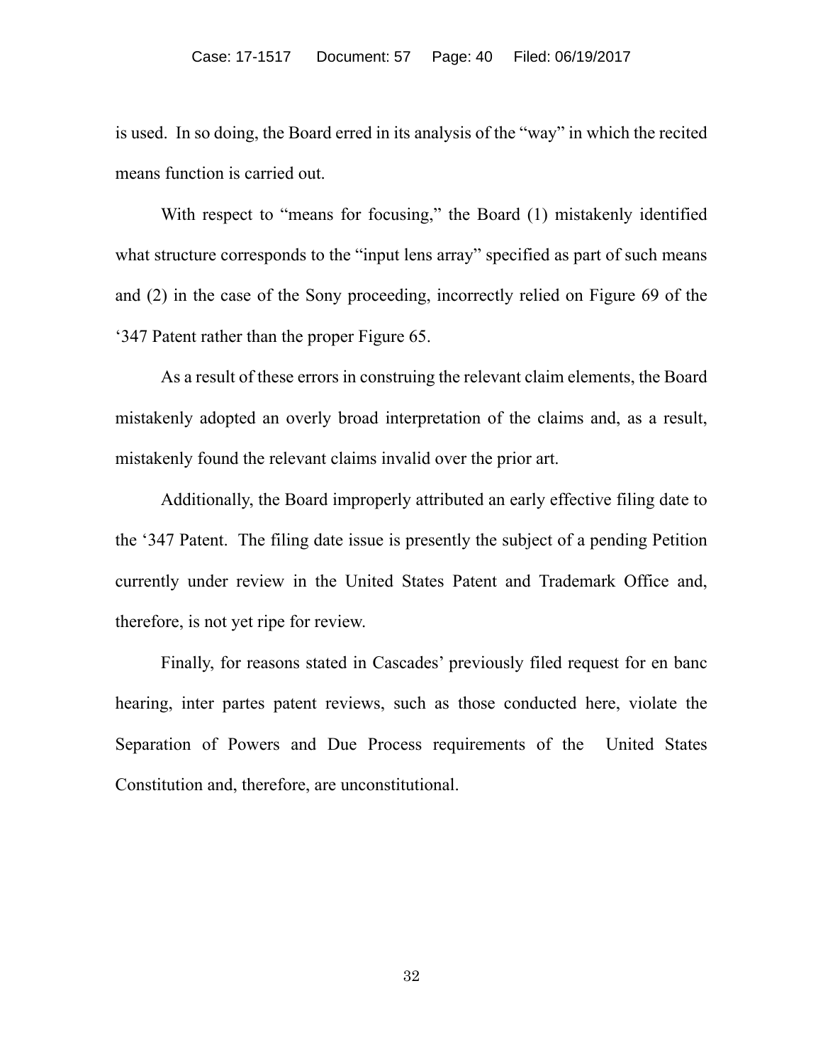is used. In so doing, the Board erred in its analysis of the "way" in which the recited means function is carried out.

With respect to "means for focusing," the Board (1) mistakenly identified what structure corresponds to the "input lens array" specified as part of such means and (2) in the case of the Sony proceeding, incorrectly relied on Figure 69 of the '347 Patent rather than the proper Figure 65.

As a result of these errors in construing the relevant claim elements, the Board mistakenly adopted an overly broad interpretation of the claims and, as a result, mistakenly found the relevant claims invalid over the prior art.

Additionally, the Board improperly attributed an early effective filing date to the '347 Patent. The filing date issue is presently the subject of a pending Petition currently under review in the United States Patent and Trademark Office and, therefore, is not yet ripe for review.

Finally, for reasons stated in Cascades' previously filed request for en banc hearing, inter partes patent reviews, such as those conducted here, violate the Separation of Powers and Due Process requirements of the United States Constitution and, therefore, are unconstitutional.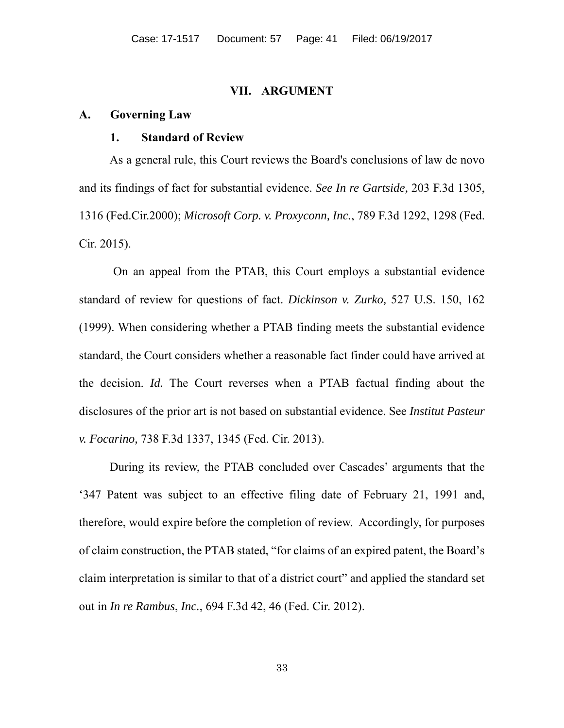## VII. ARGUMENT

### A. Governing Law

#### 1. Standard of Review

As a general rule, this Court reviews the Board's conclusions of law de novo and its findings of fact for substantial evidence. *See In re Gartside,* 203 F.3d 1305, 1316 (Fed.Cir.2000); *Microsoft Corp. v. Proxyconn, Inc.*, 789 F.3d 1292, 1298 (Fed. Cir. 2015).

On an appeal from the PTAB, this Court employs a substantial evidence standard of review for questions of fact. *Dickinson v. Zurko,* 527 U.S. 150, 162 (1999). When considering whether a PTAB finding meets the substantial evidence standard, the Court considers whether a reasonable fact finder could have arrived at the decision. *Id.* The Court reverses when a PTAB factual finding about the disclosures of the prior art is not based on substantial evidence. See *Institut Pasteur v. Focarino,* 738 F.3d 1337, 1345 (Fed. Cir. 2013).

During its review, the PTAB concluded over Cascades' arguments that the '347 Patent was subject to an effective filing date of February 21, 1991 and, therefore, would expire before the completion of review. Accordingly, for purposes of claim construction, the PTAB stated, "for claims of an expired patent, the Board's claim interpretation is similar to that of a district court" and applied the standard set out in *In re Rambus*, *Inc.*, 694 F.3d 42, 46 (Fed. Cir. 2012).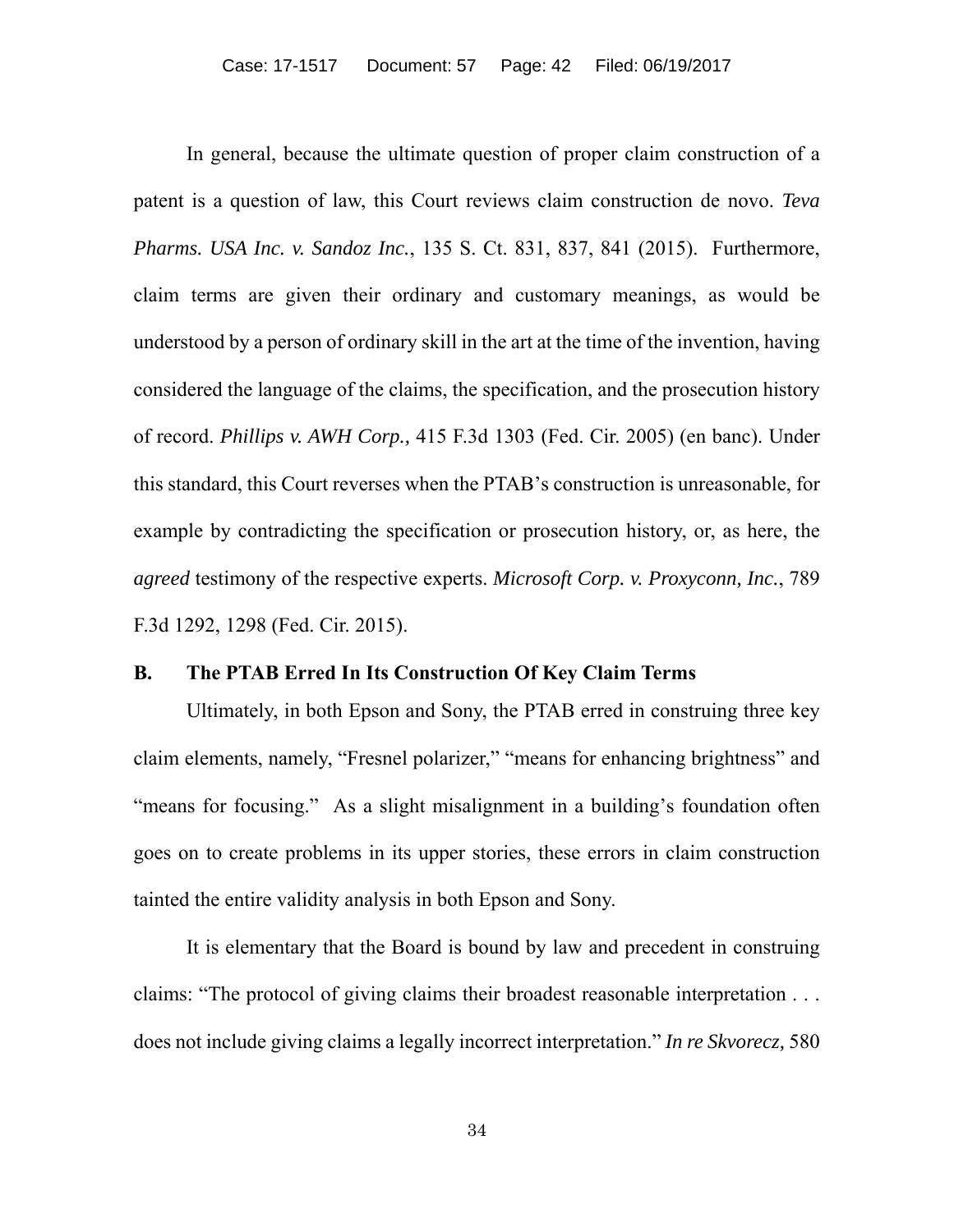In general, because the ultimate question of proper claim construction of a patent is a question of law, this Court reviews claim construction de novo. *Teva Pharms. USA Inc. v. Sandoz Inc.*, 135 S. Ct. 831, 837, 841 (2015). Furthermore, claim terms are given their ordinary and customary meanings, as would be understood by a person of ordinary skill in the art at the time of the invention, having considered the language of the claims, the specification, and the prosecution history of record. *Phillips v. AWH Corp.,* 415 F.3d 1303 (Fed. Cir. 2005) (en banc). Under this standard, this Court reverses when the PTAB's construction is unreasonable, for example by contradicting the specification or prosecution history, or, as here, the *agreed* testimony of the respective experts. *Microsoft Corp. v. Proxyconn, Inc.*, 789 F.3d 1292, 1298 (Fed. Cir. 2015).

### B. The PTAB Erred In Its Construction Of Key Claim Terms

Ultimately, in both Epson and Sony, the PTAB erred in construing three key claim elements, namely, "Fresnel polarizer," "means for enhancing brightness" and "means for focusing." As a slight misalignment in a building's foundation often goes on to create problems in its upper stories, these errors in claim construction tainted the entire validity analysis in both Epson and Sony.

It is elementary that the Board is bound by law and precedent in construing claims: "The protocol of giving claims their broadest reasonable interpretation . . . does not include giving claims a legally incorrect interpretation." *In re Skvorecz,* 580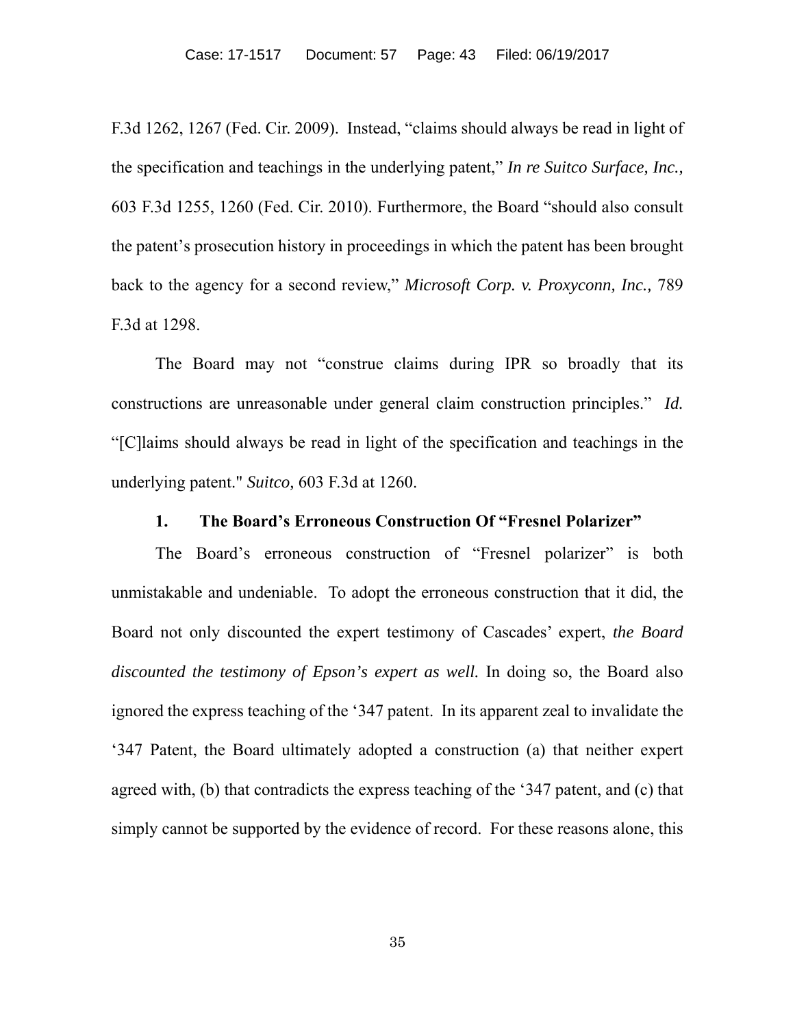F.3d 1262, 1267 (Fed. Cir. 2009). Instead, "claims should always be read in light of the specification and teachings in the underlying patent," *In re Suitco Surface, Inc.,* 603 F.3d 1255, 1260 (Fed. Cir. 2010). Furthermore, the Board "should also consult the patent's prosecution history in proceedings in which the patent has been brought back to the agency for a second review," *Microsoft Corp. v. Proxyconn, Inc.,* 789 F.3d at 1298.

The Board may not "construe claims during IPR so broadly that its constructions are unreasonable under general claim construction principles." *Id.* "[C]laims should always be read in light of the specification and teachings in the underlying patent." *Suitco,* 603 F.3d at 1260.

### 1. The Board's Erroneous Construction Of "Fresnel Polarizer"

The Board's erroneous construction of "Fresnel polarizer" is both unmistakable and undeniable. To adopt the erroneous construction that it did, the Board not only discounted the expert testimony of Cascades' expert, *the Board discounted the testimony of Epson's expert as well.* In doing so, the Board also ignored the express teaching of the '347 patent. In its apparent zeal to invalidate the '347 Patent, the Board ultimately adopted a construction (a) that neither expert agreed with, (b) that contradicts the express teaching of the '347 patent, and (c) that simply cannot be supported by the evidence of record. For these reasons alone, this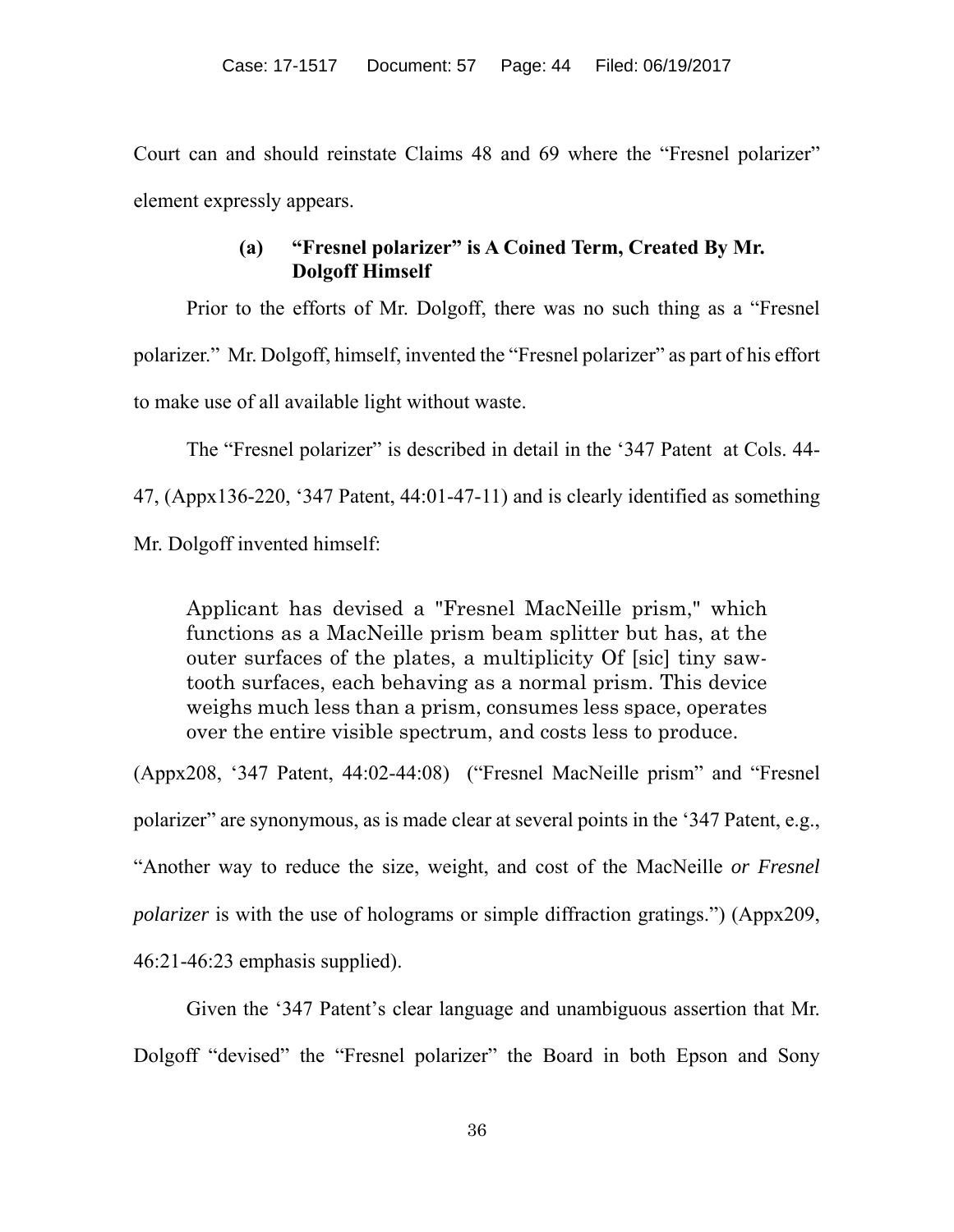Court can and should reinstate Claims 48 and 69 where the "Fresnel polarizer" element expressly appears.

### (a) "Fresnel polarizer" is A Coined Term, Created By Mr. Dolgoff Himself

Prior to the efforts of Mr. Dolgoff, there was no such thing as a "Fresnel polarizer." Mr. Dolgoff, himself, invented the "Fresnel polarizer" as part of his effort to make use of all available light without waste.

The "Fresnel polarizer" is described in detail in the '347 Patent at Cols. 44-47, (Appx136-220, '347 Patent, 44:01-47-11) and is clearly identified as something Mr. Dolgoff invented himself:

> Applicant has devised a "Fresnel MacNeille prism," which functions as a MacNeille prism beam splitter but has, at the outer surfaces of the plates, a multiplicity Of [sic] tiny saw-tooth surfaces, each behaving as a normal prism. This device weighs much less than a prism, consumes less space, operates over the entire visible spectrum, and costs less to produce.

(Appx208, '347 Patent, 44:02-44:08) ("Fresnel MacNeille prism" and "Fresnel polarizer" are synonymous, as is made clear at several points in the '347 Patent, e.g., "Another way to reduce the size, weight, and cost of the MacNeille *or Fresnel polarizer* is with the use of holograms or simple diffraction gratings.") (Appx209, 46:21-46:23 emphasis supplied).

Given the '347 Patent's clear language and unambiguous assertion that Mr. Dolgoff "devised" the "Fresnel polarizer" the Board in both Epson and Sony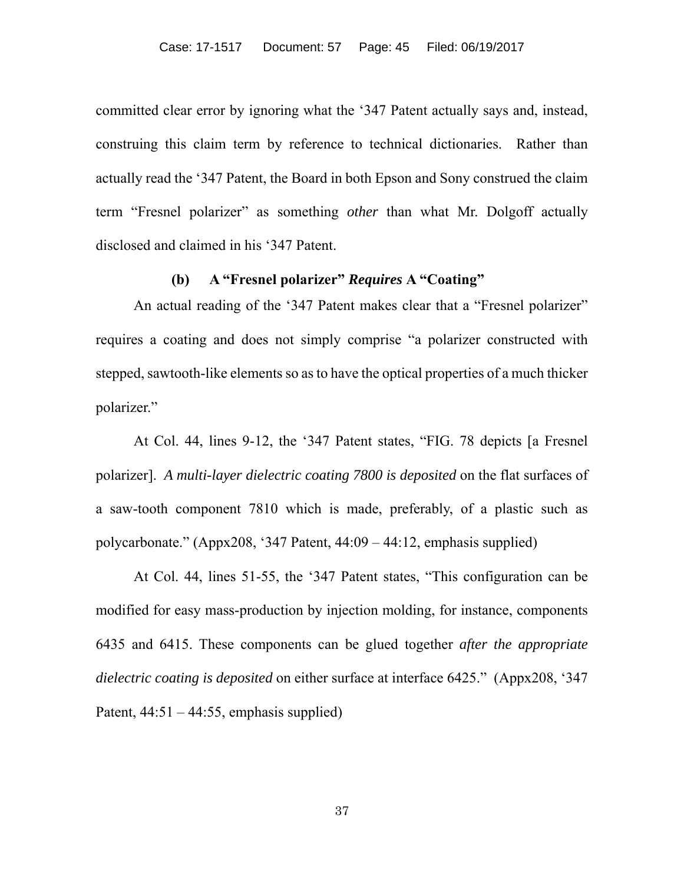committed clear error by ignoring what the '347 Patent actually says and, instead, construing this claim term by reference to technical dictionaries. Rather than actually read the '347 Patent, the Board in both Epson and Sony construed the claim term "Fresnel polarizer" as something *other* than what Mr. Dolgoff actually disclosed and claimed in his '347 Patent.

**(b) A "Fresnel polarizer" *Requires* A "Coating"**

An actual reading of the '347 Patent makes clear that a "Fresnel polarizer" requires a coating and does not simply comprise "a polarizer constructed with stepped, sawtooth-like elements so as to have the optical properties of a much thicker polarizer."

At Col. 44, lines 9-12, the '347 Patent states, "FIG. 78 depicts [a Fresnel polarizer]. *A multi-layer dielectric coating 7800 is deposited* on the flat surfaces of a saw-tooth component 7810 which is made, preferably, of a plastic such as polycarbonate." (Appx208, '347 Patent, 44:09 – 44:12, emphasis supplied)

At Col. 44, lines 51-55, the '347 Patent states, "This configuration can be modified for easy mass-production by injection molding, for instance, components 6435 and 6415. These components can be glued together *after the appropriate dielectric coating is deposited* on either surface at interface 6425." (Appx208, '347 Patent, 44:51 – 44:55, emphasis supplied)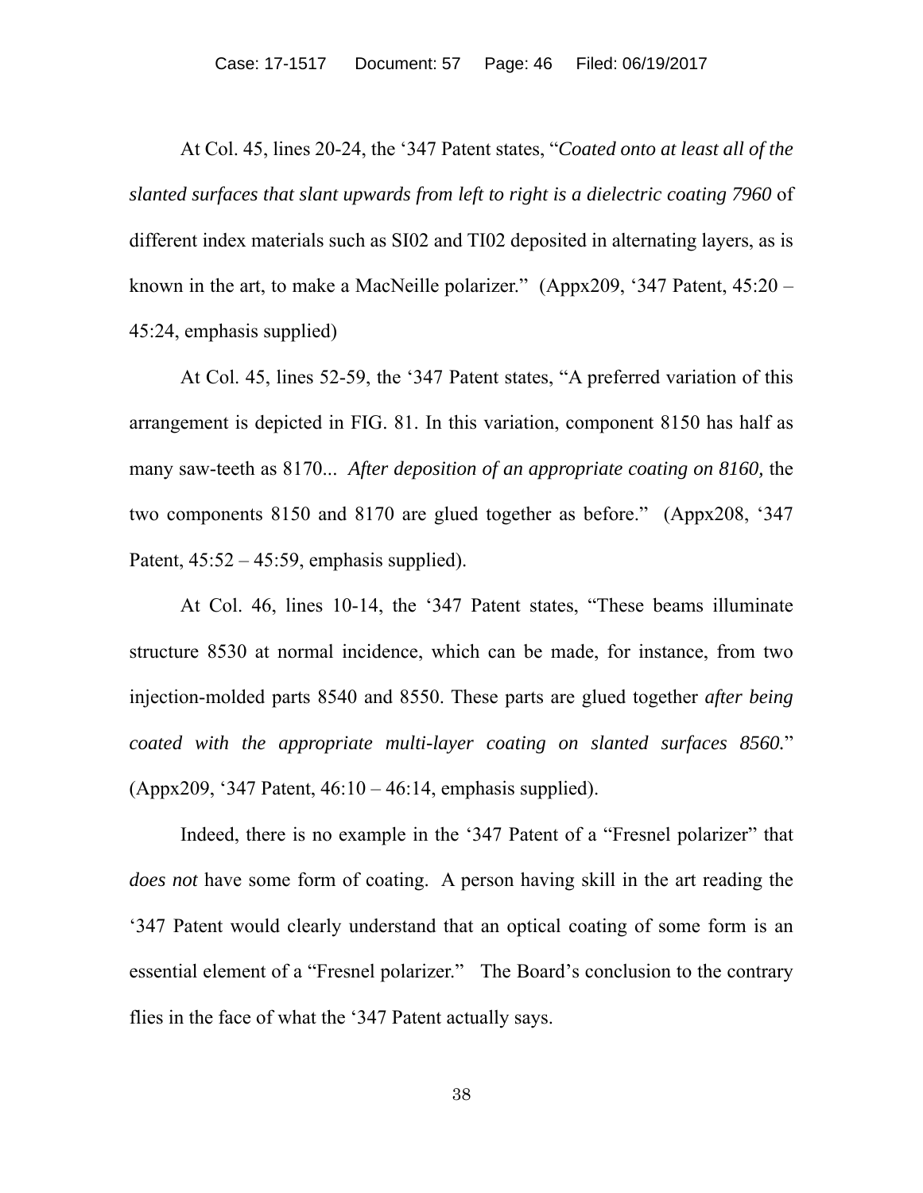At Col. 45, lines 20-24, the '347 Patent states, "*Coated onto at least all of the slanted surfaces that slant upwards from left to right is a dielectric coating 7960* of different index materials such as SI02 and TI02 deposited in alternating layers, as is known in the art, to make a MacNeille polarizer." (Appx209, '347 Patent, 45:20 – 45:24, emphasis supplied)

At Col. 45, lines 52-59, the '347 Patent states, "A preferred variation of this arrangement is depicted in FIG. 81. In this variation, component 8150 has half as many saw-teeth as 8170... *After deposition of an appropriate coating on 8160,* the two components 8150 and 8170 are glued together as before." (Appx208, '347 Patent, 45:52 – 45:59, emphasis supplied).

At Col. 46, lines 10-14, the '347 Patent states, "These beams illuminate structure 8530 at normal incidence, which can be made, for instance, from two injection-molded parts 8540 and 8550. These parts are glued together *after being coated with the appropriate multi-layer coating on slanted surfaces 8560.*" (Appx209, '347 Patent, 46:10 – 46:14, emphasis supplied).

Indeed, there is no example in the '347 Patent of a "Fresnel polarizer" that *does not* have some form of coating. A person having skill in the art reading the '347 Patent would clearly understand that an optical coating of some form is an essential element of a "Fresnel polarizer." The Board's conclusion to the contrary flies in the face of what the '347 Patent actually says.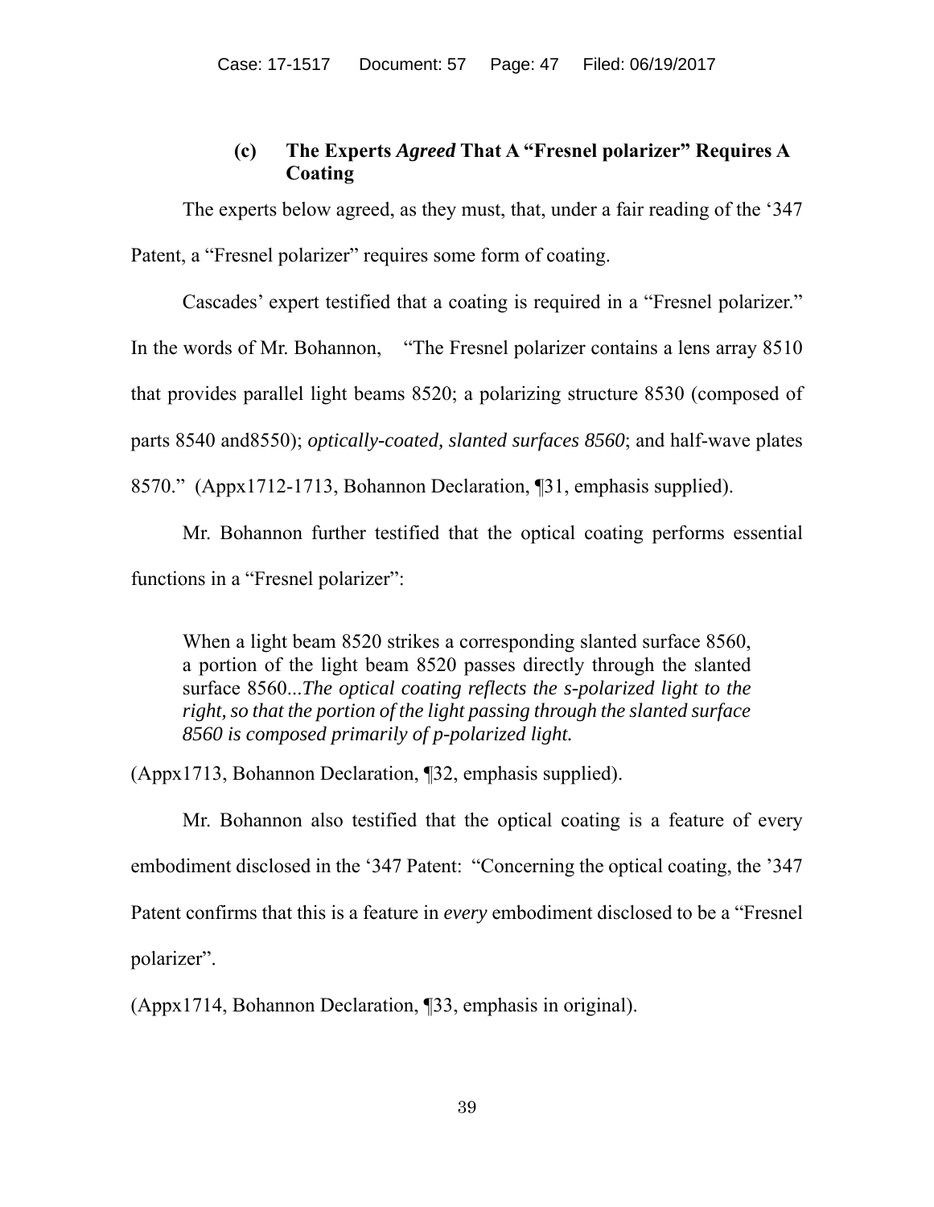#### (c) The Experts *Agreed* That A "Fresnel polarizer" Requires A Coating

The experts below agreed, as they must, that, under a fair reading of the '347 Patent, a "Fresnel polarizer" requires some form of coating.

Cascades' expert testified that a coating is required in a "Fresnel polarizer." In the words of Mr. Bohannon, "The Fresnel polarizer contains a lens array 8510 that provides parallel light beams 8520; a polarizing structure 8530 (composed of parts 8540 and8550); *optically-coated, slanted surfaces 8560*; and half-wave plates 8570." (Appx1712-1713, Bohannon Declaration, ¶31, emphasis supplied).

Mr. Bohannon further testified that the optical coating performs essential functions in a "Fresnel polarizer":

> When a light beam 8520 strikes a corresponding slanted surface 8560, a portion of the light beam 8520 passes directly through the slanted surface 8560...*The optical coating reflects the s-polarized light to the right, so that the portion of the light passing through the slanted surface 8560 is composed primarily of p-polarized light.*

(Appx1713, Bohannon Declaration, ¶32, emphasis supplied).

Mr. Bohannon also testified that the optical coating is a feature of every embodiment disclosed in the '347 Patent: "Concerning the optical coating, the '347 Patent confirms that this is a feature in *every* embodiment disclosed to be a "Fresnel polarizer".

(Appx1714, Bohannon Declaration, ¶33, emphasis in original).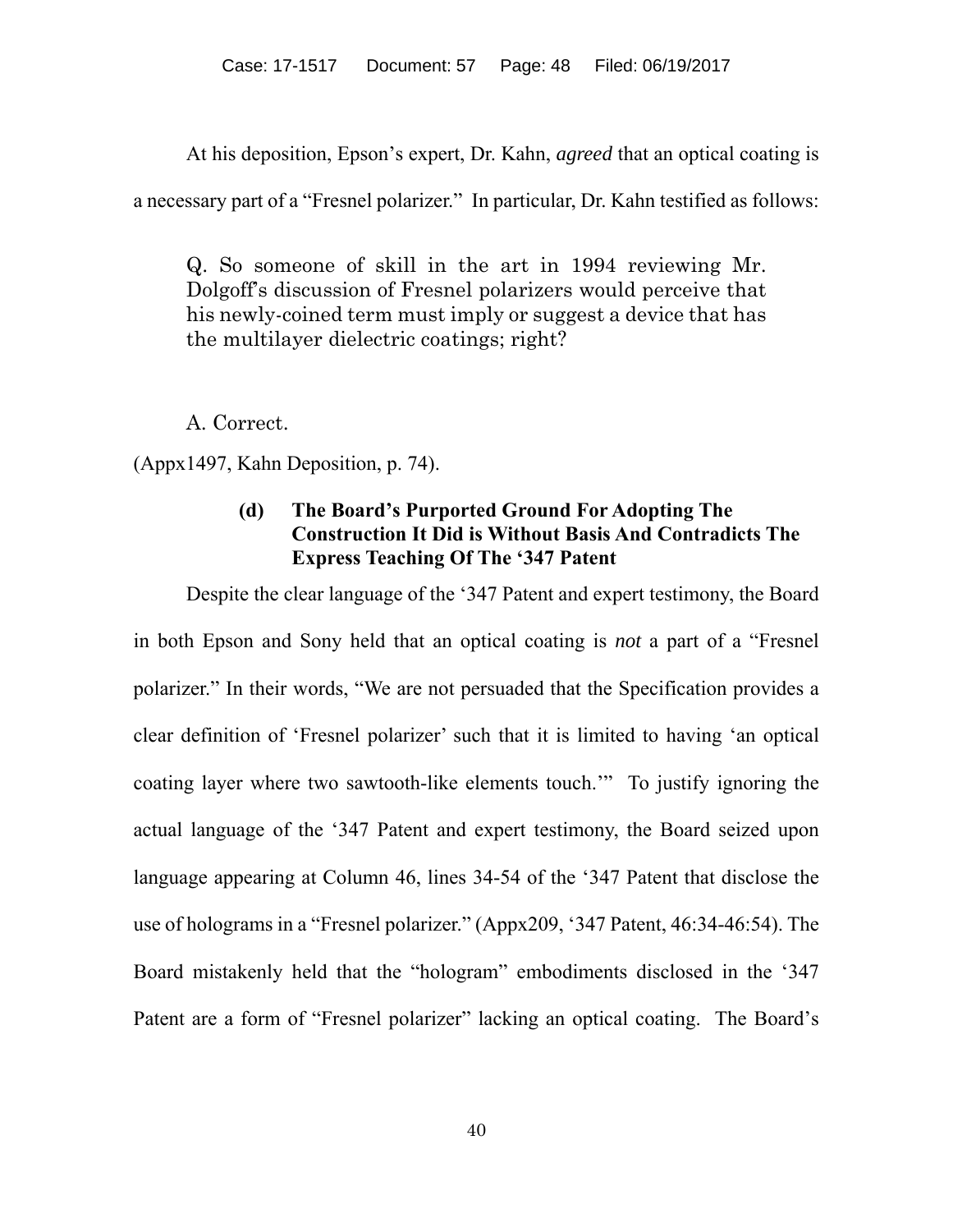At his deposition, Epson's expert, Dr. Kahn, *agreed* that an optical coating is a necessary part of a "Fresnel polarizer." In particular, Dr. Kahn testified as follows:

> Q. So someone of skill in the art in 1994 reviewing Mr. Dolgoff's discussion of Fresnel polarizers would perceive that his newly-coined term must imply or suggest a device that has the multilayer dielectric coatings; right?
>
> A. Correct.

(Appx1497, Kahn Deposition, p. 74).

#### (d) The Board's Purported Ground For Adopting The Construction It Did is Without Basis And Contradicts The Express Teaching Of The '347 Patent

Despite the clear language of the '347 Patent and expert testimony, the Board in both Epson and Sony held that an optical coating is *not* a part of a "Fresnel polarizer." In their words, "We are not persuaded that the Specification provides a clear definition of 'Fresnel polarizer' such that it is limited to having 'an optical coating layer where two sawtooth-like elements touch.'" To justify ignoring the actual language of the '347 Patent and expert testimony, the Board seized upon language appearing at Column 46, lines 34-54 of the '347 Patent that disclose the use of holograms in a "Fresnel polarizer." (Appx209, '347 Patent, 46:34-46:54). The Board mistakenly held that the "hologram" embodiments disclosed in the '347 Patent are a form of "Fresnel polarizer" lacking an optical coating. The Board's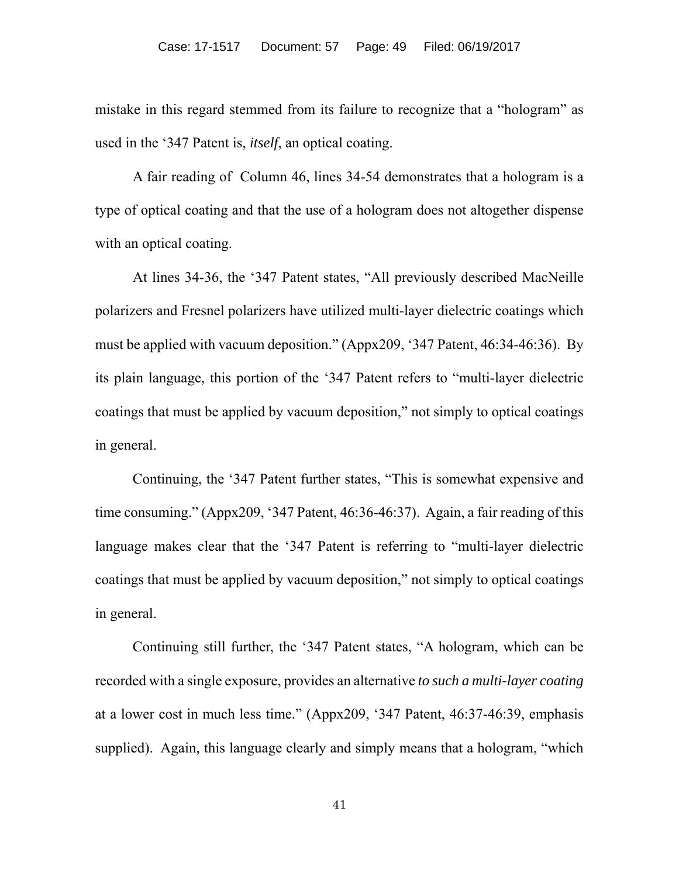mistake in this regard stemmed from its failure to recognize that a "hologram" as used in the '347 Patent is, *itself*, an optical coating.

A fair reading of Column 46, lines 34-54 demonstrates that a hologram is a type of optical coating and that the use of a hologram does not altogether dispense with an optical coating.

At lines 34-36, the '347 Patent states, "All previously described MacNeille polarizers and Fresnel polarizers have utilized multi-layer dielectric coatings which must be applied with vacuum deposition." (Appx209, '347 Patent, 46:34-46:36). By its plain language, this portion of the '347 Patent refers to "multi-layer dielectric coatings that must be applied by vacuum deposition," not simply to optical coatings in general.

Continuing, the '347 Patent further states, "This is somewhat expensive and time consuming." (Appx209, '347 Patent, 46:36-46:37). Again, a fair reading of this language makes clear that the '347 Patent is referring to "multi-layer dielectric coatings that must be applied by vacuum deposition," not simply to optical coatings in general.

Continuing still further, the '347 Patent states, "A hologram, which can be recorded with a single exposure, provides an alternative *to such a multi-layer coating* at a lower cost in much less time." (Appx209, '347 Patent, 46:37-46:39, emphasis supplied). Again, this language clearly and simply means that a hologram, "which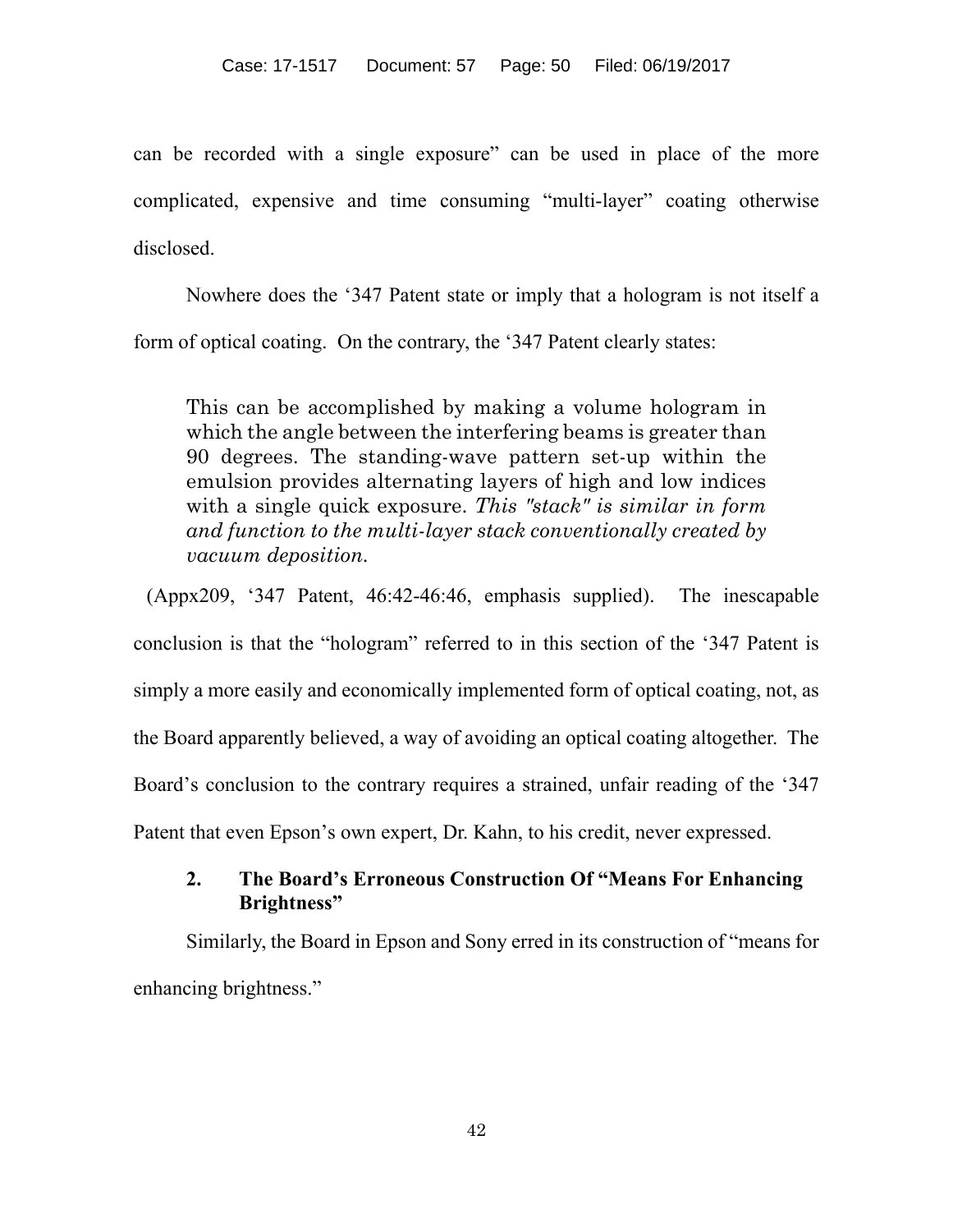can be recorded with a single exposure" can be used in place of the more complicated, expensive and time consuming "multi-layer" coating otherwise disclosed.

Nowhere does the '347 Patent state or imply that a hologram is not itself a form of optical coating. On the contrary, the '347 Patent clearly states:

> This can be accomplished by making a volume hologram in which the angle between the interfering beams is greater than 90 degrees. The standing-wave pattern set-up within the emulsion provides alternating layers of high and low indices with a single quick exposure. *This "stack" is similar in form and function to the multi-layer stack conventionally created by vacuum deposition.*

(Appx209, '347 Patent, 46:42-46:46, emphasis supplied). The inescapable conclusion is that the "hologram" referred to in this section of the '347 Patent is simply a more easily and economically implemented form of optical coating, not, as the Board apparently believed, a way of avoiding an optical coating altogether. The Board's conclusion to the contrary requires a strained, unfair reading of the '347 Patent that even Epson's own expert, Dr. Kahn, to his credit, never expressed.

### 2. The Board's Erroneous Construction Of "Means For Enhancing Brightness"

Similarly, the Board in Epson and Sony erred in its construction of "means for enhancing brightness."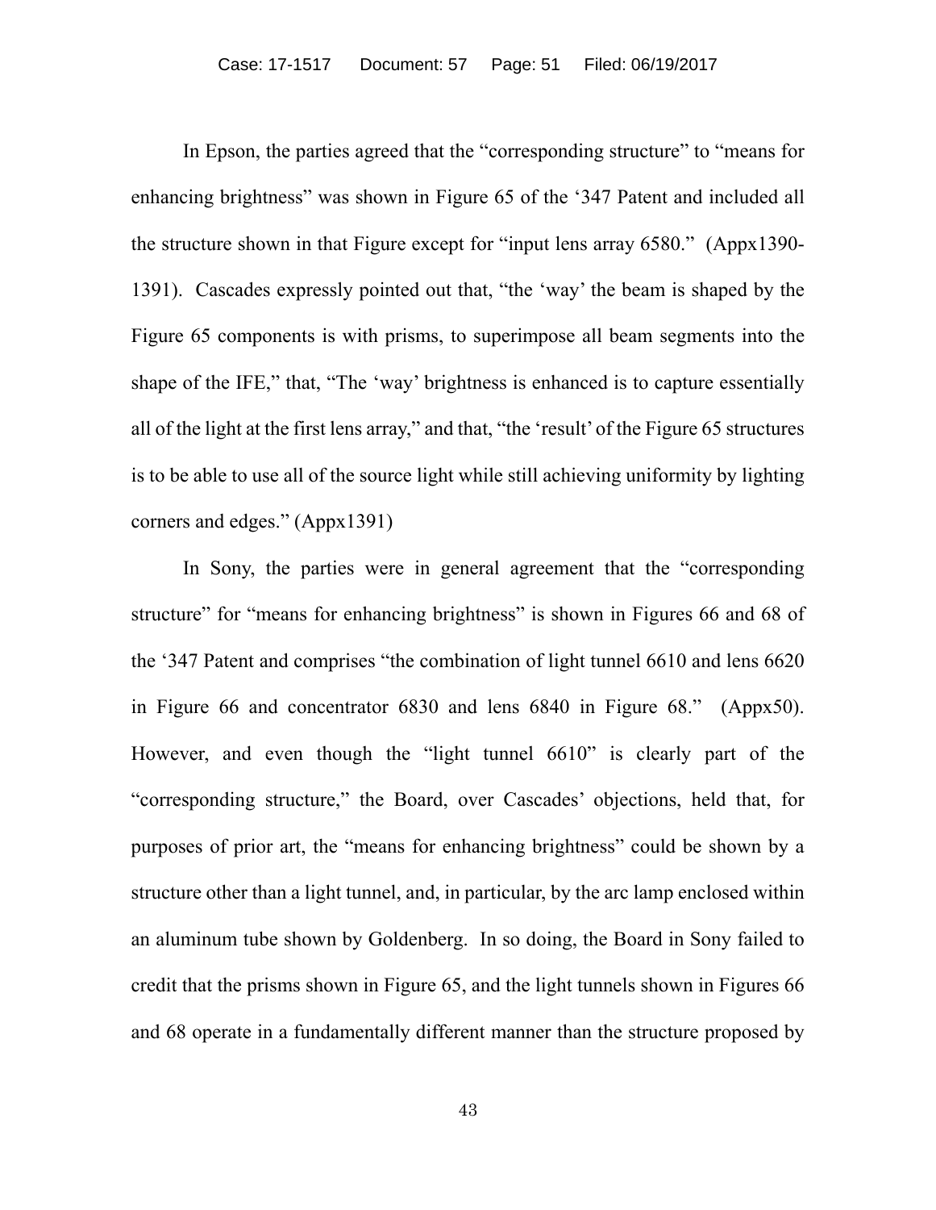In Epson, the parties agreed that the "corresponding structure" to "means for enhancing brightness" was shown in Figure 65 of the '347 Patent and included all the structure shown in that Figure except for "input lens array 6580." (Appx1390-1391). Cascades expressly pointed out that, "the 'way' the beam is shaped by the Figure 65 components is with prisms, to superimpose all beam segments into the shape of the IFE," that, "The 'way' brightness is enhanced is to capture essentially all of the light at the first lens array," and that, "the 'result' of the Figure 65 structures is to be able to use all of the source light while still achieving uniformity by lighting corners and edges." (Appx1391)

In Sony, the parties were in general agreement that the "corresponding structure" for "means for enhancing brightness" is shown in Figures 66 and 68 of the '347 Patent and comprises "the combination of light tunnel 6610 and lens 6620 in Figure 66 and concentrator 6830 and lens 6840 in Figure 68." (Appx50). However, and even though the "light tunnel 6610" is clearly part of the "corresponding structure," the Board, over Cascades' objections, held that, for purposes of prior art, the "means for enhancing brightness" could be shown by a structure other than a light tunnel, and, in particular, by the arc lamp enclosed within an aluminum tube shown by Goldenberg. In so doing, the Board in Sony failed to credit that the prisms shown in Figure 65, and the light tunnels shown in Figures 66 and 68 operate in a fundamentally different manner than the structure proposed by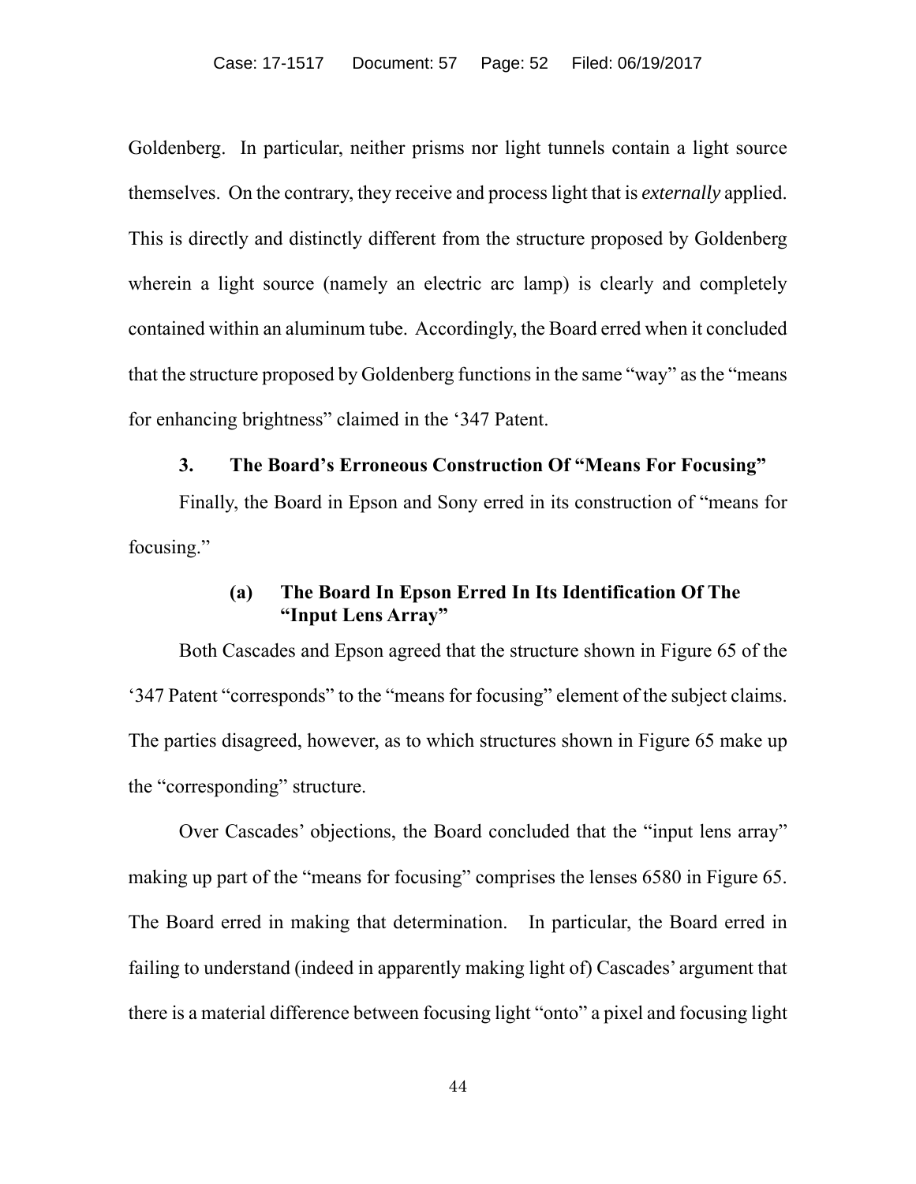Goldenberg. In particular, neither prisms nor light tunnels contain a light source themselves. On the contrary, they receive and process light that is *externally* applied. This is directly and distinctly different from the structure proposed by Goldenberg wherein a light source (namely an electric arc lamp) is clearly and completely contained within an aluminum tube. Accordingly, the Board erred when it concluded that the structure proposed by Goldenberg functions in the same "way" as the "means for enhancing brightness" claimed in the '347 Patent.

### 3. The Board's Erroneous Construction Of "Means For Focusing"

Finally, the Board in Epson and Sony erred in its construction of "means for focusing."

#### (a) The Board In Epson Erred In Its Identification Of The "Input Lens Array"

Both Cascades and Epson agreed that the structure shown in Figure 65 of the '347 Patent "corresponds" to the "means for focusing" element of the subject claims. The parties disagreed, however, as to which structures shown in Figure 65 make up the "corresponding" structure.

Over Cascades' objections, the Board concluded that the "input lens array" making up part of the "means for focusing" comprises the lenses 6580 in Figure 65. The Board erred in making that determination. In particular, the Board erred in failing to understand (indeed in apparently making light of) Cascades' argument that there is a material difference between focusing light "onto" a pixel and focusing light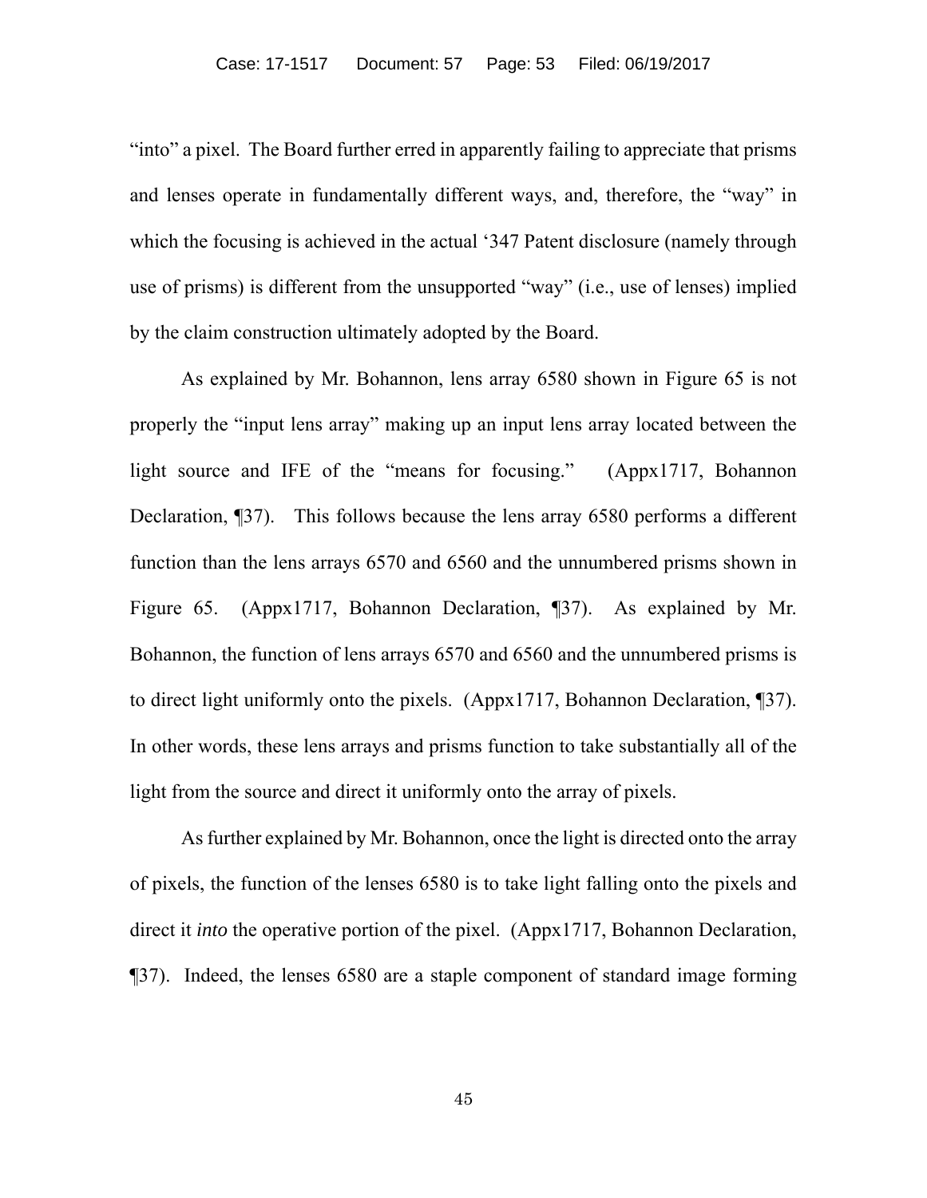"into" a pixel. The Board further erred in apparently failing to appreciate that prisms and lenses operate in fundamentally different ways, and, therefore, the "way" in which the focusing is achieved in the actual '347 Patent disclosure (namely through use of prisms) is different from the unsupported "way" (i.e., use of lenses) implied by the claim construction ultimately adopted by the Board.

As explained by Mr. Bohannon, lens array 6580 shown in Figure 65 is not properly the "input lens array" making up an input lens array located between the light source and IFE of the "means for focusing." (Appx1717, Bohannon Declaration, ¶37). This follows because the lens array 6580 performs a different function than the lens arrays 6570 and 6560 and the unnumbered prisms shown in Figure 65. (Appx1717, Bohannon Declaration, ¶37). As explained by Mr. Bohannon, the function of lens arrays 6570 and 6560 and the unnumbered prisms is to direct light uniformly onto the pixels. (Appx1717, Bohannon Declaration, ¶37). In other words, these lens arrays and prisms function to take substantially all of the light from the source and direct it uniformly onto the array of pixels.

As further explained by Mr. Bohannon, once the light is directed onto the array of pixels, the function of the lenses 6580 is to take light falling onto the pixels and direct it *into* the operative portion of the pixel. (Appx1717, Bohannon Declaration, ¶37). Indeed, the lenses 6580 are a staple component of standard image forming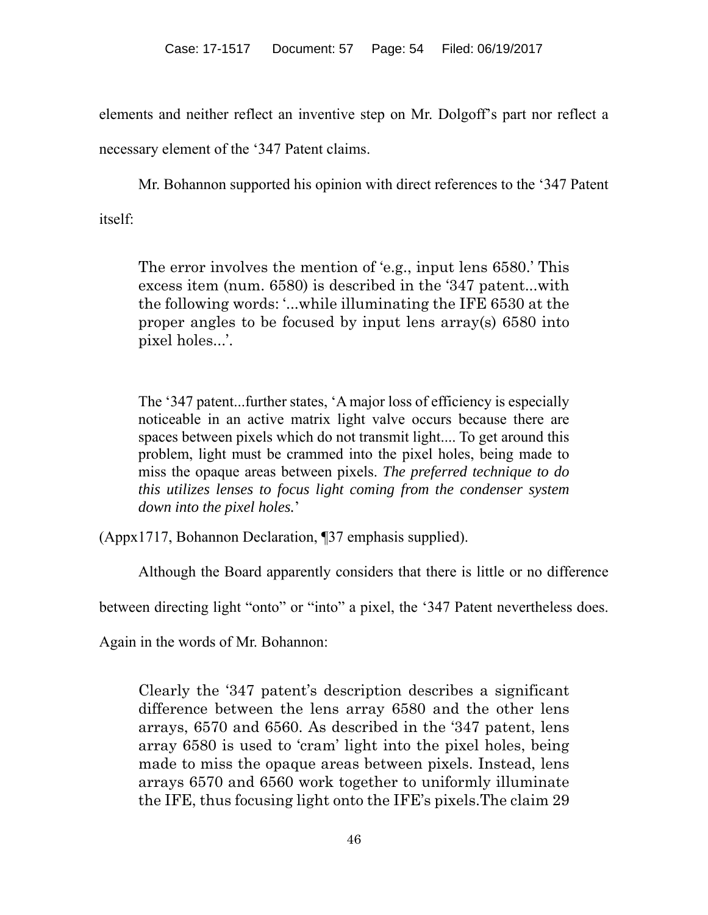elements and neither reflect an inventive step on Mr. Dolgoff's part nor reflect a necessary element of the '347 Patent claims.

Mr. Bohannon supported his opinion with direct references to the '347 Patent itself:

> The error involves the mention of 'e.g., input lens 6580.' This excess item (num. 6580) is described in the '347 patent...with the following words: '...while illuminating the IFE 6530 at the proper angles to be focused by input lens array(s) 6580 into pixel holes...'.
>
> The '347 patent...further states, 'A major loss of efficiency is especially noticeable in an active matrix light valve occurs because there are spaces between pixels which do not transmit light.... To get around this problem, light must be crammed into the pixel holes, being made to miss the opaque areas between pixels. *The preferred technique to do this utilizes lenses to focus light coming from the condenser system down into the pixel holes.*'

(Appx1717, Bohannon Declaration, ¶37 emphasis supplied).

Although the Board apparently considers that there is little or no difference between directing light "onto" or "into" a pixel, the '347 Patent nevertheless does. Again in the words of Mr. Bohannon:

> Clearly the '347 patent's description describes a significant difference between the lens array 6580 and the other lens arrays, 6570 and 6560. As described in the '347 patent, lens array 6580 is used to 'cram' light into the pixel holes, being made to miss the opaque areas between pixels. Instead, lens arrays 6570 and 6560 work together to uniformly illuminate the IFE, thus focusing light onto the IFE's pixels.The claim 29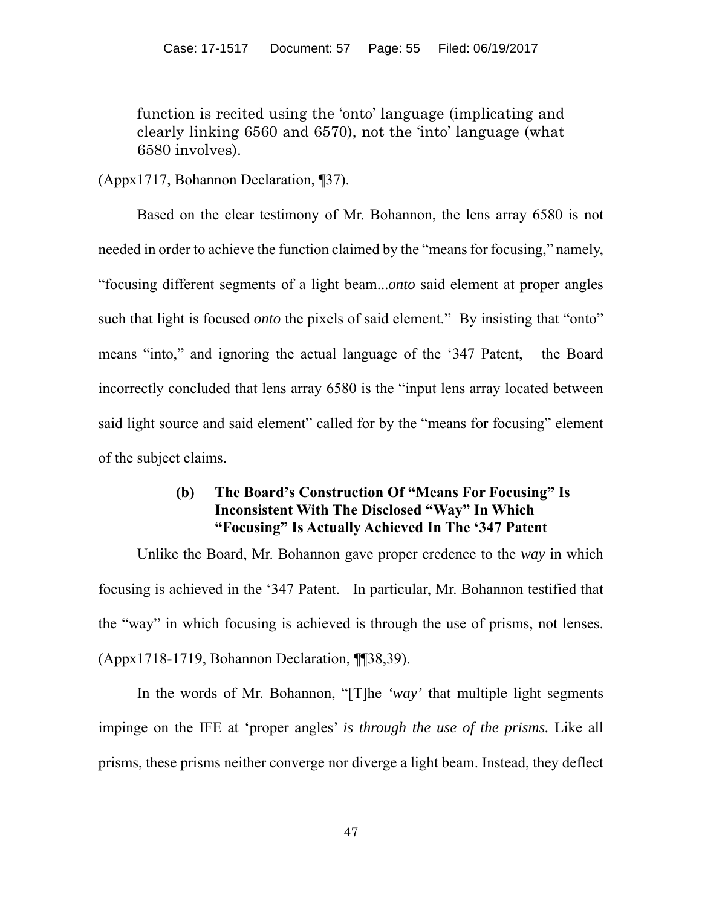function is recited using the 'onto' language (implicating and clearly linking 6560 and 6570), not the 'into' language (what 6580 involves).

(Appx1717, Bohannon Declaration, ¶37).

Based on the clear testimony of Mr. Bohannon, the lens array 6580 is not needed in order to achieve the function claimed by the "means for focusing," namely, "focusing different segments of a light beam...*onto* said element at proper angles such that light is focused *onto* the pixels of said element." By insisting that "onto" means "into," and ignoring the actual language of the '347 Patent, the Board incorrectly concluded that lens array 6580 is the "input lens array located between said light source and said element" called for by the "means for focusing" element of the subject claims.

#### (b) The Board's Construction Of "Means For Focusing" Is Inconsistent With The Disclosed "Way" In Which "Focusing" Is Actually Achieved In The '347 Patent

Unlike the Board, Mr. Bohannon gave proper credence to the *way* in which focusing is achieved in the '347 Patent. In particular, Mr. Bohannon testified that the "way" in which focusing is achieved is through the use of prisms, not lenses. (Appx1718-1719, Bohannon Declaration, ¶¶38,39).

In the words of Mr. Bohannon, "[T]he *'way'* that multiple light segments impinge on the IFE at 'proper angles' *is through the use of the prisms.* Like all prisms, these prisms neither converge nor diverge a light beam. Instead, they deflect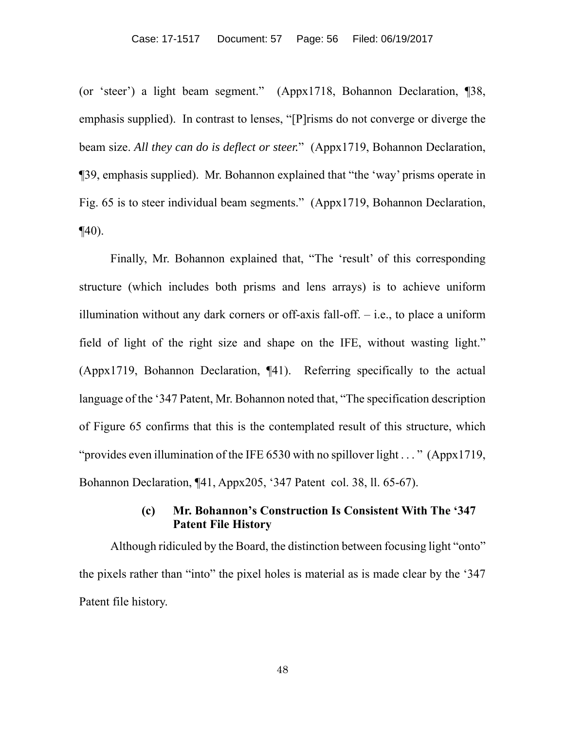(or 'steer') a light beam segment." (Appx1718, Bohannon Declaration, ¶38, emphasis supplied). In contrast to lenses, "[P]risms do not converge or diverge the beam size. *All they can do is deflect or steer.*" (Appx1719, Bohannon Declaration, ¶39, emphasis supplied). Mr. Bohannon explained that "the 'way' prisms operate in Fig. 65 is to steer individual beam segments." (Appx1719, Bohannon Declaration, ¶40).

Finally, Mr. Bohannon explained that, "The 'result' of this corresponding structure (which includes both prisms and lens arrays) is to achieve uniform illumination without any dark corners or off-axis fall-off. – i.e., to place a uniform field of light of the right size and shape on the IFE, without wasting light." (Appx1719, Bohannon Declaration, ¶41). Referring specifically to the actual language of the '347 Patent, Mr. Bohannon noted that, "The specification description of Figure 65 confirms that this is the contemplated result of this structure, which "provides even illumination of the IFE 6530 with no spillover light . . . " (Appx1719, Bohannon Declaration, ¶41, Appx205, '347 Patent col. 38, ll. 65-67).

#### (c) Mr. Bohannon's Construction Is Consistent With The '347 Patent File History

Although ridiculed by the Board, the distinction between focusing light "onto" the pixels rather than "into" the pixel holes is material as is made clear by the '347 Patent file history.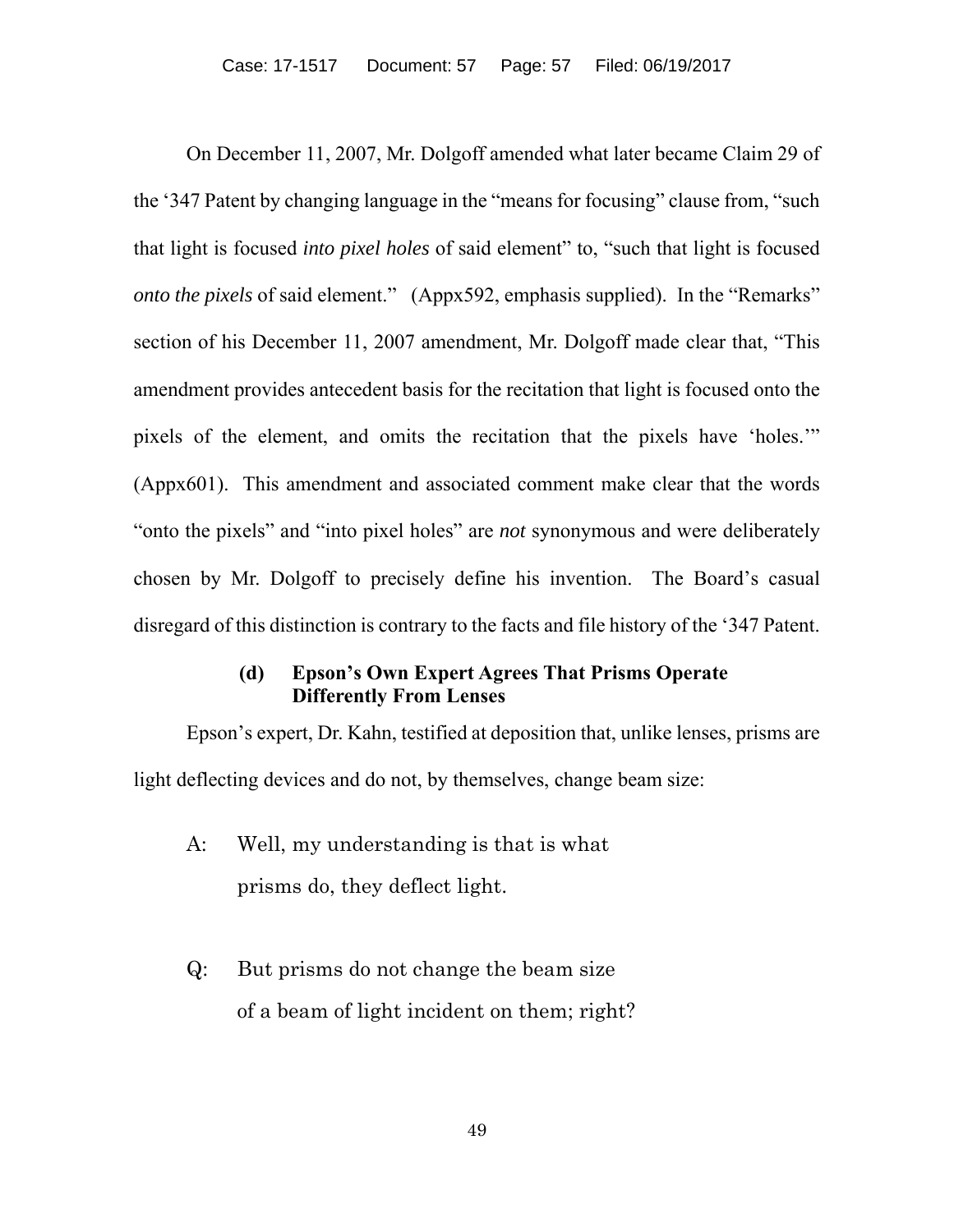On December 11, 2007, Mr. Dolgoff amended what later became Claim 29 of the '347 Patent by changing language in the "means for focusing" clause from, "such that light is focused *into pixel holes* of said element" to, "such that light is focused *onto the pixels* of said element." (Appx592, emphasis supplied). In the "Remarks" section of his December 11, 2007 amendment, Mr. Dolgoff made clear that, "This amendment provides antecedent basis for the recitation that light is focused onto the pixels of the element, and omits the recitation that the pixels have 'holes.'" (Appx601). This amendment and associated comment make clear that the words "onto the pixels" and "into pixel holes" are *not* synonymous and were deliberately chosen by Mr. Dolgoff to precisely define his invention. The Board's casual disregard of this distinction is contrary to the facts and file history of the '347 Patent.

#### (d) Epson's Own Expert Agrees That Prisms Operate Differently From Lenses

Epson's expert, Dr. Kahn, testified at deposition that, unlike lenses, prisms are light deflecting devices and do not, by themselves, change beam size:

A: Well, my understanding is that is what prisms do, they deflect light.

Q: But prisms do not change the beam size of a beam of light incident on them; right?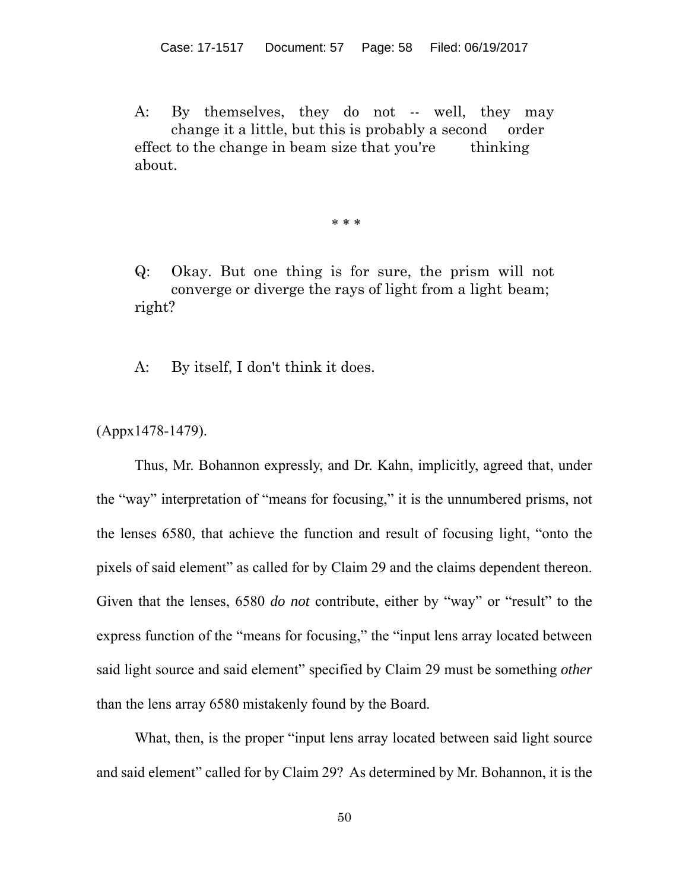A: By themselves, they do not -- well, they may change it a little, but this is probably a second order effect to the change in beam size that you're thinking about.

\* \* \*

Q: Okay. But one thing is for sure, the prism will not converge or diverge the rays of light from a light beam; right?

A: By itself, I don't think it does.

(Appx1478-1479).

Thus, Mr. Bohannon expressly, and Dr. Kahn, implicitly, agreed that, under the "way" interpretation of "means for focusing," it is the unnumbered prisms, not the lenses 6580, that achieve the function and result of focusing light, "onto the pixels of said element" as called for by Claim 29 and the claims dependent thereon. Given that the lenses, 6580 *do not* contribute, either by "way" or "result" to the express function of the "means for focusing," the "input lens array located between said light source and said element" specified by Claim 29 must be something *other* than the lens array 6580 mistakenly found by the Board.

What, then, is the proper "input lens array located between said light source and said element" called for by Claim 29? As determined by Mr. Bohannon, it is the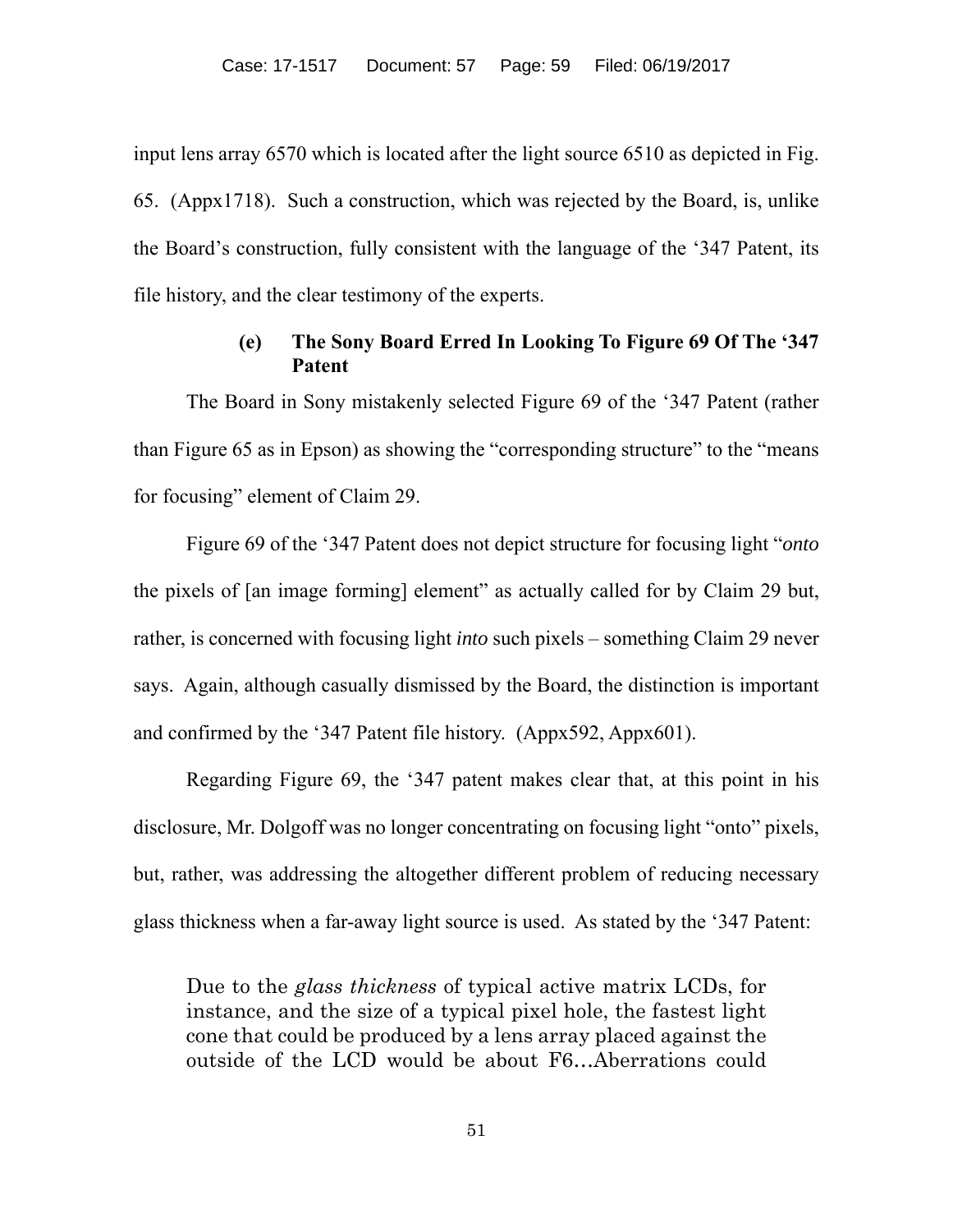input lens array 6570 which is located after the light source 6510 as depicted in Fig. 65. (Appx1718). Such a construction, which was rejected by the Board, is, unlike the Board's construction, fully consistent with the language of the '347 Patent, its file history, and the clear testimony of the experts.

#### (e) The Sony Board Erred In Looking To Figure 69 Of The '347 Patent

The Board in Sony mistakenly selected Figure 69 of the '347 Patent (rather than Figure 65 as in Epson) as showing the "corresponding structure" to the "means for focusing" element of Claim 29.

Figure 69 of the '347 Patent does not depict structure for focusing light "*onto* the pixels of [an image forming] element" as actually called for by Claim 29 but, rather, is concerned with focusing light *into* such pixels – something Claim 29 never says. Again, although casually dismissed by the Board, the distinction is important and confirmed by the '347 Patent file history. (Appx592, Appx601).

Regarding Figure 69, the '347 patent makes clear that, at this point in his disclosure, Mr. Dolgoff was no longer concentrating on focusing light "onto" pixels, but, rather, was addressing the altogether different problem of reducing necessary glass thickness when a far-away light source is used. As stated by the '347 Patent:

> Due to the *glass thickness* of typical active matrix LCDs, for instance, and the size of a typical pixel hole, the fastest light cone that could be produced by a lens array placed against the outside of the LCD would be about F6…Aberrations could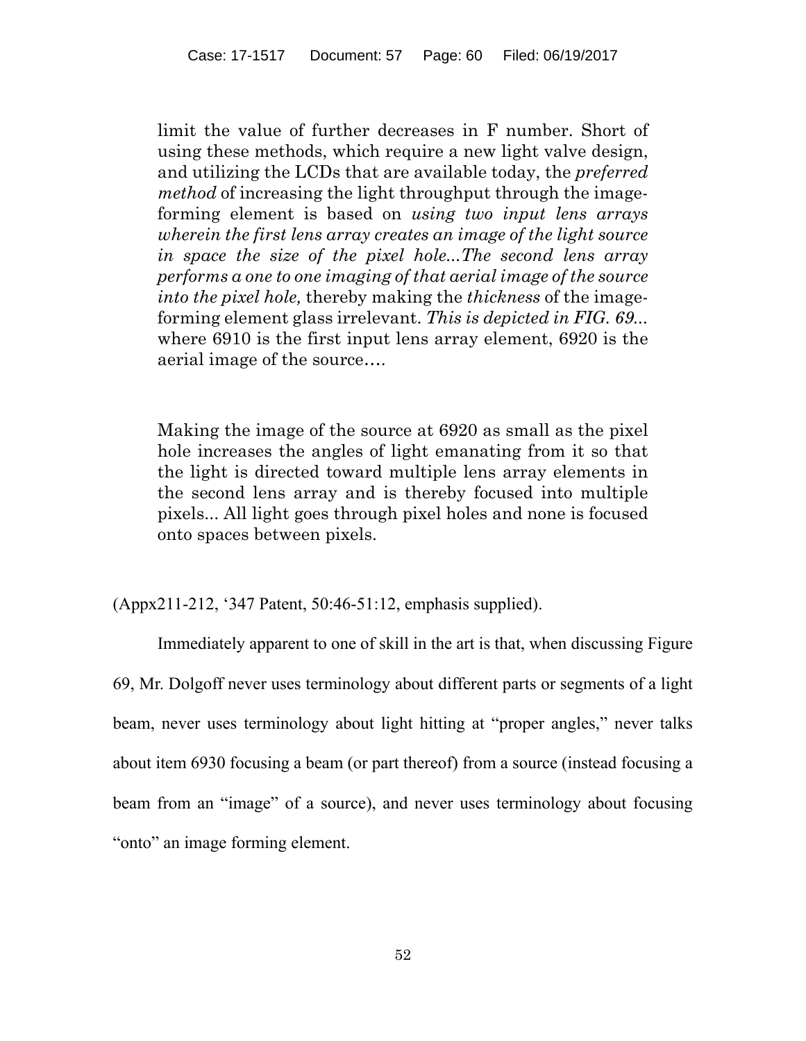> limit the value of further decreases in F number. Short of using these methods, which require a new light valve design, and utilizing the LCDs that are available today, the *preferred method* of increasing the light throughput through the image-forming element is based on *using two input lens arrays wherein the first lens array creates an image of the light source in space the size of the pixel hole...The second lens array performs a one to one imaging of that aerial image of the source into the pixel hole,* thereby making the *thickness* of the image-forming element glass irrelevant. *This is depicted in FIG. 69...* where 6910 is the first input lens array element, 6920 is the aerial image of the source….
>
> Making the image of the source at 6920 as small as the pixel hole increases the angles of light emanating from it so that the light is directed toward multiple lens array elements in the second lens array and is thereby focused into multiple pixels... All light goes through pixel holes and none is focused onto spaces between pixels.

(Appx211-212, '347 Patent, 50:46-51:12, emphasis supplied).

Immediately apparent to one of skill in the art is that, when discussing Figure 69, Mr. Dolgoff never uses terminology about different parts or segments of a light beam, never uses terminology about light hitting at "proper angles," never talks about item 6930 focusing a beam (or part thereof) from a source (instead focusing a beam from an "image" of a source), and never uses terminology about focusing "onto" an image forming element.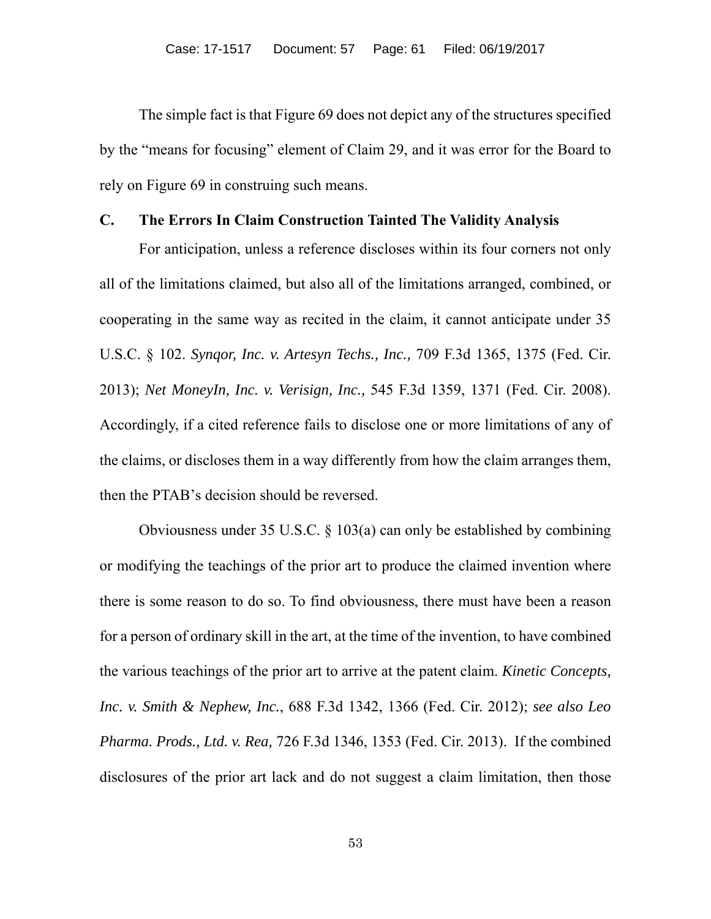The simple fact is that Figure 69 does not depict any of the structures specified by the "means for focusing" element of Claim 29, and it was error for the Board to rely on Figure 69 in construing such means.

### C. The Errors In Claim Construction Tainted The Validity Analysis

For anticipation, unless a reference discloses within its four corners not only all of the limitations claimed, but also all of the limitations arranged, combined, or cooperating in the same way as recited in the claim, it cannot anticipate under 35 U.S.C. § 102. *Synqor, Inc. v. Artesyn Techs., Inc.,* 709 F.3d 1365, 1375 (Fed. Cir. 2013); *Net MoneyIn, Inc. v. Verisign, Inc.,* 545 F.3d 1359, 1371 (Fed. Cir. 2008). Accordingly, if a cited reference fails to disclose one or more limitations of any of the claims, or discloses them in a way differently from how the claim arranges them, then the PTAB's decision should be reversed.

Obviousness under 35 U.S.C. § 103(a) can only be established by combining or modifying the teachings of the prior art to produce the claimed invention where there is some reason to do so. To find obviousness, there must have been a reason for a person of ordinary skill in the art, at the time of the invention, to have combined the various teachings of the prior art to arrive at the patent claim. *Kinetic Concepts, Inc. v. Smith & Nephew, Inc.*, 688 F.3d 1342, 1366 (Fed. Cir. 2012); *see also Leo Pharma. Prods., Ltd. v. Rea,* 726 F.3d 1346, 1353 (Fed. Cir. 2013). If the combined disclosures of the prior art lack and do not suggest a claim limitation, then those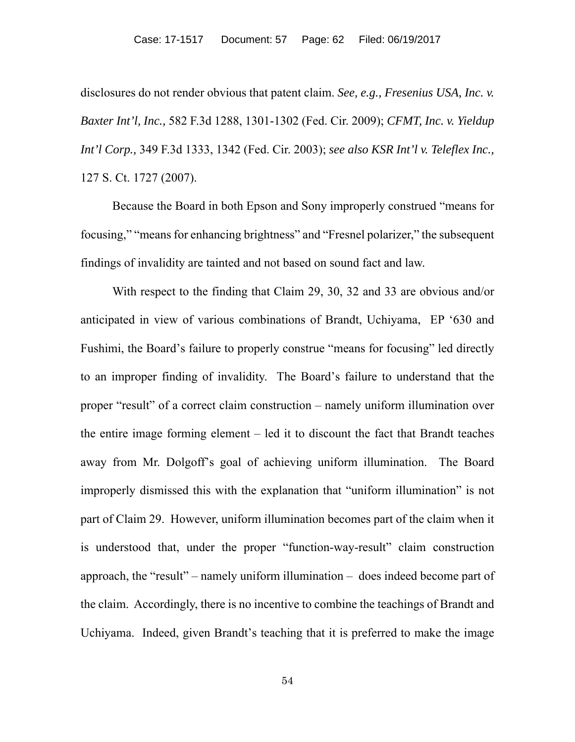disclosures do not render obvious that patent claim. *See, e.g., Fresenius USA, Inc. v. Baxter Int'l, Inc.,* 582 F.3d 1288, 1301-1302 (Fed. Cir. 2009); *CFMT, Inc. v. Yieldup Int'l Corp.,* 349 F.3d 1333, 1342 (Fed. Cir. 2003); *see also KSR Int'l v. Teleflex Inc.,* 127 S. Ct. 1727 (2007).

Because the Board in both Epson and Sony improperly construed "means for focusing," "means for enhancing brightness" and "Fresnel polarizer," the subsequent findings of invalidity are tainted and not based on sound fact and law.

With respect to the finding that Claim 29, 30, 32 and 33 are obvious and/or anticipated in view of various combinations of Brandt, Uchiyama, EP '630 and Fushimi, the Board's failure to properly construe "means for focusing" led directly to an improper finding of invalidity. The Board's failure to understand that the proper "result" of a correct claim construction – namely uniform illumination over the entire image forming element – led it to discount the fact that Brandt teaches away from Mr. Dolgoff's goal of achieving uniform illumination. The Board improperly dismissed this with the explanation that "uniform illumination" is not part of Claim 29. However, uniform illumination becomes part of the claim when it is understood that, under the proper "function-way-result" claim construction approach, the "result" – namely uniform illumination – does indeed become part of the claim. Accordingly, there is no incentive to combine the teachings of Brandt and Uchiyama. Indeed, given Brandt's teaching that it is preferred to make the image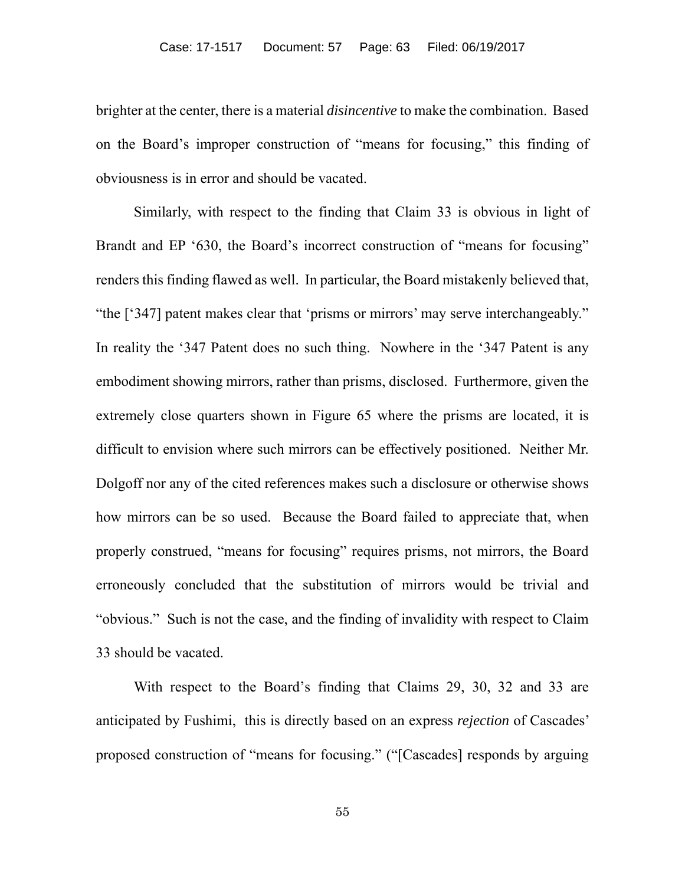brighter at the center, there is a material *disincentive* to make the combination. Based on the Board's improper construction of "means for focusing," this finding of obviousness is in error and should be vacated.

Similarly, with respect to the finding that Claim 33 is obvious in light of Brandt and EP '630, the Board's incorrect construction of "means for focusing" renders this finding flawed as well. In particular, the Board mistakenly believed that, "the ['347] patent makes clear that 'prisms or mirrors' may serve interchangeably." In reality the '347 Patent does no such thing. Nowhere in the '347 Patent is any embodiment showing mirrors, rather than prisms, disclosed. Furthermore, given the extremely close quarters shown in Figure 65 where the prisms are located, it is difficult to envision where such mirrors can be effectively positioned. Neither Mr. Dolgoff nor any of the cited references makes such a disclosure or otherwise shows how mirrors can be so used. Because the Board failed to appreciate that, when properly construed, "means for focusing" requires prisms, not mirrors, the Board erroneously concluded that the substitution of mirrors would be trivial and "obvious." Such is not the case, and the finding of invalidity with respect to Claim 33 should be vacated.

With respect to the Board's finding that Claims 29, 30, 32 and 33 are anticipated by Fushimi, this is directly based on an express *rejection* of Cascades' proposed construction of "means for focusing." ("[Cascades] responds by arguing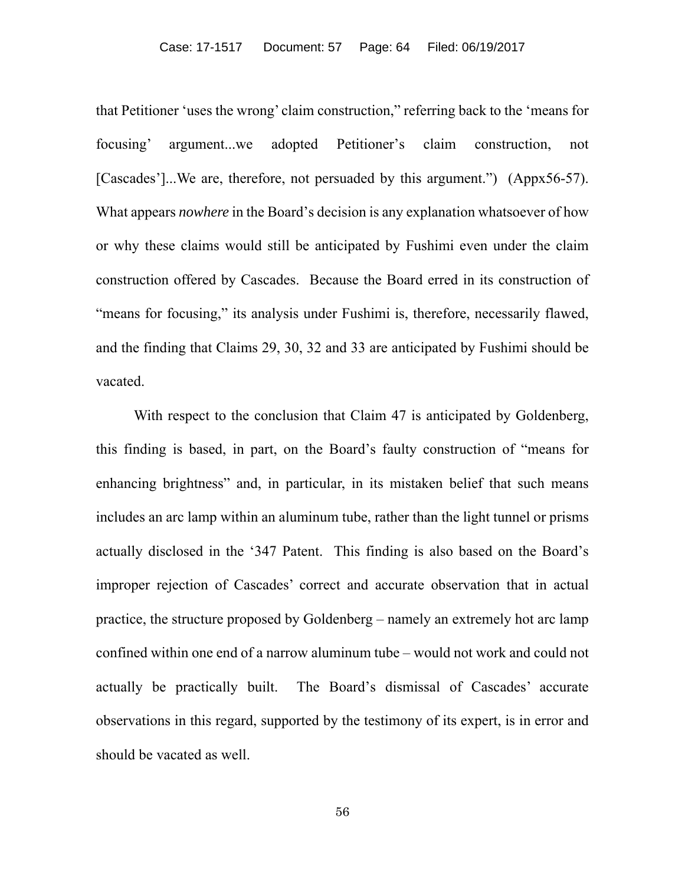that Petitioner 'uses the wrong' claim construction," referring back to the 'means for focusing' argument...we adopted Petitioner's claim construction, not [Cascades']...We are, therefore, not persuaded by this argument.") (Appx56-57). What appears *nowhere* in the Board's decision is any explanation whatsoever of how or why these claims would still be anticipated by Fushimi even under the claim construction offered by Cascades. Because the Board erred in its construction of "means for focusing," its analysis under Fushimi is, therefore, necessarily flawed, and the finding that Claims 29, 30, 32 and 33 are anticipated by Fushimi should be vacated.

With respect to the conclusion that Claim 47 is anticipated by Goldenberg, this finding is based, in part, on the Board's faulty construction of "means for enhancing brightness" and, in particular, in its mistaken belief that such means includes an arc lamp within an aluminum tube, rather than the light tunnel or prisms actually disclosed in the '347 Patent. This finding is also based on the Board's improper rejection of Cascades' correct and accurate observation that in actual practice, the structure proposed by Goldenberg – namely an extremely hot arc lamp confined within one end of a narrow aluminum tube – would not work and could not actually be practically built. The Board's dismissal of Cascades' accurate observations in this regard, supported by the testimony of its expert, is in error and should be vacated as well.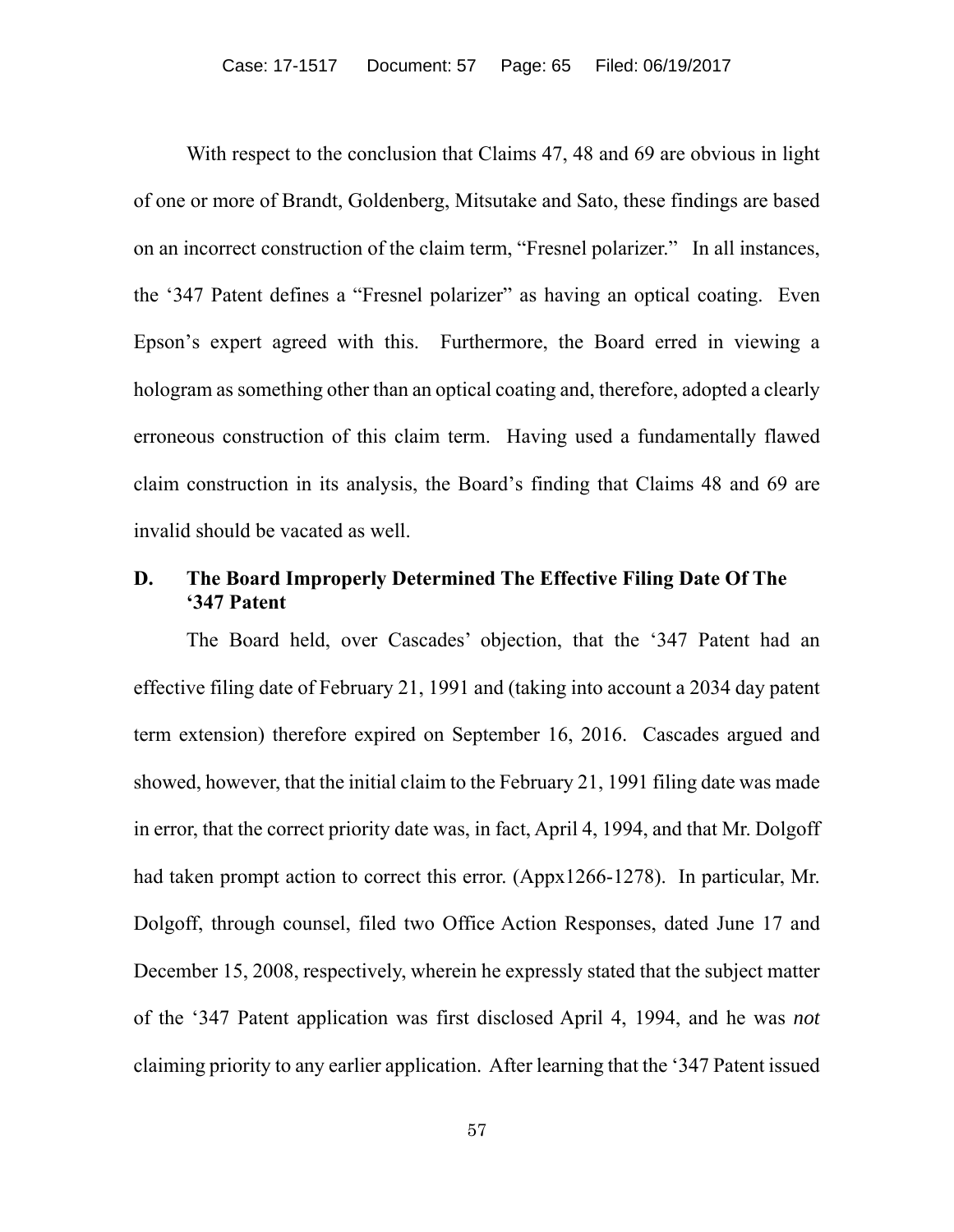With respect to the conclusion that Claims 47, 48 and 69 are obvious in light of one or more of Brandt, Goldenberg, Mitsutake and Sato, these findings are based on an incorrect construction of the claim term, "Fresnel polarizer." In all instances, the '347 Patent defines a "Fresnel polarizer" as having an optical coating. Even Epson's expert agreed with this. Furthermore, the Board erred in viewing a hologram as something other than an optical coating and, therefore, adopted a clearly erroneous construction of this claim term. Having used a fundamentally flawed claim construction in its analysis, the Board's finding that Claims 48 and 69 are invalid should be vacated as well.

### D. The Board Improperly Determined The Effective Filing Date Of The '347 Patent

The Board held, over Cascades' objection, that the '347 Patent had an effective filing date of February 21, 1991 and (taking into account a 2034 day patent term extension) therefore expired on September 16, 2016. Cascades argued and showed, however, that the initial claim to the February 21, 1991 filing date was made in error, that the correct priority date was, in fact, April 4, 1994, and that Mr. Dolgoff had taken prompt action to correct this error. (Appx1266-1278). In particular, Mr. Dolgoff, through counsel, filed two Office Action Responses, dated June 17 and December 15, 2008, respectively, wherein he expressly stated that the subject matter of the '347 Patent application was first disclosed April 4, 1994, and he was *not* claiming priority to any earlier application. After learning that the '347 Patent issued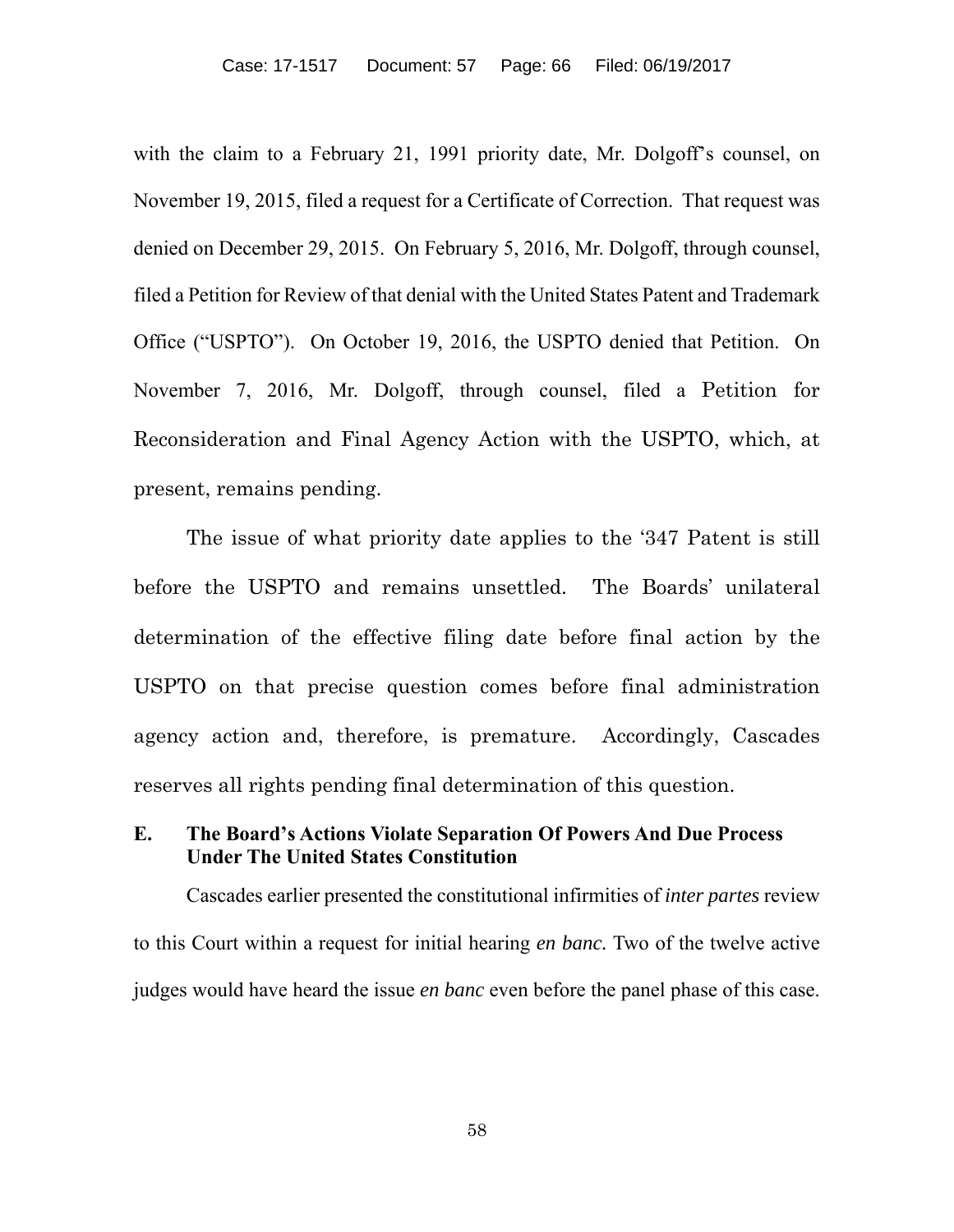with the claim to a February 21, 1991 priority date, Mr. Dolgoff's counsel, on November 19, 2015, filed a request for a Certificate of Correction. That request was denied on December 29, 2015. On February 5, 2016, Mr. Dolgoff, through counsel, filed a Petition for Review of that denial with the United States Patent and Trademark Office ("USPTO"). On October 19, 2016, the USPTO denied that Petition. On November 7, 2016, Mr. Dolgoff, through counsel, filed a Petition for Reconsideration and Final Agency Action with the USPTO, which, at present, remains pending.

The issue of what priority date applies to the '347 Patent is still before the USPTO and remains unsettled. The Boards' unilateral determination of the effective filing date before final action by the USPTO on that precise question comes before final administration agency action and, therefore, is premature. Accordingly, Cascades reserves all rights pending final determination of this question.

### E. The Board's Actions Violate Separation Of Powers And Due Process Under The United States Constitution

Cascades earlier presented the constitutional infirmities of *inter partes* review to this Court within a request for initial hearing *en banc.* Two of the twelve active judges would have heard the issue *en banc* even before the panel phase of this case.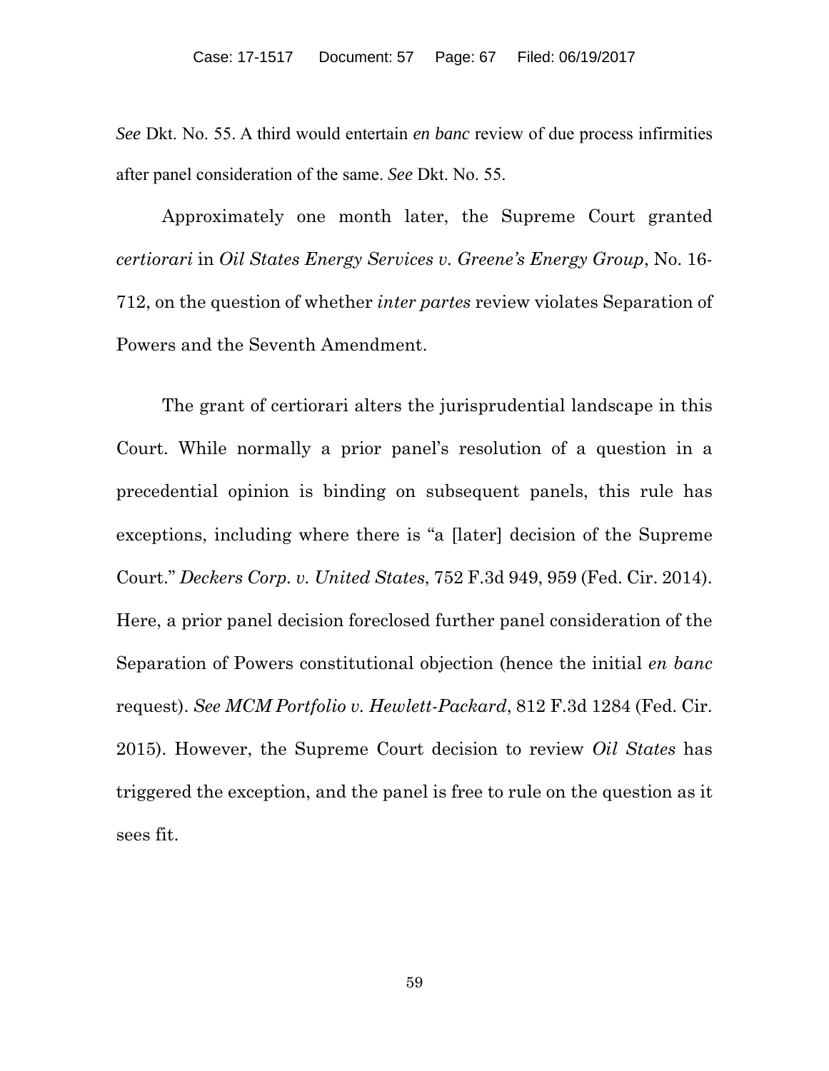*See* Dkt. No. 55. A third would entertain *en banc* review of due process infirmities after panel consideration of the same. *See* Dkt. No. 55.

Approximately one month later, the Supreme Court granted *certiorari* in *Oil States Energy Services v. Greene's Energy Group*, No. 16-712, on the question of whether *inter partes* review violates Separation of Powers and the Seventh Amendment.

The grant of certiorari alters the jurisprudential landscape in this Court. While normally a prior panel's resolution of a question in a precedential opinion is binding on subsequent panels, this rule has exceptions, including where there is "a [later] decision of the Supreme Court." *Deckers Corp. v. United States*, 752 F.3d 949, 959 (Fed. Cir. 2014). Here, a prior panel decision foreclosed further panel consideration of the Separation of Powers constitutional objection (hence the initial *en banc* request). *See MCM Portfolio v. Hewlett-Packard*, 812 F.3d 1284 (Fed. Cir. 2015). However, the Supreme Court decision to review *Oil States* has triggered the exception, and the panel is free to rule on the question as it sees fit.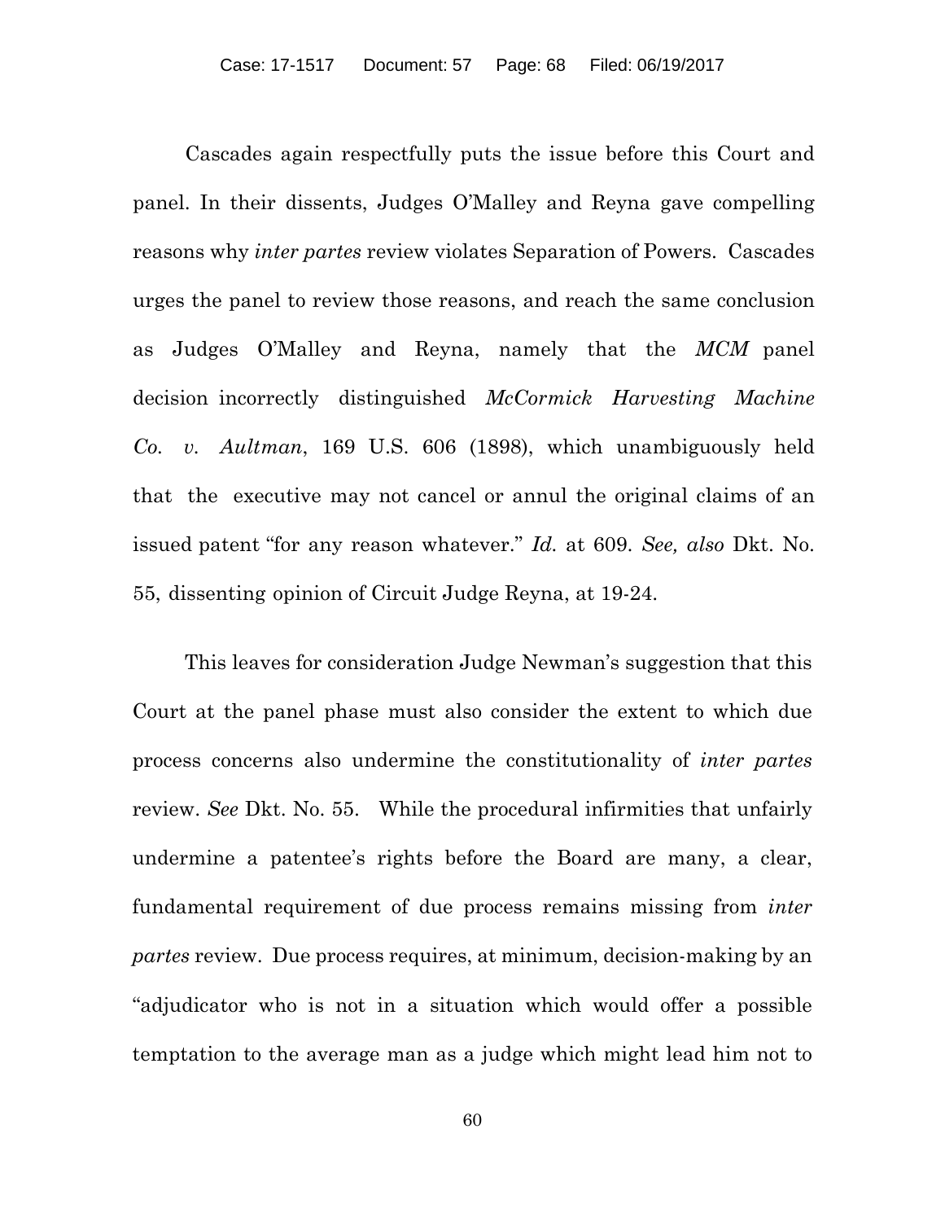Cascades again respectfully puts the issue before this Court and panel. In their dissents, Judges O'Malley and Reyna gave compelling reasons why *inter partes* review violates Separation of Powers. Cascades urges the panel to review those reasons, and reach the same conclusion as Judges O'Malley and Reyna, namely that the *MCM* panel decision incorrectly distinguished *McCormick Harvesting Machine Co. v. Aultman*, 169 U.S. 606 (1898), which unambiguously held that the executive may not cancel or annul the original claims of an issued patent "for any reason whatever." *Id.* at 609. *See, also* Dkt. No. 55, dissenting opinion of Circuit Judge Reyna, at 19-24.

This leaves for consideration Judge Newman's suggestion that this Court at the panel phase must also consider the extent to which due process concerns also undermine the constitutionality of *inter partes* review. *See* Dkt. No. 55. While the procedural infirmities that unfairly undermine a patentee's rights before the Board are many, a clear, fundamental requirement of due process remains missing from *inter partes* review. Due process requires, at minimum, decision-making by an "adjudicator who is not in a situation which would offer a possible temptation to the average man as a judge which might lead him not to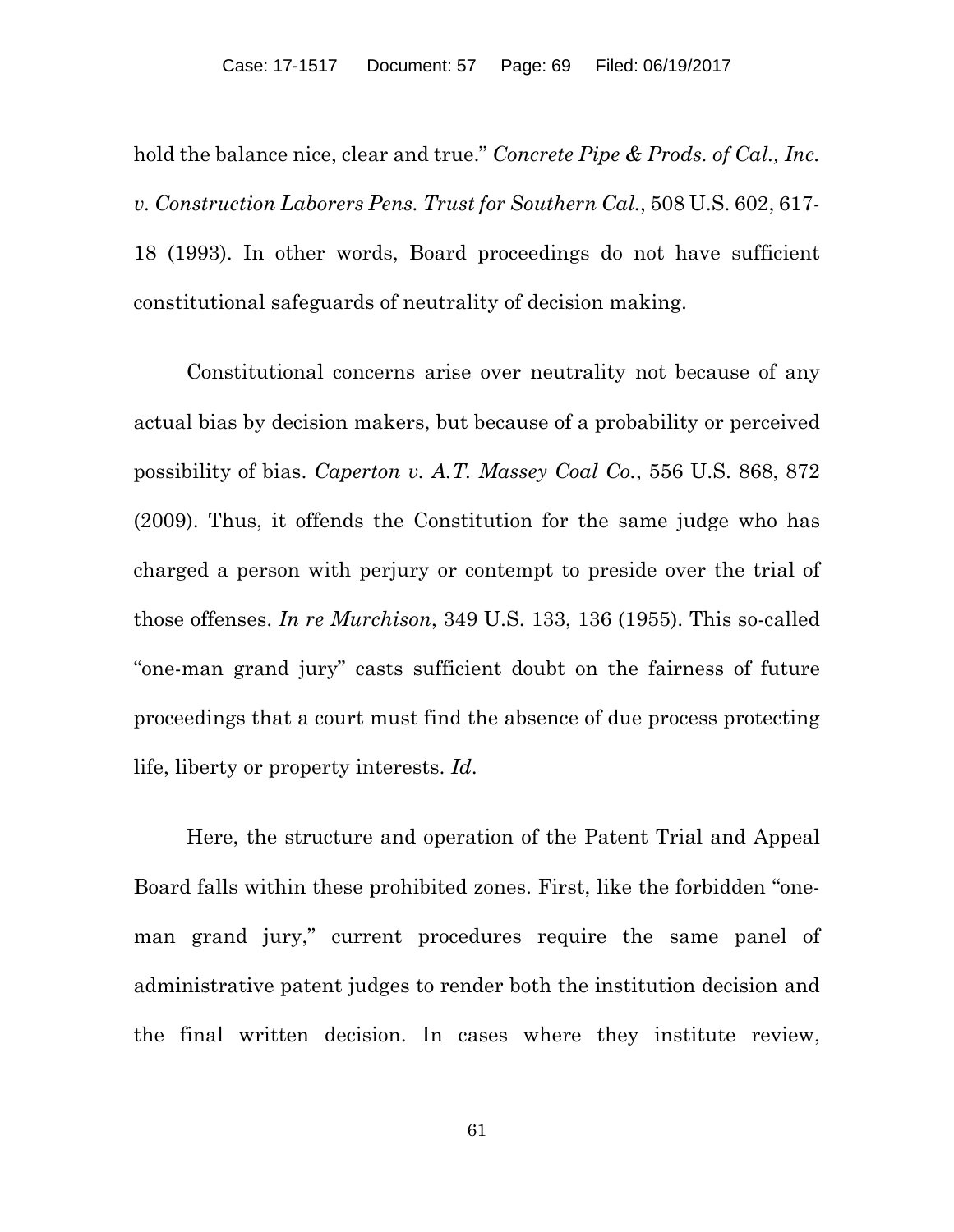hold the balance nice, clear and true." *Concrete Pipe & Prods. of Cal., Inc. v. Construction Laborers Pens. Trust for Southern Cal.*, 508 U.S. 602, 617-18 (1993). In other words, Board proceedings do not have sufficient constitutional safeguards of neutrality of decision making.

Constitutional concerns arise over neutrality not because of any actual bias by decision makers, but because of a probability or perceived possibility of bias. *Caperton v. A.T. Massey Coal Co.*, 556 U.S. 868, 872 (2009). Thus, it offends the Constitution for the same judge who has charged a person with perjury or contempt to preside over the trial of those offenses. *In re Murchison*, 349 U.S. 133, 136 (1955). This so-called "one-man grand jury" casts sufficient doubt on the fairness of future proceedings that a court must find the absence of due process protecting life, liberty or property interests. *Id*.

Here, the structure and operation of the Patent Trial and Appeal Board falls within these prohibited zones. First, like the forbidden "one-man grand jury," current procedures require the same panel of administrative patent judges to render both the institution decision and the final written decision. In cases where they institute review,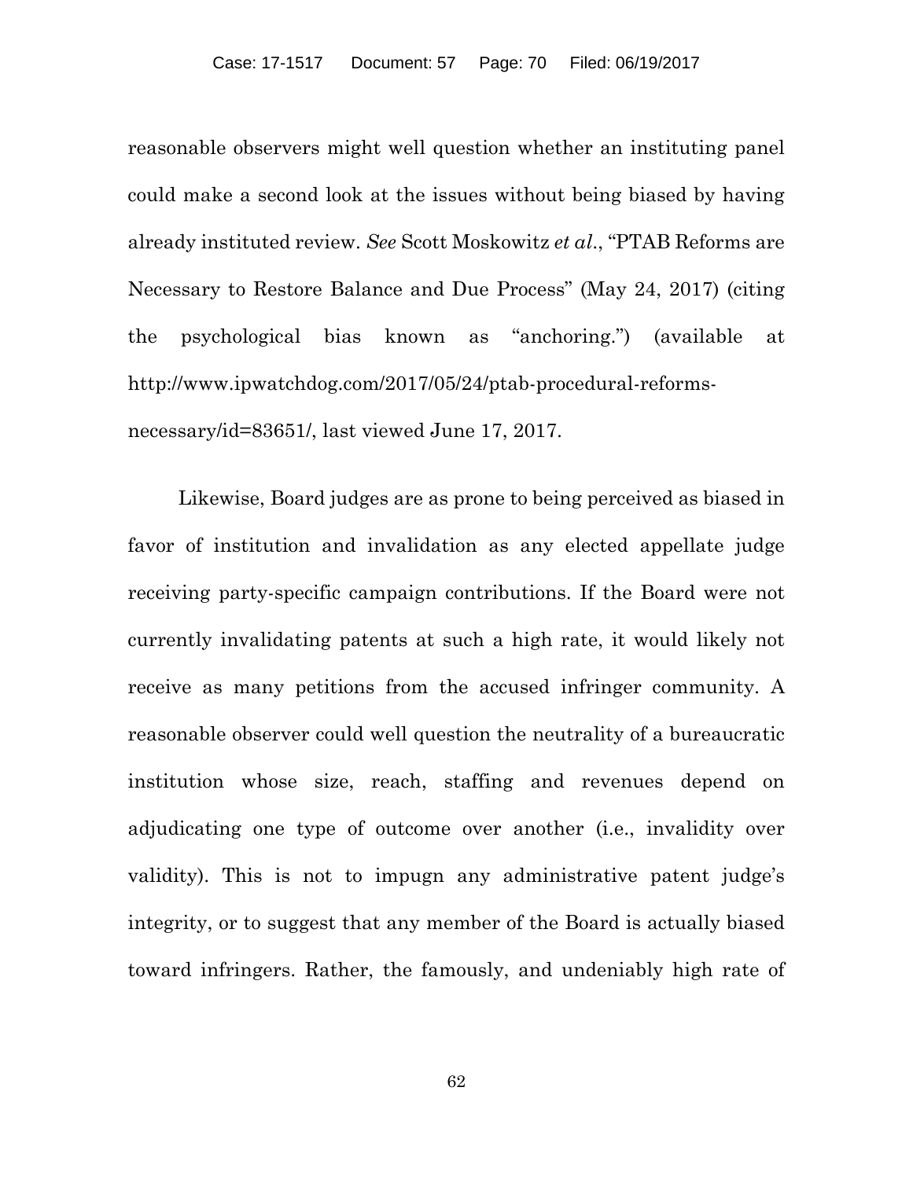reasonable observers might well question whether an instituting panel could make a second look at the issues without being biased by having already instituted review. *See* Scott Moskowitz *et al*., "PTAB Reforms are Necessary to Restore Balance and Due Process" (May 24, 2017) (citing the psychological bias known as "anchoring.") (available at http://www.ipwatchdog.com/2017/05/24/ptab-procedural-reforms-necessary/id=83651/, last viewed June 17, 2017.

Likewise, Board judges are as prone to being perceived as biased in favor of institution and invalidation as any elected appellate judge receiving party-specific campaign contributions. If the Board were not currently invalidating patents at such a high rate, it would likely not receive as many petitions from the accused infringer community. A reasonable observer could well question the neutrality of a bureaucratic institution whose size, reach, staffing and revenues depend on adjudicating one type of outcome over another (i.e., invalidity over validity). This is not to impugn any administrative patent judge's integrity, or to suggest that any member of the Board is actually biased toward infringers. Rather, the famously, and undeniably high rate of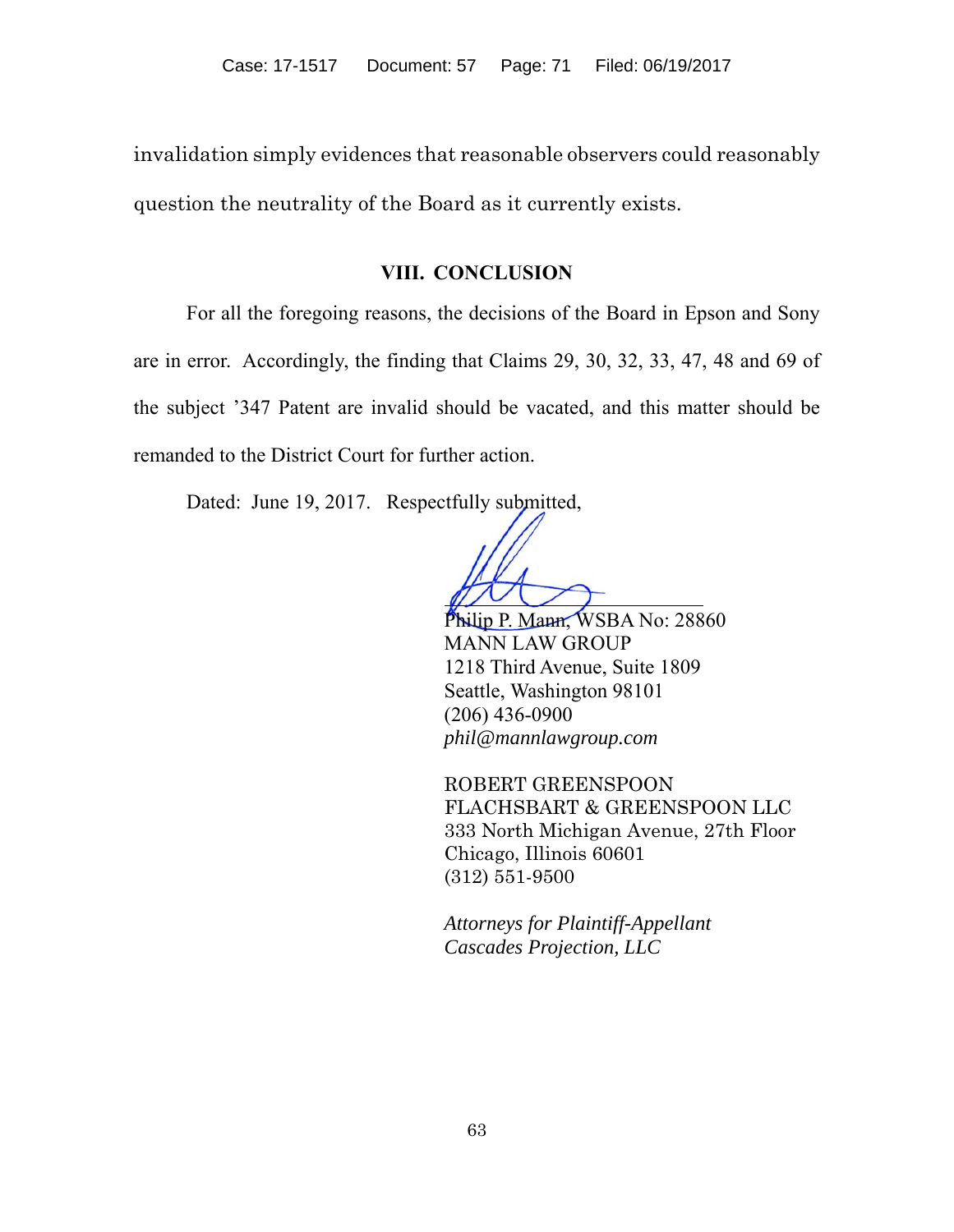invalidation simply evidences that reasonable observers could reasonably question the neutrality of the Board as it currently exists.

## VIII. CONCLUSION

For all the foregoing reasons, the decisions of the Board in Epson and Sony are in error. Accordingly, the finding that Claims 29, 30, 32, 33, 47, 48 and 69 of the subject '347 Patent are invalid should be vacated, and this matter should be remanded to the District Court for further action.

Dated: June 19, 2017. Respectfully submitted,

Philip P. Mann, WSBA No: 28860
MANN LAW GROUP
1218 Third Avenue, Suite 1809
Seattle, Washington 98101
(206) 436-0900
*phil@mannlawgroup.com*

ROBERT GREENSPOON
FLACHSBART & GREENSPOON LLC
333 North Michigan Avenue, 27th Floor
Chicago, Illinois 60601
(312) 551-9500

*Attorneys for Plaintiff-Appellant*
*Cascades Projection, LLC*